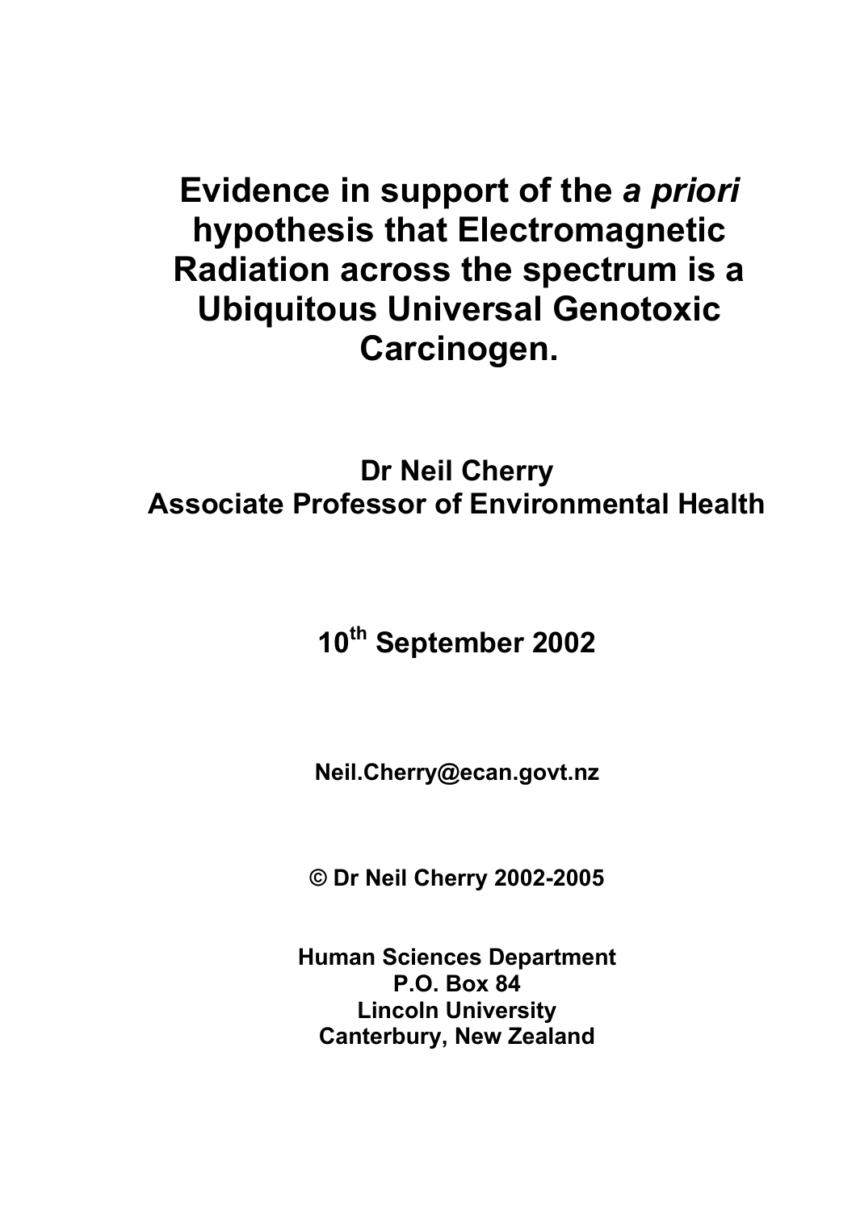# Evidence in support of the *a priori* hypothesis that Electromagnetic Radiation across the spectrum is a Ubiquitous Universal Genotoxic Carcinogen.

**Dr Neil Cherry**
**Associate Professor of Environmental Health**

**10th September 2002**

**Neil.Cherry@ecan.govt.nz**

**© Dr Neil Cherry 2002-2005**

**Human Sciences Department**
**P.O. Box 84**
**Lincoln University**
**Canterbury, New Zealand**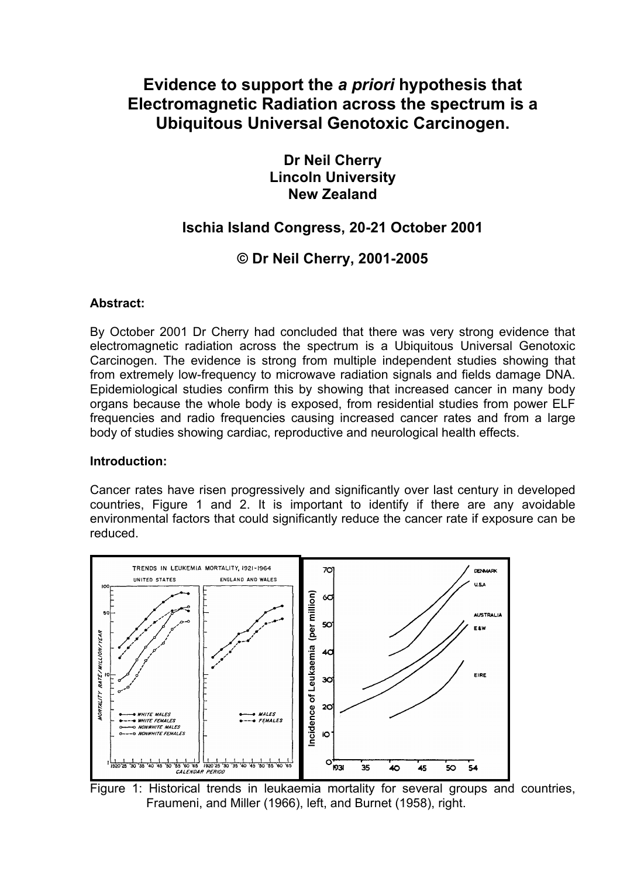# Evidence to support the *a priori* hypothesis that Electromagnetic Radiation across the spectrum is a Ubiquitous Universal Genotoxic Carcinogen.

**Dr Neil Cherry**
**Lincoln University**
**New Zealand**

**Ischia Island Congress, 20-21 October 2001**

**© Dr Neil Cherry, 2001-2005**

**Abstract:**

By October 2001 Dr Cherry had concluded that there was very strong evidence that electromagnetic radiation across the spectrum is a Ubiquitous Universal Genotoxic Carcinogen. The evidence is strong from multiple independent studies showing that from extremely low-frequency to microwave radiation signals and fields damage DNA. Epidemiological studies confirm this by showing that increased cancer in many body organs because the whole body is exposed, from residential studies from power ELF frequencies and radio frequencies causing increased cancer rates and from a large body of studies showing cardiac, reproductive and neurological health effects.

**Introduction:**

Cancer rates have risen progressively and significantly over last century in developed countries, Figure 1 and 2. It is important to identify if there are any avoidable environmental factors that could significantly reduce the cancer rate if exposure can be reduced.

Figure 1: Historical trends in leukaemia mortality for several groups and countries, Fraumeni, and Miller (1966), left, and Burnet (1958), right.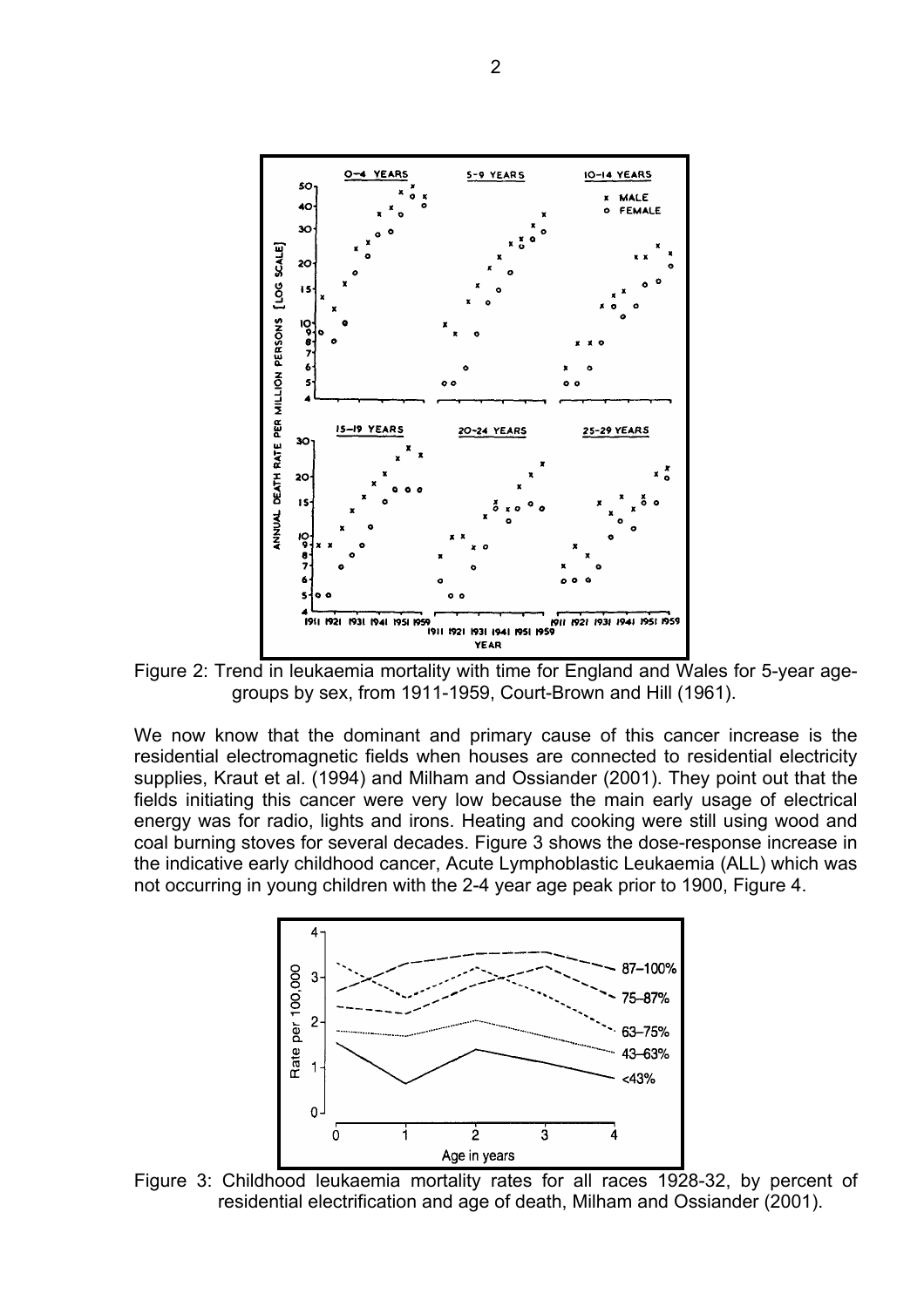Figure 2: Trend in leukaemia mortality with time for England and Wales for 5-year age-groups by sex, from 1911-1959, Court-Brown and Hill (1961).

We now know that the dominant and primary cause of this cancer increase is the residential electromagnetic fields when houses are connected to residential electricity supplies, Kraut et al. (1994) and Milham and Ossiander (2001). They point out that the fields initiating this cancer were very low because the main early usage of electrical energy was for radio, lights and irons. Heating and cooking were still using wood and coal burning stoves for several decades. Figure 3 shows the dose-response increase in the indicative early childhood cancer, Acute Lymphoblastic Leukaemia (ALL) which was not occurring in young children with the 2-4 year age peak prior to 1900, Figure 4.

Figure 3: Childhood leukaemia mortality rates for all races 1928-32, by percent of residential electrification and age of death, Milham and Ossiander (2001).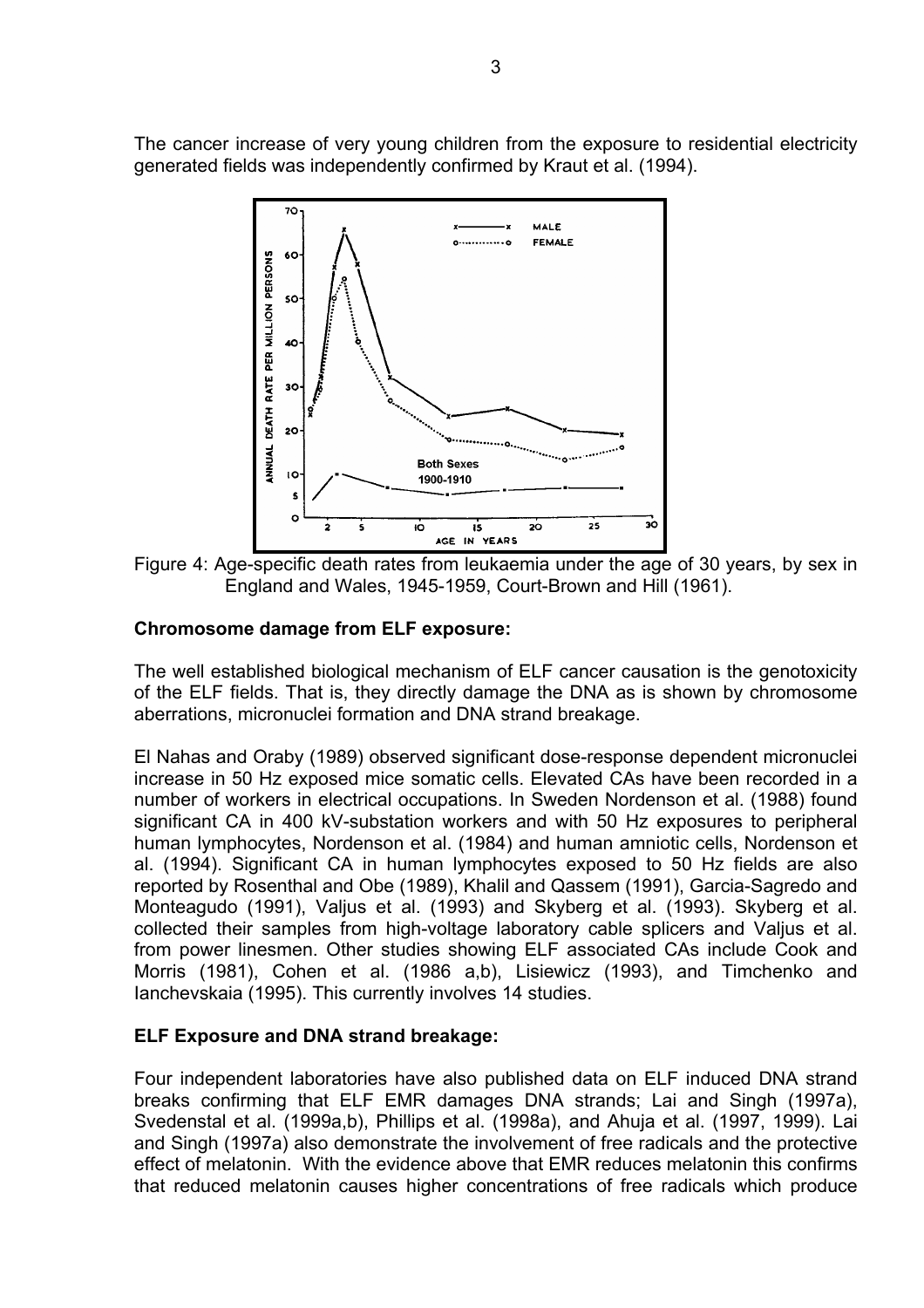The cancer increase of very young children from the exposure to residential electricity generated fields was independently confirmed by Kraut et al. (1994).

Figure 4: Age-specific death rates from leukaemia under the age of 30 years, by sex in England and Wales, 1945-1959, Court-Brown and Hill (1961).

**Chromosome damage from ELF exposure:**

The well established biological mechanism of ELF cancer causation is the genotoxicity of the ELF fields. That is, they directly damage the DNA as is shown by chromosome aberrations, micronuclei formation and DNA strand breakage.

El Nahas and Oraby (1989) observed significant dose-response dependent micronuclei increase in 50 Hz exposed mice somatic cells. Elevated CAs have been recorded in a number of workers in electrical occupations. In Sweden Nordenson et al. (1988) found significant CA in 400 kV-substation workers and with 50 Hz exposures to peripheral human lymphocytes, Nordenson et al. (1984) and human amniotic cells, Nordenson et al. (1994). Significant CA in human lymphocytes exposed to 50 Hz fields are also reported by Rosenthal and Obe (1989), Khalil and Qassem (1991), Garcia-Sagredo and Monteagudo (1991), Valjus et al. (1993) and Skyberg et al. (1993). Skyberg et al. collected their samples from high-voltage laboratory cable splicers and Valjus et al. from power linesmen. Other studies showing ELF associated CAs include Cook and Morris (1981), Cohen et al. (1986 a,b), Lisiewicz (1993), and Timchenko and Ianchevskaia (1995). This currently involves 14 studies.

**ELF Exposure and DNA strand breakage:**

Four independent laboratories have also published data on ELF induced DNA strand breaks confirming that ELF EMR damages DNA strands; Lai and Singh (1997a), Svedenstal et al. (1999a,b), Phillips et al. (1998a), and Ahuja et al. (1997, 1999). Lai and Singh (1997a) also demonstrate the involvement of free radicals and the protective effect of melatonin. With the evidence above that EMR reduces melatonin this confirms that reduced melatonin causes higher concentrations of free radicals which produce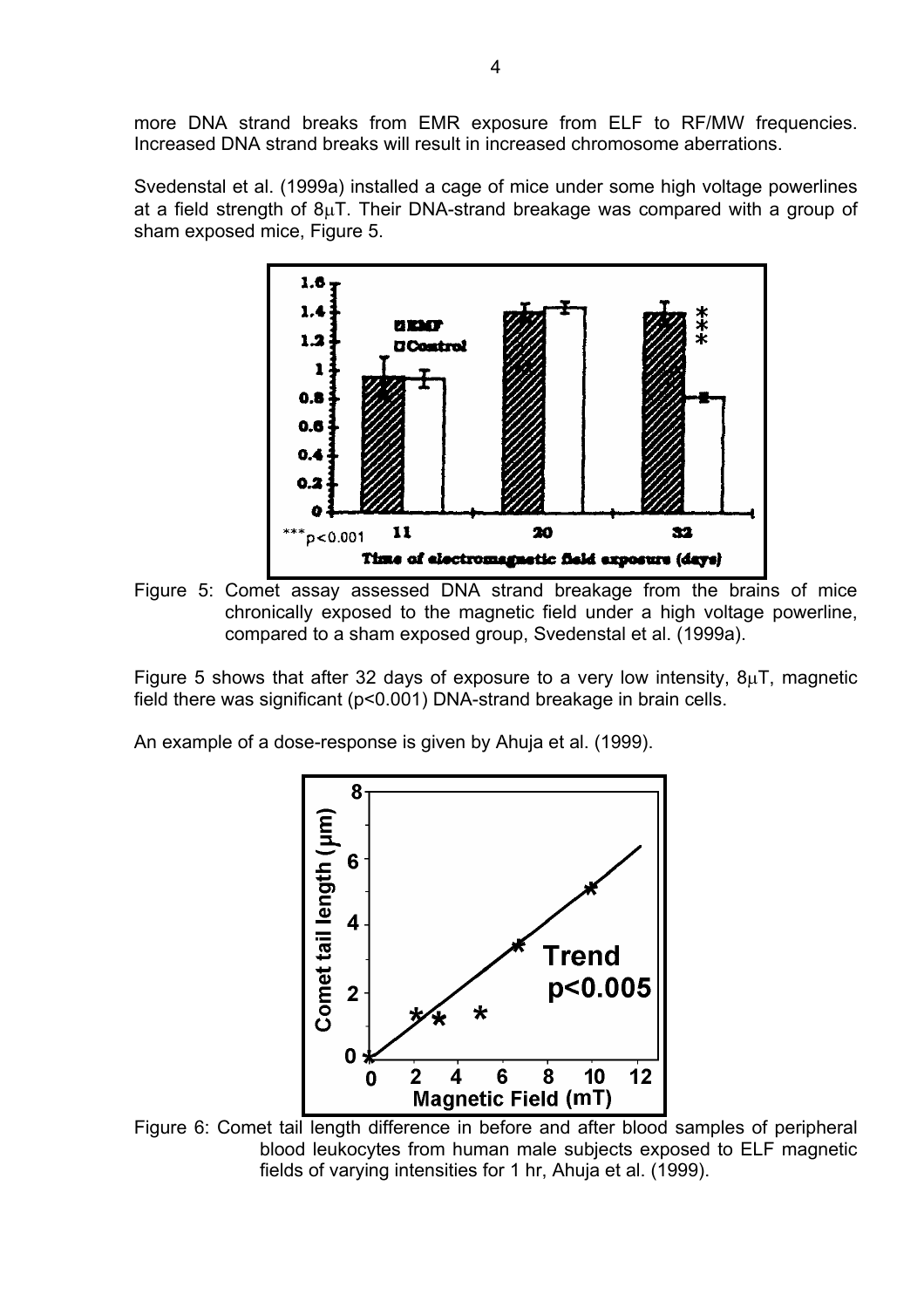more DNA strand breaks from EMR exposure from ELF to RF/MW frequencies. Increased DNA strand breaks will result in increased chromosome aberrations.

Svedenstal et al. (1999a) installed a cage of mice under some high voltage powerlines at a field strength of 8μT. Their DNA-strand breakage was compared with a group of sham exposed mice, Figure 5.

Figure 5: Comet assay assessed DNA strand breakage from the brains of mice chronically exposed to the magnetic field under a high voltage powerline, compared to a sham exposed group, Svedenstal et al. (1999a).

Figure 5 shows that after 32 days of exposure to a very low intensity, 8μT, magnetic field there was significant ($p<0.001$) DNA-strand breakage in brain cells.

An example of a dose-response is given by Ahuja et al. (1999).

Figure 6: Comet tail length difference in before and after blood samples of peripheral blood leukocytes from human male subjects exposed to ELF magnetic fields of varying intensities for 1 hr, Ahuja et al. (1999).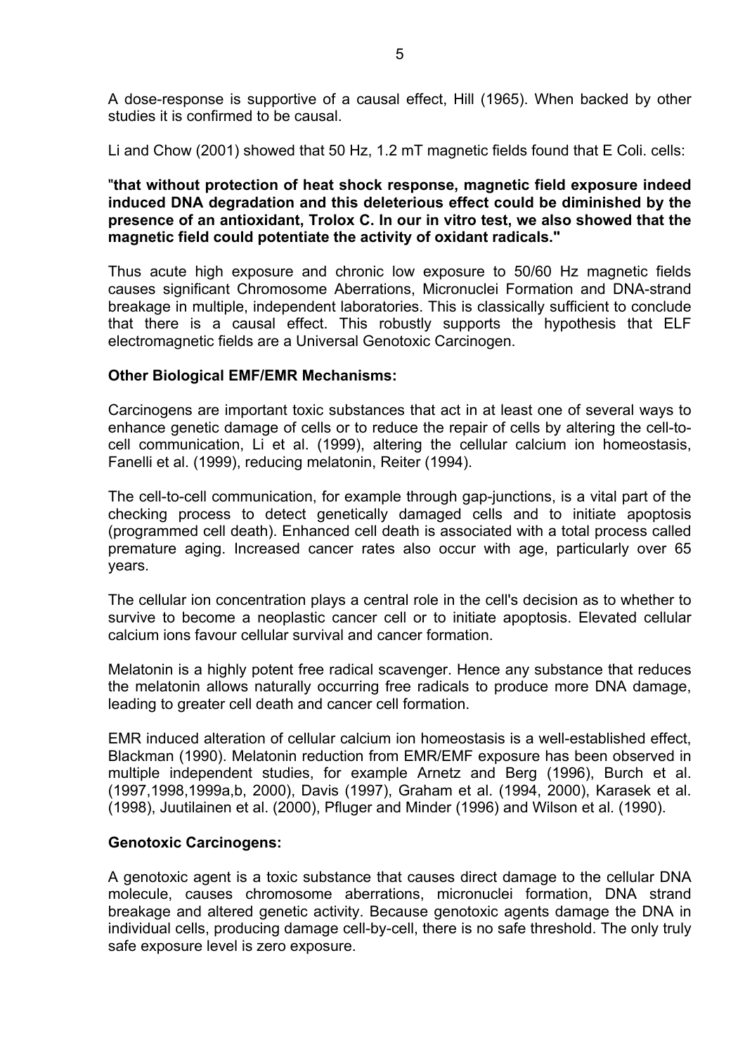A dose-response is supportive of a causal effect, Hill (1965). When backed by other studies it is confirmed to be causal.

Li and Chow (2001) showed that 50 Hz, 1.2 mT magnetic fields found that E Coli. cells:

"**that without protection of heat shock response, magnetic field exposure indeed induced DNA degradation and this deleterious effect could be diminished by the presence of an antioxidant, Trolox C. In our in vitro test, we also showed that the magnetic field could potentiate the activity of oxidant radicals."**

Thus acute high exposure and chronic low exposure to 50/60 Hz magnetic fields causes significant Chromosome Aberrations, Micronuclei Formation and DNA-strand breakage in multiple, independent laboratories. This is classically sufficient to conclude that there is a causal effect. This robustly supports the hypothesis that ELF electromagnetic fields are a Universal Genotoxic Carcinogen.

**Other Biological EMF/EMR Mechanisms:**

Carcinogens are important toxic substances that act in at least one of several ways to enhance genetic damage of cells or to reduce the repair of cells by altering the cell-to-cell communication, Li et al. (1999), altering the cellular calcium ion homeostasis, Fanelli et al. (1999), reducing melatonin, Reiter (1994).

The cell-to-cell communication, for example through gap-junctions, is a vital part of the checking process to detect genetically damaged cells and to initiate apoptosis (programmed cell death). Enhanced cell death is associated with a total process called premature aging. Increased cancer rates also occur with age, particularly over 65 years.

The cellular ion concentration plays a central role in the cell's decision as to whether to survive to become a neoplastic cancer cell or to initiate apoptosis. Elevated cellular calcium ions favour cellular survival and cancer formation.

Melatonin is a highly potent free radical scavenger. Hence any substance that reduces the melatonin allows naturally occurring free radicals to produce more DNA damage, leading to greater cell death and cancer cell formation.

EMR induced alteration of cellular calcium ion homeostasis is a well-established effect, Blackman (1990). Melatonin reduction from EMR/EMF exposure has been observed in multiple independent studies, for example Arnetz and Berg (1996), Burch et al. (1997,1998,1999a,b, 2000), Davis (1997), Graham et al. (1994, 2000), Karasek et al. (1998), Juutilainen et al. (2000), Pfluger and Minder (1996) and Wilson et al. (1990).

**Genotoxic Carcinogens:**

A genotoxic agent is a toxic substance that causes direct damage to the cellular DNA molecule, causes chromosome aberrations, micronuclei formation, DNA strand breakage and altered genetic activity. Because genotoxic agents damage the DNA in individual cells, producing damage cell-by-cell, there is no safe threshold. The only truly safe exposure level is zero exposure.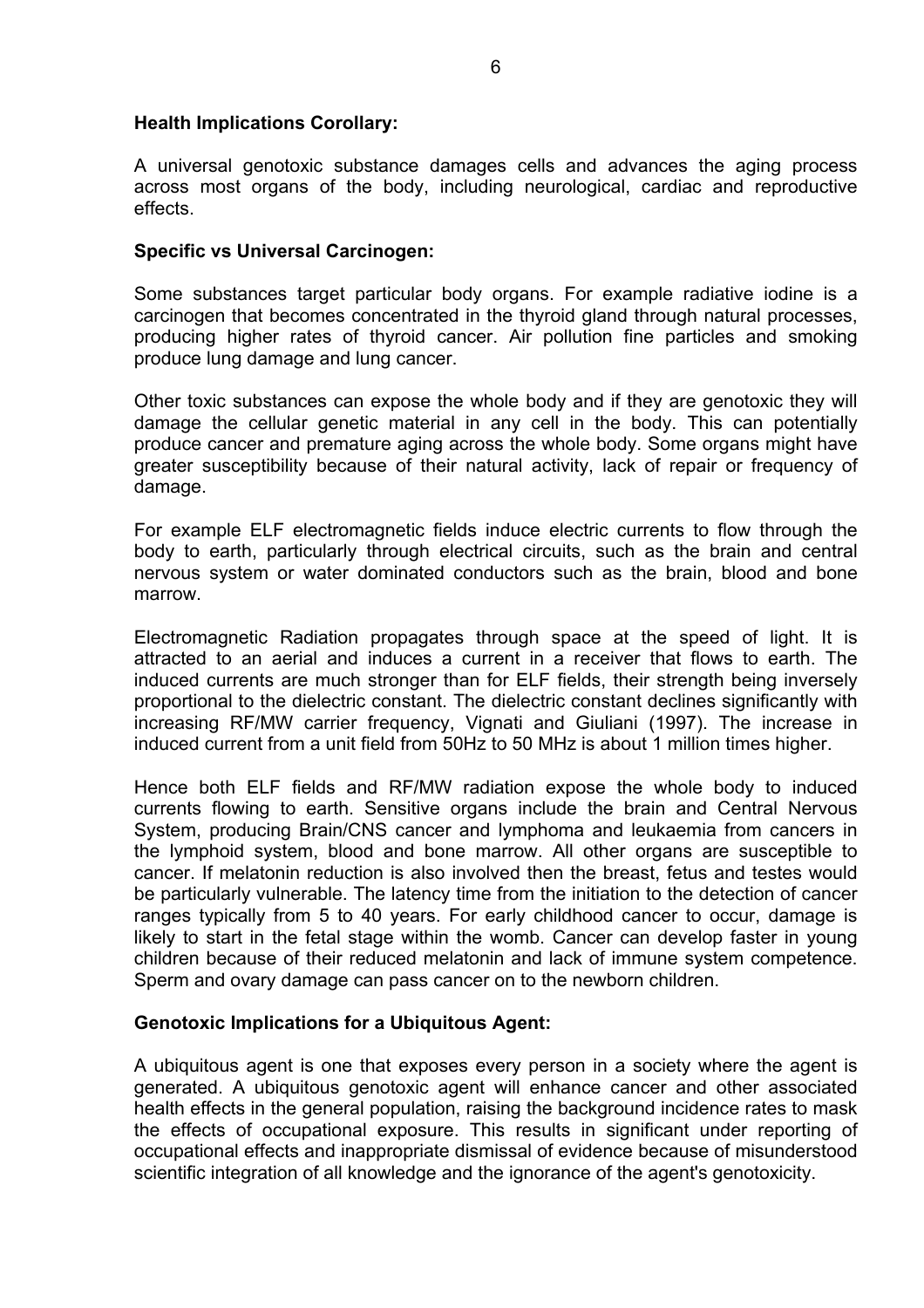**Health Implications Corollary:**

A universal genotoxic substance damages cells and advances the aging process across most organs of the body, including neurological, cardiac and reproductive effects.

**Specific vs Universal Carcinogen:**

Some substances target particular body organs. For example radiative iodine is a carcinogen that becomes concentrated in the thyroid gland through natural processes, producing higher rates of thyroid cancer. Air pollution fine particles and smoking produce lung damage and lung cancer.

Other toxic substances can expose the whole body and if they are genotoxic they will damage the cellular genetic material in any cell in the body. This can potentially produce cancer and premature aging across the whole body. Some organs might have greater susceptibility because of their natural activity, lack of repair or frequency of damage.

For example ELF electromagnetic fields induce electric currents to flow through the body to earth, particularly through electrical circuits, such as the brain and central nervous system or water dominated conductors such as the brain, blood and bone marrow.

Electromagnetic Radiation propagates through space at the speed of light. It is attracted to an aerial and induces a current in a receiver that flows to earth. The induced currents are much stronger than for ELF fields, their strength being inversely proportional to the dielectric constant. The dielectric constant declines significantly with increasing RF/MW carrier frequency, Vignati and Giuliani (1997). The increase in induced current from a unit field from 50Hz to 50 MHz is about 1 million times higher.

Hence both ELF fields and RF/MW radiation expose the whole body to induced currents flowing to earth. Sensitive organs include the brain and Central Nervous System, producing Brain/CNS cancer and lymphoma and leukaemia from cancers in the lymphoid system, blood and bone marrow. All other organs are susceptible to cancer. If melatonin reduction is also involved then the breast, fetus and testes would be particularly vulnerable. The latency time from the initiation to the detection of cancer ranges typically from 5 to 40 years. For early childhood cancer to occur, damage is likely to start in the fetal stage within the womb. Cancer can develop faster in young children because of their reduced melatonin and lack of immune system competence. Sperm and ovary damage can pass cancer on to the newborn children.

**Genotoxic Implications for a Ubiquitous Agent:**

A ubiquitous agent is one that exposes every person in a society where the agent is generated. A ubiquitous genotoxic agent will enhance cancer and other associated health effects in the general population, raising the background incidence rates to mask the effects of occupational exposure. This results in significant under reporting of occupational effects and inappropriate dismissal of evidence because of misunderstood scientific integration of all knowledge and the ignorance of the agent's genotoxicity.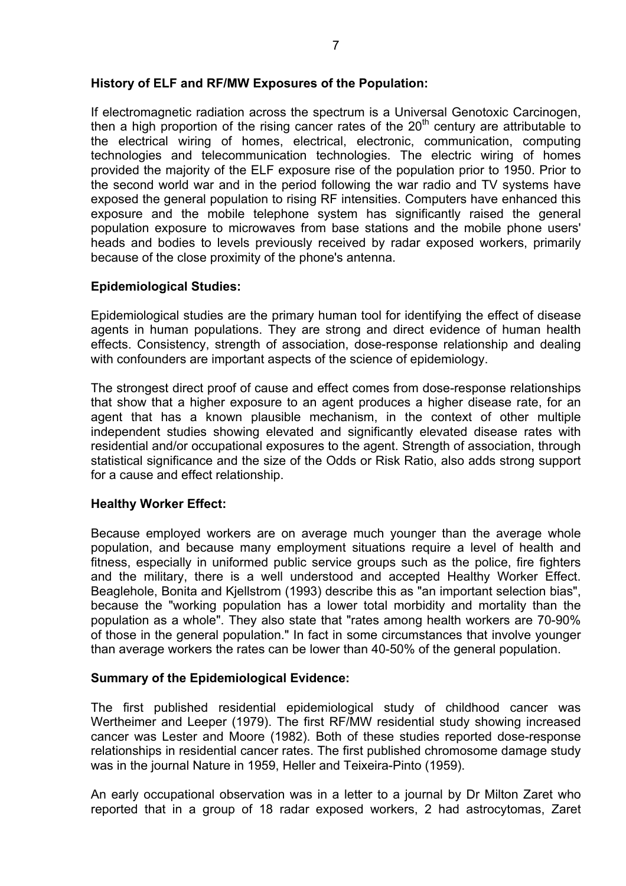**History of ELF and RF/MW Exposures of the Population:**

If electromagnetic radiation across the spectrum is a Universal Genotoxic Carcinogen, then a high proportion of the rising cancer rates of the $20^{th}$ century are attributable to the electrical wiring of homes, electrical, electronic, communication, computing technologies and telecommunication technologies. The electric wiring of homes provided the majority of the ELF exposure rise of the population prior to 1950. Prior to the second world war and in the period following the war radio and TV systems have exposed the general population to rising RF intensities. Computers have enhanced this exposure and the mobile telephone system has significantly raised the general population exposure to microwaves from base stations and the mobile phone users' heads and bodies to levels previously received by radar exposed workers, primarily because of the close proximity of the phone's antenna.

**Epidemiological Studies:**

Epidemiological studies are the primary human tool for identifying the effect of disease agents in human populations. They are strong and direct evidence of human health effects. Consistency, strength of association, dose-response relationship and dealing with confounders are important aspects of the science of epidemiology.

The strongest direct proof of cause and effect comes from dose-response relationships that show that a higher exposure to an agent produces a higher disease rate, for an agent that has a known plausible mechanism, in the context of other multiple independent studies showing elevated and significantly elevated disease rates with residential and/or occupational exposures to the agent. Strength of association, through statistical significance and the size of the Odds or Risk Ratio, also adds strong support for a cause and effect relationship.

**Healthy Worker Effect:**

Because employed workers are on average much younger than the average whole population, and because many employment situations require a level of health and fitness, especially in uniformed public service groups such as the police, fire fighters and the military, there is a well understood and accepted Healthy Worker Effect. Beaglehole, Bonita and Kjellstrom (1993) describe this as "an important selection bias", because the "working population has a lower total morbidity and mortality than the population as a whole". They also state that "rates among health workers are 70-90% of those in the general population." In fact in some circumstances that involve younger than average workers the rates can be lower than 40-50% of the general population.

**Summary of the Epidemiological Evidence:**

The first published residential epidemiological study of childhood cancer was Wertheimer and Leeper (1979). The first RF/MW residential study showing increased cancer was Lester and Moore (1982). Both of these studies reported dose-response relationships in residential cancer rates. The first published chromosome damage study was in the journal Nature in 1959, Heller and Teixeira-Pinto (1959).

An early occupational observation was in a letter to a journal by Dr Milton Zaret who reported that in a group of 18 radar exposed workers, 2 had astrocytomas, Zaret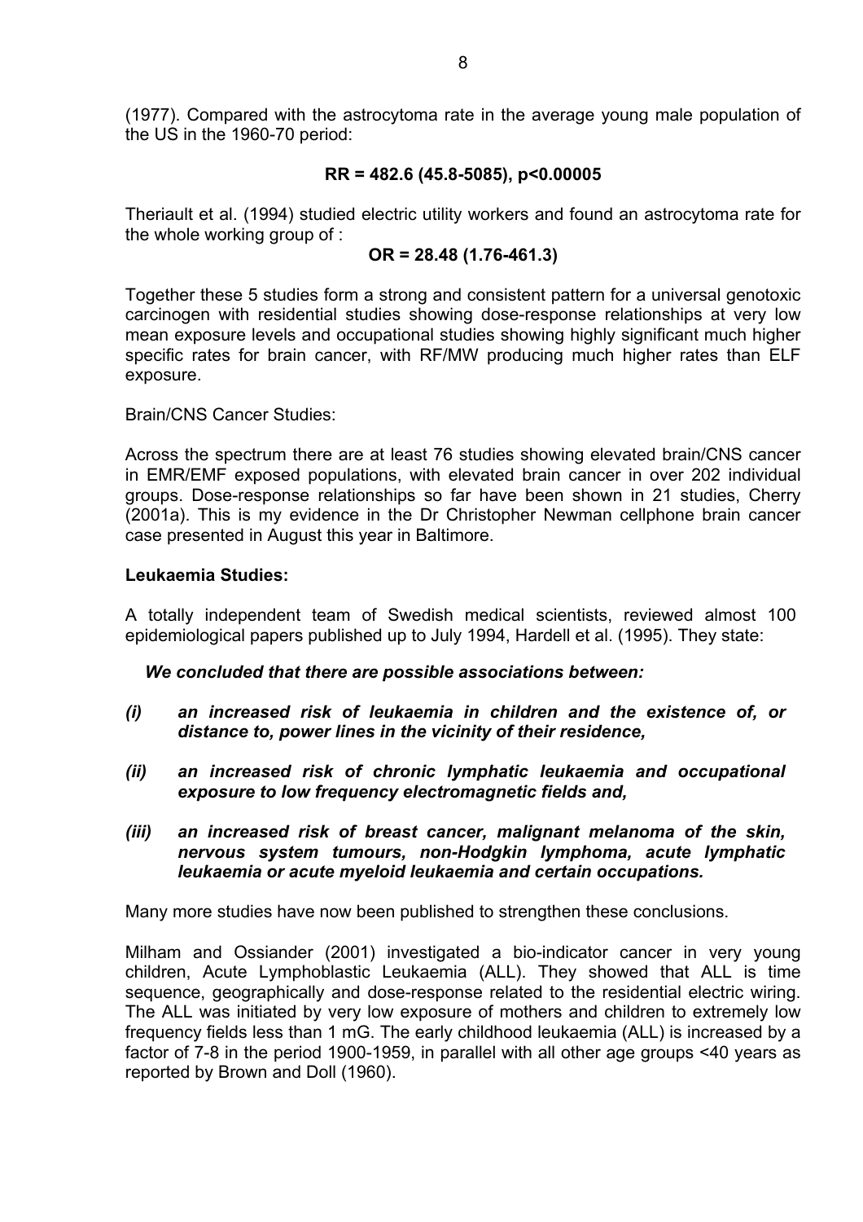(1977). Compared with the astrocytoma rate in the average young male population of the US in the 1960-70 period:

**RR = 482.6 (45.8-5085), p<0.00005**

Theriault et al. (1994) studied electric utility workers and found an astrocytoma rate for the whole working group of :

**OR = 28.48 (1.76-461.3)**

Together these 5 studies form a strong and consistent pattern for a universal genotoxic carcinogen with residential studies showing dose-response relationships at very low mean exposure levels and occupational studies showing highly significant much higher specific rates for brain cancer, with RF/MW producing much higher rates than ELF exposure.

Brain/CNS Cancer Studies:

Across the spectrum there are at least 76 studies showing elevated brain/CNS cancer in EMR/EMF exposed populations, with elevated brain cancer in over 202 individual groups. Dose-response relationships so far have been shown in 21 studies, Cherry (2001a). This is my evidence in the Dr Christopher Newman cellphone brain cancer case presented in August this year in Baltimore.

**Leukaemia Studies:**

A totally independent team of Swedish medical scientists, reviewed almost 100 epidemiological papers published up to July 1994, Hardell et al. (1995). They state:

***We concluded that there are possible associations between:***

***(i) an increased risk of leukaemia in children and the existence of, or distance to, power lines in the vicinity of their residence,***

***(ii) an increased risk of chronic lymphatic leukaemia and occupational exposure to low frequency electromagnetic fields and,***

***(iii) an increased risk of breast cancer, malignant melanoma of the skin, nervous system tumours, non-Hodgkin lymphoma, acute lymphatic leukaemia or acute myeloid leukaemia and certain occupations.***

Many more studies have now been published to strengthen these conclusions.

Milham and Ossiander (2001) investigated a bio-indicator cancer in very young children, Acute Lymphoblastic Leukaemia (ALL). They showed that ALL is time sequence, geographically and dose-response related to the residential electric wiring. The ALL was initiated by very low exposure of mothers and children to extremely low frequency fields less than 1 mG. The early childhood leukaemia (ALL) is increased by a factor of 7-8 in the period 1900-1959, in parallel with all other age groups <40 years as reported by Brown and Doll (1960).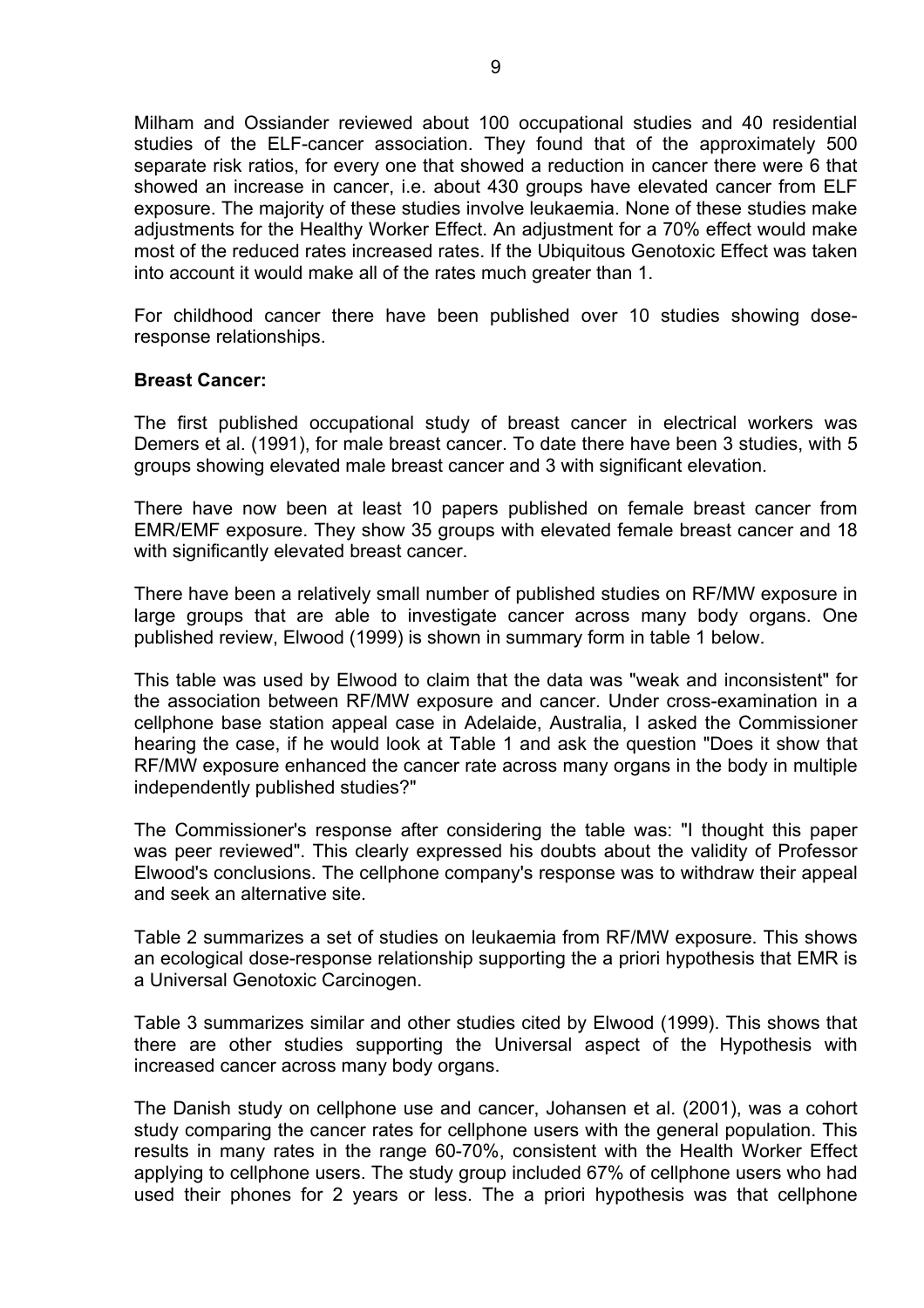Milham and Ossiander reviewed about 100 occupational studies and 40 residential studies of the ELF-cancer association. They found that of the approximately 500 separate risk ratios, for every one that showed a reduction in cancer there were 6 that showed an increase in cancer, i.e. about 430 groups have elevated cancer from ELF exposure. The majority of these studies involve leukaemia. None of these studies make adjustments for the Healthy Worker Effect. An adjustment for a 70% effect would make most of the reduced rates increased rates. If the Ubiquitous Genotoxic Effect was taken into account it would make all of the rates much greater than 1.

For childhood cancer there have been published over 10 studies showing dose-response relationships.

**Breast Cancer:**

The first published occupational study of breast cancer in electrical workers was Demers et al. (1991), for male breast cancer. To date there have been 3 studies, with 5 groups showing elevated male breast cancer and 3 with significant elevation.

There have now been at least 10 papers published on female breast cancer from EMR/EMF exposure. They show 35 groups with elevated female breast cancer and 18 with significantly elevated breast cancer.

There have been a relatively small number of published studies on RF/MW exposure in large groups that are able to investigate cancer across many body organs. One published review, Elwood (1999) is shown in summary form in table 1 below.

This table was used by Elwood to claim that the data was "weak and inconsistent" for the association between RF/MW exposure and cancer. Under cross-examination in a cellphone base station appeal case in Adelaide, Australia, I asked the Commissioner hearing the case, if he would look at Table 1 and ask the question "Does it show that RF/MW exposure enhanced the cancer rate across many organs in the body in multiple independently published studies?"

The Commissioner's response after considering the table was: "I thought this paper was peer reviewed". This clearly expressed his doubts about the validity of Professor Elwood's conclusions. The cellphone company's response was to withdraw their appeal and seek an alternative site.

Table 2 summarizes a set of studies on leukaemia from RF/MW exposure. This shows an ecological dose-response relationship supporting the a priori hypothesis that EMR is a Universal Genotoxic Carcinogen.

Table 3 summarizes similar and other studies cited by Elwood (1999). This shows that there are other studies supporting the Universal aspect of the Hypothesis with increased cancer across many body organs.

The Danish study on cellphone use and cancer, Johansen et al. (2001), was a cohort study comparing the cancer rates for cellphone users with the general population. This results in many rates in the range 60-70%, consistent with the Health Worker Effect applying to cellphone users. The study group included 67% of cellphone users who had used their phones for 2 years or less. The a priori hypothesis was that cellphone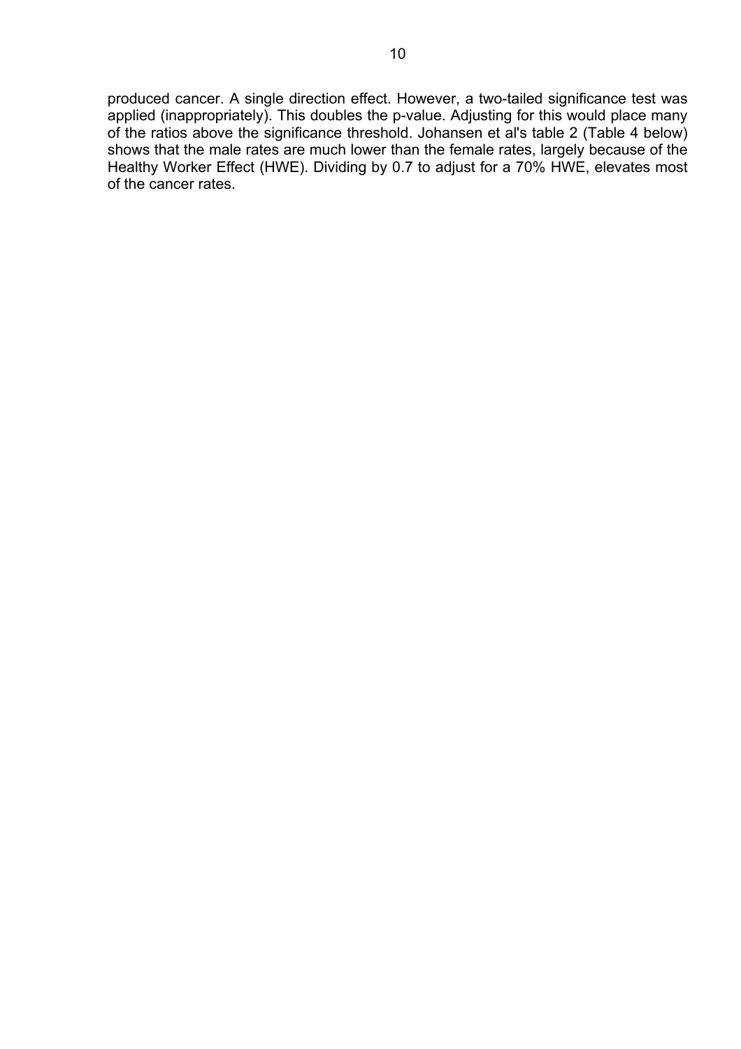produced cancer. A single direction effect. However, a two-tailed significance test was applied (inappropriately). This doubles the p-value. Adjusting for this would place many of the ratios above the significance threshold. Johansen et al's table 2 (Table 4 below) shows that the male rates are much lower than the female rates, largely because of the Healthy Worker Effect (HWE). Dividing by 0.7 to adjust for a 70% HWE, elevates most of the cancer rates.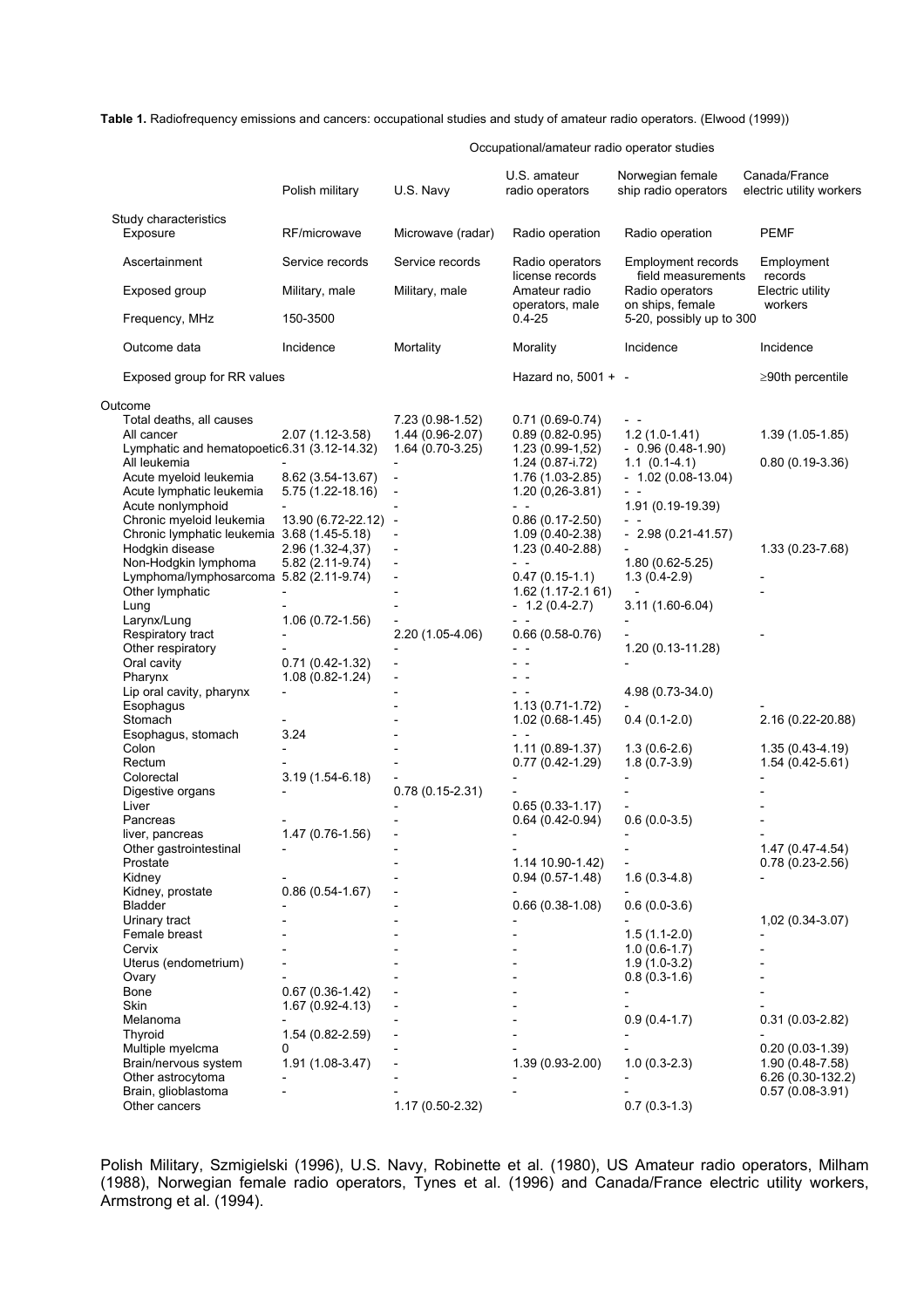**Table 1.** Radiofrequency emissions and cancers: occupational studies and study of amateur radio operators. (Elwood (1999))

| | Occupational/amateur radio operator studies | | | | |
|---|---|---|---|---|---|
| | Polish military | U.S. Navy | U.S. amateur radio operators | Norwegian female ship radio operators | Canada/France electric utility workers |
| Study characteristics | | | | | |
| Exposure | RF/microwave | Microwave (radar) | Radio operation | Radio operation | PEMF |
| Ascertainment | Service records | Service records | Radio operators license records | Employment records field measurements | Employment records |
| Exposed group | Military, male | Military, male | Amateur radio operators, male | Radio operators on ships, female | Electric utility workers |
| Frequency, MHz | 150-3500 | | 0.4-25 | 5-20, possibly up to 300 | |
| Outcome data | Incidence | Mortality | Morality | Incidence | Incidence |
| Exposed group for RR values | | | Hazard no, 5001 + | - | ≥90th percentile |
| Outcome | | | | | |
| Total deaths, all causes | | 7.23 (0.98-1.52) | 0.71 (0.69-0.74) | - - | |
| All cancer | 2.07 (1.12-3.58) | 1.44 (0.96-2.07) | 0.89 (0.82-0.95) | 1.2 (1.0-1.41) | 1.39 (1.05-1.85) |
| Lymphatic and hematopoetic | 6.31 (3.12-14.32) | 1.64 (0.70-3.25) | 1.23 (0.99-1,52) | - 0.96 (0.48-1.90) | |
| All leukemia | - | - | 1.24 (0.87-i.72) | 1.1 (0.1-4.1) | 0.80 (0.19-3.36) |
| Acute myeloid leukemia | 8.62 (3.54-13.67) | - | 1.76 (1.03-2.85) | - 1.02 (0.08-13.04) | |
| Acute lymphatic leukemia | 5.75 (1.22-18.16) | - | 1.20 (0,26-3.81) | - - | |
| Acute nonlymphoid | - | - | - - | 1.91 (0.19-19.39) | |
| Chronic myeloid leukemia | 13.90 (6.72-22.12) | - | 0.86 (0.17-2.50) | - - | |
| Chronic lymphatic leukemia | 3.68 (1.45-5.18) | - | 1.09 (0.40-2.38) | - 2.98 (0.21-41.57) | |
| Hodgkin disease | 2.96 (1.32-4,37) | - | 1.23 (0.40-2.88) | - | 1.33 (0.23-7.68) |
| Non-Hodgkin lymphoma | 5.82 (2.11-9.74) | - | - - | 1.80 (0.62-5.25) | |
| Lymphoma/lymphosarcoma | 5.82 (2.11-9.74) | - | 0.47 (0.15-1.1) | 1.3 (0.4-2.9) | - |
| Other lymphatic | - | - | 1.62 (1.17-2.1 61) | - | - |
| Lung | - | - | - 1.2 (0.4-2.7) | 3.11 (1.60-6.04) | |
| Larynx/Lung | 1.06 (0.72-1.56) | - | - - | - | |
| Respiratory tract | - | 2.20 (1.05-4.06) | 0.66 (0.58-0.76) | - | - |
| Other respiratory | - | - | - - | 1.20 (0.13-11.28) | |
| Oral cavity | 0.71 (0.42-1.32) | - | - - | - | |
| Pharynx | 1.08 (0.82-1.24) | - | - - | | |
| Lip oral cavity, pharynx | - | - | - - | 4.98 (0.73-34.0) | |
| Esophagus | | - | 1.13 (0.71-1.72) | - | - |
| Stomach | - | - | 1.02 (0.68-1.45) | 0.4 (0.1-2.0) | 2.16 (0.22-20.88) |
| Esophagus, stomach | 3.24 | - | - - | | |
| Colon | - | - | 1.11 (0.89-1.37) | 1.3 (0.6-2.6) | 1.35 (0.43-4.19) |
| Rectum | - | - | 0.77 (0.42-1.29) | 1.8 (0.7-3.9) | 1.54 (0.42-5.61) |
| Colorectal | 3.19 (1.54-6.18) | - | - | - | - |
| Digestive organs | - | 0.78 (0.15-2.31) | - | - | - |
| Liver | | - | 0.65 (0.33-1.17) | - | - |
| Pancreas | - | - | 0.64 (0.42-0.94) | 0.6 (0.0-3.5) | - |
| liver, pancreas | 1.47 (0.76-1.56) | - | - | - | - |
| Other gastrointestinal | - | - | - | - | 1.47 (0.47-4.54) |
| Prostate | | - | 1.14 10.90-1.42) | - | 0.78 (0.23-2.56) |
| Kidney | - | - | 0.94 (0.57-1.48) | 1.6 (0.3-4.8) | - |
| Kidney, prostate | 0.86 (0.54-1.67) | - | - | - | |
| Bladder | - | - | 0.66 (0.38-1.08) | 0.6 (0.0-3.6) | |
| Urinary tract | - | - | - | - | 1,02 (0.34-3.07) |
| Female breast | - | - | - | 1.5 (1.1-2.0) | - |
| Cervix | - | - | - | 1.0 (0.6-1.7) | - |
| Uterus (endometrium) | - | - | - | 1.9 (1.0-3.2) | - |
| Ovary | - | - | - | 0.8 (0.3-1.6) | - |
| Bone | 0.67 (0.36-1.42) | - | - | - | - |
| Skin | 1.67 (0.92-4.13) | - | - | - | - |
| Melanoma | - | - | - | 0.9 (0.4-1.7) | 0.31 (0.03-2.82) |
| Thyroid | 1.54 (0.82-2.59) | - | - | - | - |
| Multiple myelcma | 0 | - | - | - | 0.20 (0.03-1.39) |
| Brain/nervous system | 1.91 (1.08-3.47) | - | 1.39 (0.93-2.00) | 1.0 (0.3-2.3) | 1.90 (0.48-7.58) |
| Other astrocytoma | - | - | - | - | 6.26 (0.30-132.2) |
| Brain, glioblastoma | - | - | - | - | 0.57 (0.08-3.91) |
| Other cancers | | 1.17 (0.50-2.32) | | 0.7 (0.3-1.3) | |

Polish Military, Szmigielski (1996), U.S. Navy, Robinette et al. (1980), US Amateur radio operators, Milham (1988), Norwegian female radio operators, Tynes et al. (1996) and Canada/France electric utility workers, Armstrong et al. (1994).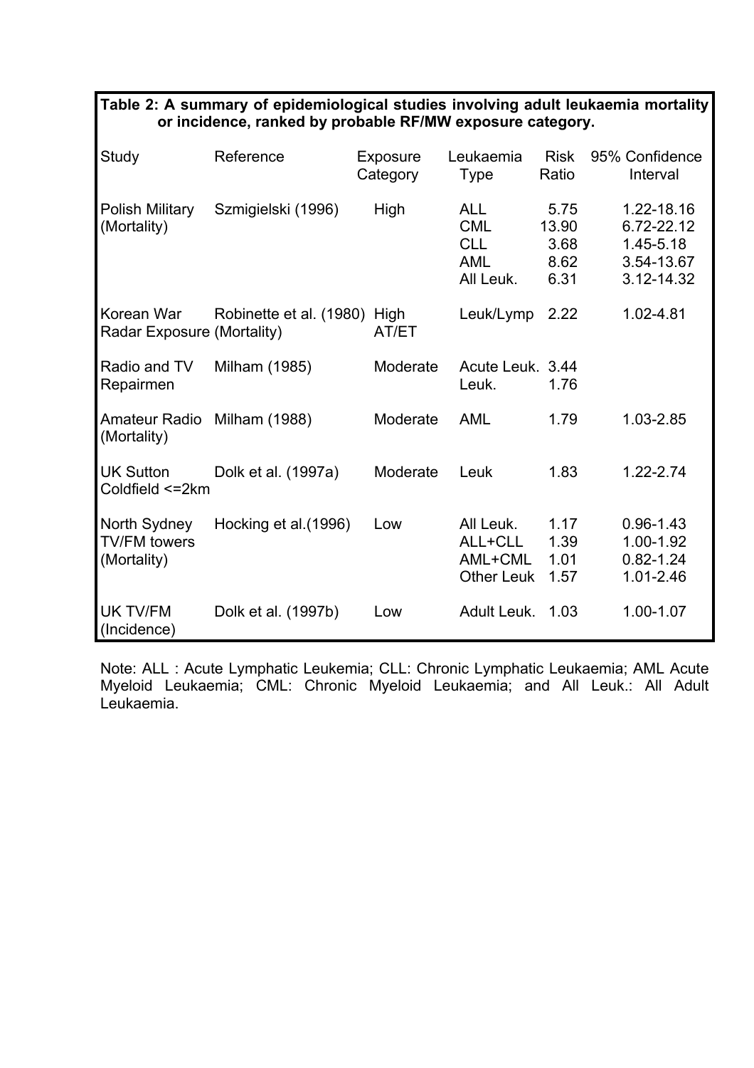**Table 2: A summary of epidemiological studies involving adult leukaemia mortality or incidence, ranked by probable RF/MW exposure category.**

| Study | Reference | Exposure Category | Leukaemia Type | Risk Ratio | 95% Confidence Interval |
|---|---|---|---|---|---|
| Polish Military (Mortality) | Szmigielski (1996) | High | ALL | 5.75 | 1.22-18.16 |
| | | | CML | 13.90 | 6.72-22.12 |
| | | | CLL | 3.68 | 1.45-5.18 |
| | | | AML | 8.62 | 3.54-13.67 |
| | | | All Leuk. | 6.31 | 3.12-14.32 |
| Korean War Radar Exposure (Mortality) | Robinette et al. (1980) | High AT/ET | Leuk/Lymp | 2.22 | 1.02-4.81 |
| Radio and TV Repairmen | Milham (1985) | Moderate | Acute Leuk. | 3.44 | |
| | | | Leuk. | 1.76 | |
| Amateur Radio (Mortality) | Milham (1988) | Moderate | AML | 1.79 | 1.03-2.85 |
| UK Sutton Coldfield <=2km | Dolk et al. (1997a) | Moderate | Leuk | 1.83 | 1.22-2.74 |
| North Sydney TV/FM towers (Mortality) | Hocking et al.(1996) | Low | All Leuk. | 1.17 | 0.96-1.43 |
| | | | ALL+CLL | 1.39 | 1.00-1.92 |
| | | | AML+CML | 1.01 | 0.82-1.24 |
| | | | Other Leuk | 1.57 | 1.01-2.46 |
| UK TV/FM (Incidence) | Dolk et al. (1997b) | Low | Adult Leuk. | 1.03 | 1.00-1.07 |

Note: ALL : Acute Lymphatic Leukemia; CLL: Chronic Lymphatic Leukaemia; AML Acute Myeloid Leukaemia; CML: Chronic Myeloid Leukaemia; and All Leuk.: All Adult Leukaemia.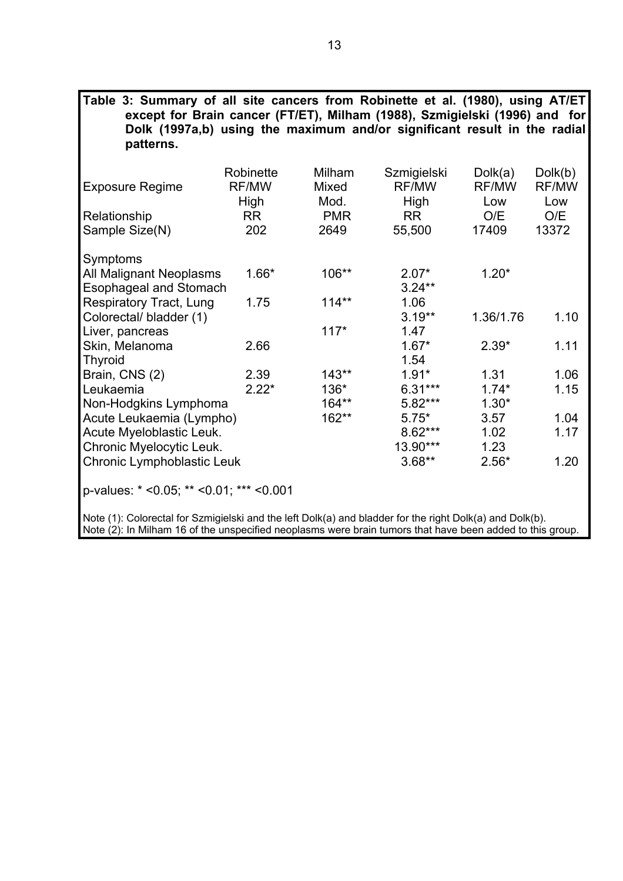**Table 3: Summary of all site cancers from Robinette et al. (1980), using AT/ET except for Brain cancer (FT/ET), Milham (1988), Szmigielski (1996) and for Dolk (1997a,b) using the maximum and/or significant result in the radial patterns.**

| Exposure Regime | Robinette RF/MW High | Milham Mixed Mod. | Szmigielski RF/MW High | Dolk(a) RF/MW Low | Dolk(b) RF/MW Low |
|---|---|---|---|---|---|
| Relationship | RR | PMR | RR | O/E | O/E |
| Sample Size(N) | 202 | 2649 | 55,500 | 17409 | 13372 |
| Symptoms | | | | | |
| All Malignant Neoplasms | 1.66* | 106** | 2.07* | 1.20* | |
| Esophageal and Stomach | | | 3.24** | | |
| Respiratory Tract, Lung | 1.75 | 114** | 1.06 | | |
| Colorectal/ bladder (1) | | | 3.19** | 1.36/1.76 | 1.10 |
| Liver, pancreas | | 117* | 1.47 | | |
| Skin, Melanoma | 2.66 | | 1.67* | 2.39* | 1.11 |
| Thyroid | | | 1.54 | | |
| Brain, CNS (2) | 2.39 | 143** | 1.91* | 1.31 | 1.06 |
| Leukaemia | 2.22* | 136* | 6.31*** | 1.74* | 1.15 |
| Non-Hodgkins Lymphoma | | 164** | 5.82*** | 1.30* | |
| Acute Leukaemia (Lympho) | | 162** | 5.75* | 3.57 | 1.04 |
| Acute Myeloblastic Leuk. | | | 8.62*** | 1.02 | 1.17 |
| Chronic Myelocytic Leuk. | | | 13.90*** | 1.23 | |
| Chronic Lymphoblastic Leuk | | | 3.68** | 2.56* | 1.20 |

p-values: * <0.05; ** <0.01; *** <0.001

Note (1): Colorectal for Szmigielski and the left Dolk(a) and bladder for the right Dolk(a) and Dolk(b).
Note (2): In Milham 16 of the unspecified neoplasms were brain tumors that have been added to this group.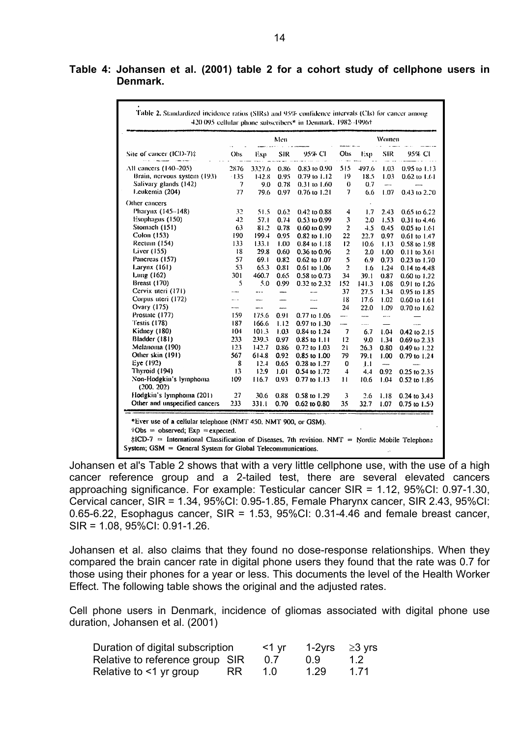**Table 4: Johansen et al. (2001) table 2 for a cohort study of cellphone users in Denmark.**

Table 2. Standardized incidence ratios (SIRs) and 95% confidence intervals (CIs) for cancer among 420 095 cellular phone subscribers* in Denmark, 1982–1996†

| Site of cancer (ICD-7)‡ | Men | | | | Women | | | |
|---|---|---|---|---|---|---|---|---|
| | Obs | Exp | SIR | 95% CI | Obs | Exp | SIR | 95% CI |
| All cancers (140–205) | 2876 | 3327.6 | 0.86 | 0.83 to 0.90 | 515 | 497.6 | 1.03 | 0.95 to 1.13 |
| Brain, nervous system (193) | 135 | 142.8 | 0.95 | 0.79 to 1.12 | 19 | 18.5 | 1.03 | 0.62 to 1.61 |
| Salivary glands (142) | 7 | 9.0 | 0.78 | 0.31 to 1.60 | 0 | 0.7 | — | — |
| Leukemia (204) | 77 | 79.6 | 0.97 | 0.76 to 1.21 | 7 | 6.6 | 1.07 | 0.43 to 2.20 |
| Other cancers | | | | | | | | |
| Pharynx (145–148) | 32 | 51.5 | 0.62 | 0.42 to 0.88 | 4 | 1.7 | 2.43 | 0.65 to 6.22 |
| Esophagus (150) | 42 | 57.1 | 0.74 | 0.53 to 0.99 | 3 | 2.0 | 1.53 | 0.31 to 4.46 |
| Stomach (151) | 63 | 81.2 | 0.78 | 0.60 to 0.99 | 2 | 4.5 | 0.45 | 0.05 to 1.61 |
| Colon (153) | 190 | 199.4 | 0.95 | 0.82 to 1.10 | 22 | 22.7 | 0.97 | 0.61 to 1.47 |
| Rectum (154) | 133 | 133.1 | 1.00 | 0.84 to 1.18 | 12 | 10.6 | 1.13 | 0.58 to 1.98 |
| Liver (155) | 18 | 29.8 | 0.60 | 0.36 to 0.96 | 2 | 2.0 | 1.00 | 0.11 to 3.61 |
| Pancreas (157) | 57 | 69.1 | 0.82 | 0.62 to 1.07 | 5 | 6.9 | 0.73 | 0.23 to 1.70 |
| Larynx (161) | 53 | 65.3 | 0.81 | 0.61 to 1.06 | 2 | 1.6 | 1.24 | 0.14 to 4.48 |
| Lung (162) | 301 | 460.7 | 0.65 | 0.58 to 0.73 | 34 | 39.1 | 0.87 | 0.60 to 1.22 |
| Breast (170) | 5 | 5.0 | 0.99 | 0.32 to 2.32 | 152 | 141.3 | 1.08 | 0.91 to 1.26 |
| Cervix uteri (171) | — | — | — | — | 37 | 27.5 | 1.34 | 0.95 to 1.85 |
| Corpus uteri (172) | — | — | — | — | 18 | 17.6 | 1.02 | 0.60 to 1.61 |
| Ovary (175) | — | — | — | — | 24 | 22.0 | 1.09 | 0.70 to 1.62 |
| Prostate (177) | 159 | 175.6 | 0.91 | 0.77 to 1.06 | — | — | — | — |
| Testis (178) | 187 | 166.6 | 1.12 | 0.97 to 1.30 | — | — | — | — |
| Kidney (180) | 104 | 101.3 | 1.03 | 0.84 to 1.24 | 7 | 6.7 | 1.04 | 0.42 to 2.15 |
| Bladder (181) | 233 | 239.3 | 0.97 | 0.85 to 1.11 | 12 | 9.0 | 1.34 | 0.69 to 2.33 |
| Melanoma (190) | 123 | 142.7 | 0.86 | 0.72 to 1.03 | 21 | 26.3 | 0.80 | 0.49 to 1.22 |
| Other skin (191) | 567 | 614.8 | 0.92 | 0.85 to 1.00 | 79 | 79.1 | 1.00 | 0.79 to 1.24 |
| Eye (192) | 8 | 12.4 | 0.65 | 0.28 to 1.27 | 0 | 1.1 | — | — |
| Thyroid (194) | 13 | 12.9 | 1.01 | 0.54 to 1.72 | 4 | 4.4 | 0.92 | 0.25 to 2.35 |
| Non-Hodgkin's lymphoma (200, 202) | 109 | 116.7 | 0.93 | 0.77 to 1.13 | 11 | 10.6 | 1.04 | 0.52 to 1.86 |
| Hodgkin's lymphoma (201) | 27 | 30.6 | 0.88 | 0.58 to 1.29 | 3 | 2.6 | 1.18 | 0.24 to 3.43 |
| Other and unspecified cancers | 233 | 331.1 | 0.70 | 0.62 to 0.80 | 35 | 32.7 | 1.07 | 0.75 to 1.50 |

*Ever use of a cellular telephone (NMT 450, NMT 900, or GSM).
†Obs = observed; Exp = expected.
‡ICD-7 = International Classification of Diseases, 7th revision. NMT = Nordic Mobile Telephone System; GSM = General System for Global Telecommunications.

Johansen et al's Table 2 shows that with a very little cellphone use, with the use of a high cancer reference group and a 2-tailed test, there are several elevated cancers approaching significance. For example: Testicular cancer SIR = 1.12, 95%CI: 0.97-1.30, Cervical cancer, SIR = 1.34, 95%CI: 0.95-1.85, Female Pharynx cancer, SIR 2.43, 95%CI: 0.65-6.22, Esophagus cancer, SIR = 1.53, 95%CI: 0.31-4.46 and female breast cancer, SIR = 1.08, 95%CI: 0.91-1.26.

Johansen et al. also claims that they found no dose-response relationships. When they compared the brain cancer rate in digital phone users they found that the rate was 0.7 for those using their phones for a year or less. This documents the level of the Health Worker Effect. The following table shows the original and the adjusted rates.

Cell phone users in Denmark, incidence of gliomas associated with digital phone use duration, Johansen et al. (2001)

| Duration of digital subscription | | <1 yr | 1-2yrs | ≥3 yrs |
|---|---|---|---|---|
| Relative to reference group | SIR | 0.7 | 0.9 | 1.2 |
| Relative to <1 yr group | RR | 1.0 | 1.29 | 1.71 |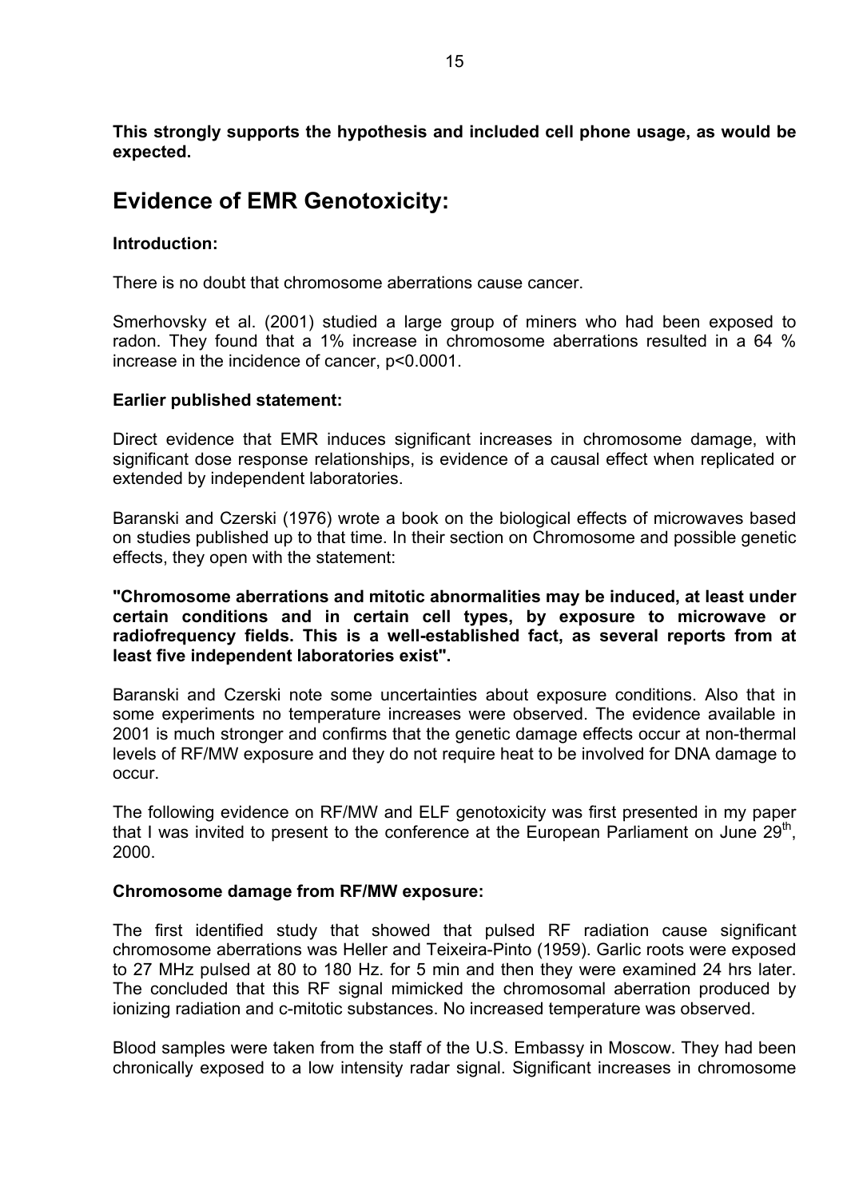**This strongly supports the hypothesis and included cell phone usage, as would be expected.**

## Evidence of EMR Genotoxicity:

**Introduction:**

There is no doubt that chromosome aberrations cause cancer.

Smerhovsky et al. (2001) studied a large group of miners who had been exposed to radon. They found that a 1% increase in chromosome aberrations resulted in a 64 % increase in the incidence of cancer, $p<0.0001$.

**Earlier published statement:**

Direct evidence that EMR induces significant increases in chromosome damage, with significant dose response relationships, is evidence of a causal effect when replicated or extended by independent laboratories.

Baranski and Czerski (1976) wrote a book on the biological effects of microwaves based on studies published up to that time. In their section on Chromosome and possible genetic effects, they open with the statement:

**"Chromosome aberrations and mitotic abnormalities may be induced, at least under certain conditions and in certain cell types, by exposure to microwave or radiofrequency fields. This is a well-established fact, as several reports from at least five independent laboratories exist".**

Baranski and Czerski note some uncertainties about exposure conditions. Also that in some experiments no temperature increases were observed. The evidence available in 2001 is much stronger and confirms that the genetic damage effects occur at non-thermal levels of RF/MW exposure and they do not require heat to be involved for DNA damage to occur.

The following evidence on RF/MW and ELF genotoxicity was first presented in my paper that I was invited to present to the conference at the European Parliament on June 29th, 2000.

**Chromosome damage from RF/MW exposure:**

The first identified study that showed that pulsed RF radiation cause significant chromosome aberrations was Heller and Teixeira-Pinto (1959). Garlic roots were exposed to 27 MHz pulsed at 80 to 180 Hz. for 5 min and then they were examined 24 hrs later. The concluded that this RF signal mimicked the chromosomal aberration produced by ionizing radiation and c-mitotic substances. No increased temperature was observed.

Blood samples were taken from the staff of the U.S. Embassy in Moscow. They had been chronically exposed to a low intensity radar signal. Significant increases in chromosome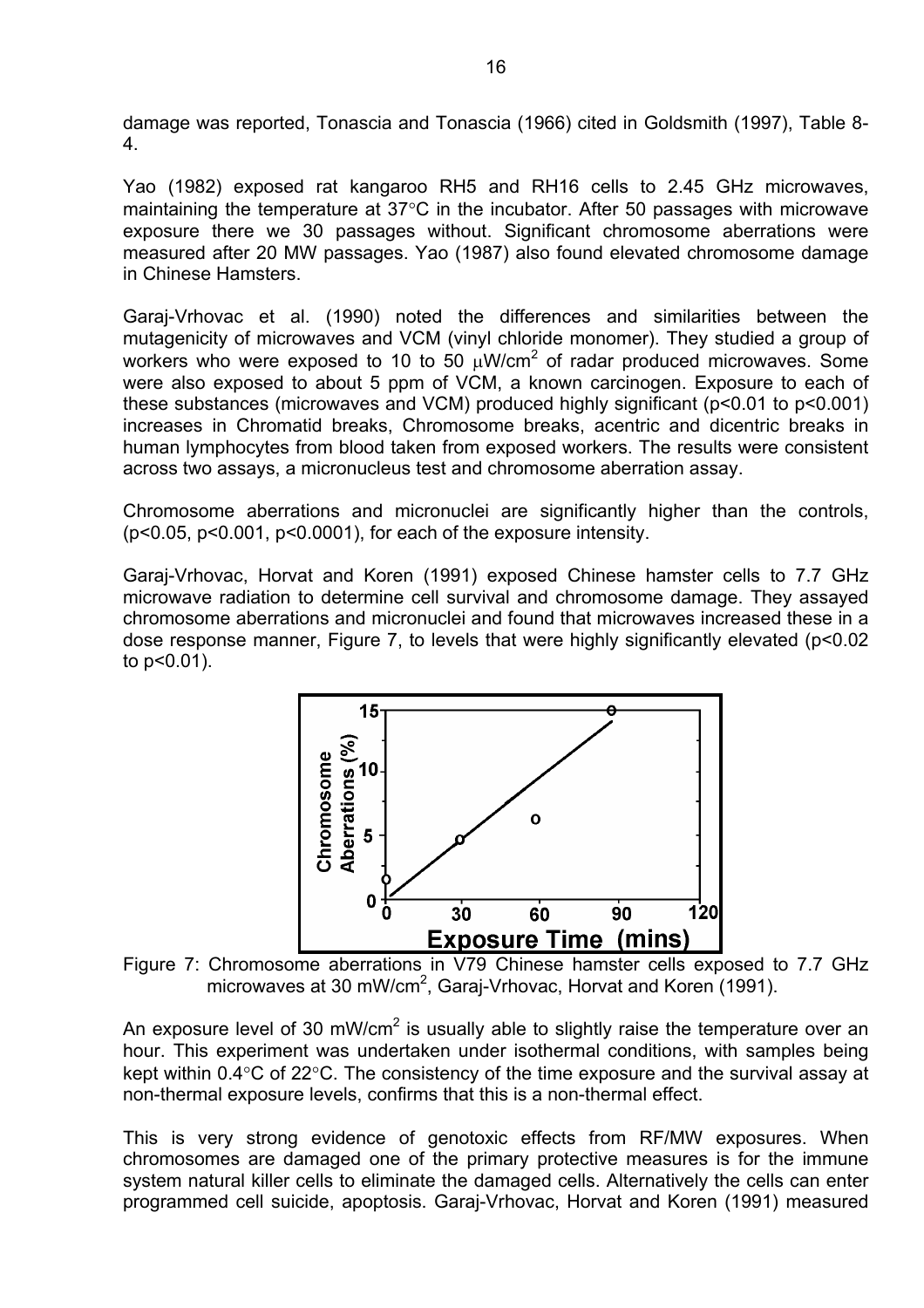damage was reported, Tonascia and Tonascia (1966) cited in Goldsmith (1997), Table 8-4.

Yao (1982) exposed rat kangaroo RH5 and RH16 cells to 2.45 GHz microwaves, maintaining the temperature at 37°C in the incubator. After 50 passages with microwave exposure there we 30 passages without. Significant chromosome aberrations were measured after 20 MW passages. Yao (1987) also found elevated chromosome damage in Chinese Hamsters.

Garaj-Vrhovac et al. (1990) noted the differences and similarities between the mutagenicity of microwaves and VCM (vinyl chloride monomer). They studied a group of workers who were exposed to 10 to 50 $\mu W/cm^2$ of radar produced microwaves. Some were also exposed to about 5 ppm of VCM, a known carcinogen. Exposure to each of these substances (microwaves and VCM) produced highly significant ($p<0.01$ to $p<0.001$) increases in Chromatid breaks, Chromosome breaks, acentric and dicentric breaks in human lymphocytes from blood taken from exposed workers. The results were consistent across two assays, a micronucleus test and chromosome aberration assay.

Chromosome aberrations and micronuclei are significantly higher than the controls, ($p<0.05$, $p<0.001$, $p<0.0001$), for each of the exposure intensity.

Garaj-Vrhovac, Horvat and Koren (1991) exposed Chinese hamster cells to 7.7 GHz microwave radiation to determine cell survival and chromosome damage. They assayed chromosome aberrations and micronuclei and found that microwaves increased these in a dose response manner, Figure 7, to levels that were highly significantly elevated ($p<0.02$ to $p<0.01$).

Figure 7: Chromosome aberrations in V79 Chinese hamster cells exposed to 7.7 GHz microwaves at 30 $mW/cm^2$, Garaj-Vrhovac, Horvat and Koren (1991).

An exposure level of 30 $mW/cm^2$ is usually able to slightly raise the temperature over an hour. This experiment was undertaken under isothermal conditions, with samples being kept within 0.4°C of 22°C. The consistency of the time exposure and the survival assay at non-thermal exposure levels, confirms that this is a non-thermal effect.

This is very strong evidence of genotoxic effects from RF/MW exposures. When chromosomes are damaged one of the primary protective measures is for the immune system natural killer cells to eliminate the damaged cells. Alternatively the cells can enter programmed cell suicide, apoptosis. Garaj-Vrhovac, Horvat and Koren (1991) measured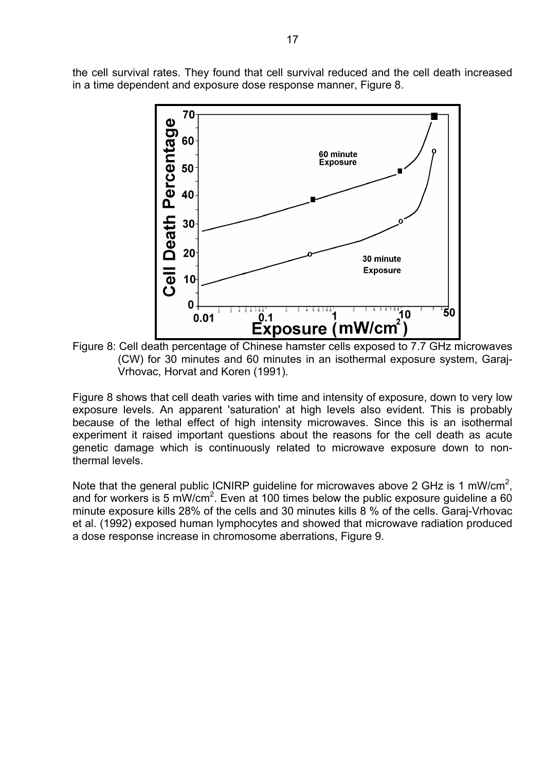the cell survival rates. They found that cell survival reduced and the cell death increased in a time dependent and exposure dose response manner, Figure 8.

Figure 8: Cell death percentage of Chinese hamster cells exposed to 7.7 GHz microwaves (CW) for 30 minutes and 60 minutes in an isothermal exposure system, Garaj-Vrhovac, Horvat and Koren (1991).

Figure 8 shows that cell death varies with time and intensity of exposure, down to very low exposure levels. An apparent 'saturation' at high levels also evident. This is probably because of the lethal effect of high intensity microwaves. Since this is an isothermal experiment it raised important questions about the reasons for the cell death as acute genetic damage which is continuously related to microwave exposure down to non-thermal levels.

Note that the general public ICNIRP guideline for microwaves above 2 GHz is 1 $mW/cm^2$, and for workers is 5 $mW/cm^2$. Even at 100 times below the public exposure guideline a 60 minute exposure kills 28% of the cells and 30 minutes kills 8 % of the cells. Garaj-Vrhovac et al. (1992) exposed human lymphocytes and showed that microwave radiation produced a dose response increase in chromosome aberrations, Figure 9.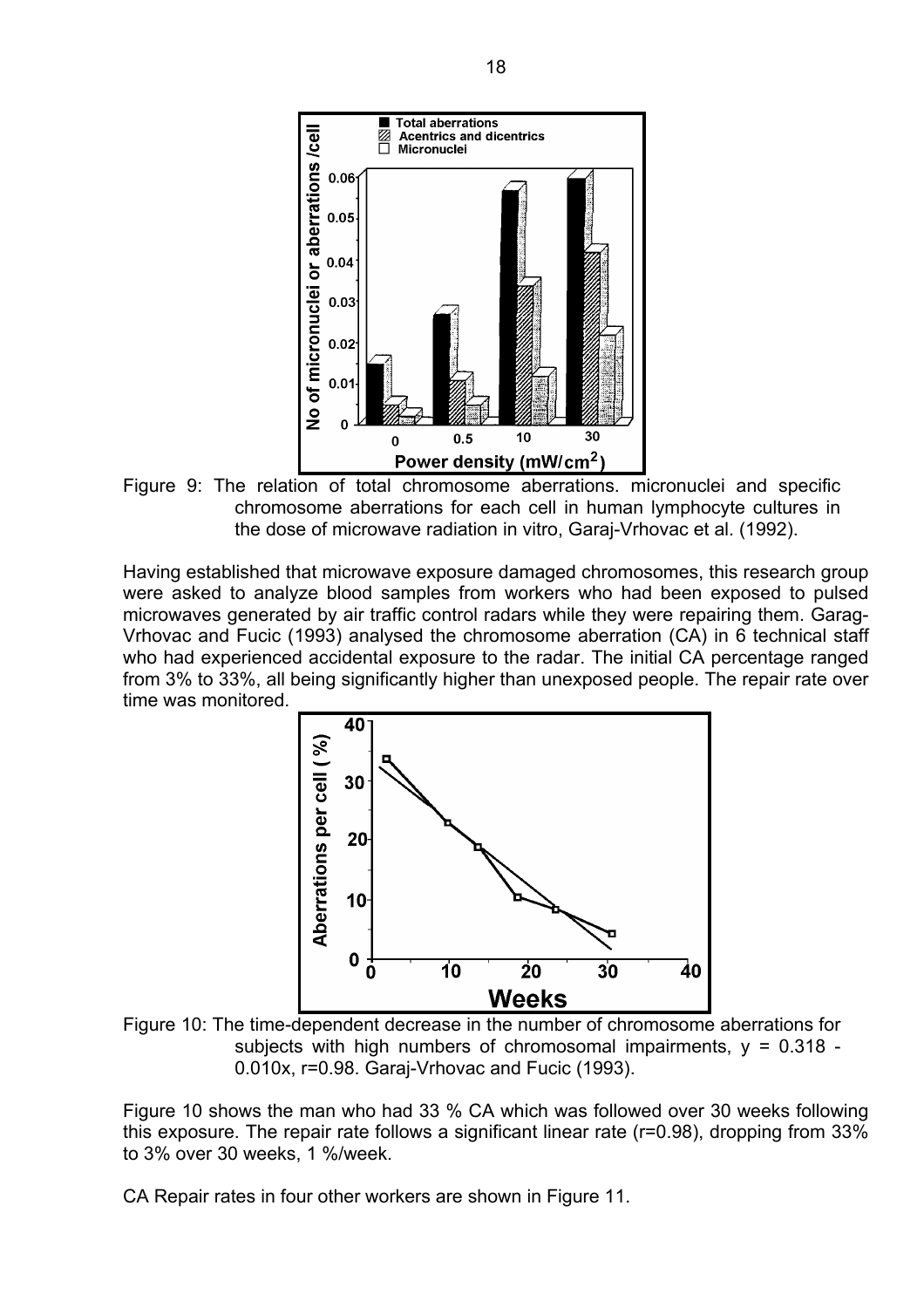Figure 9: The relation of total chromosome aberrations. micronuclei and specific chromosome aberrations for each cell in human lymphocyte cultures in the dose of microwave radiation in vitro, Garaj-Vrhovac et al. (1992).

Having established that microwave exposure damaged chromosomes, this research group were asked to analyze blood samples from workers who had been exposed to pulsed microwaves generated by air traffic control radars while they were repairing them. Garag-Vrhovac and Fucic (1993) analysed the chromosome aberration (CA) in 6 technical staff who had experienced accidental exposure to the radar. The initial CA percentage ranged from 3% to 33%, all being significantly higher than unexposed people. The repair rate over time was monitored.

Figure 10: The time-dependent decrease in the number of chromosome aberrations for subjects with high numbers of chromosomal impairments, $y = 0.318 - 0.010x$, $r=0.98$. Garaj-Vrhovac and Fucic (1993).

Figure 10 shows the man who had 33 % CA which was followed over 30 weeks following this exposure. The repair rate follows a significant linear rate ($r=0.98$), dropping from 33% to 3% over 30 weeks, 1 %/week.

CA Repair rates in four other workers are shown in Figure 11.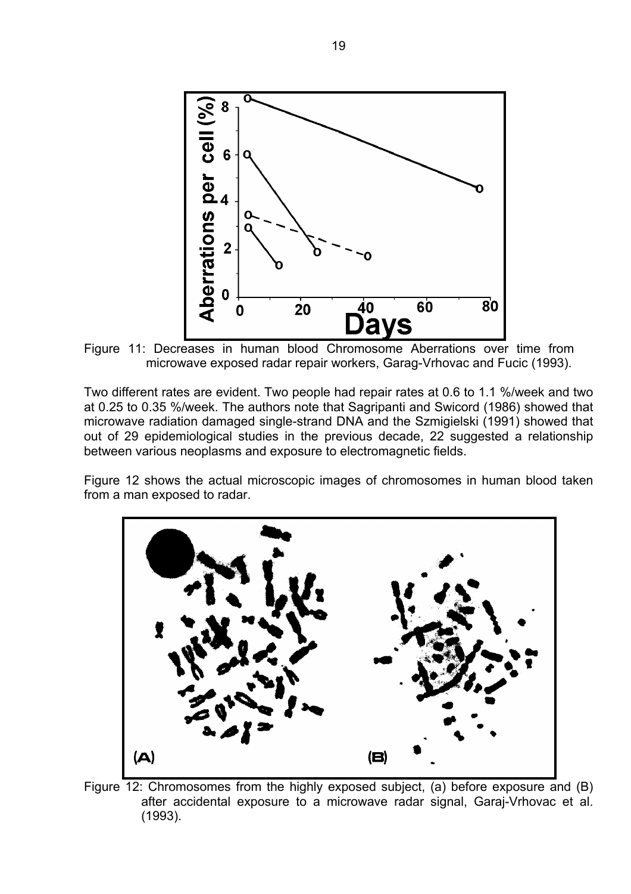Figure 11: Decreases in human blood Chromosome Aberrations over time from microwave exposed radar repair workers, Garag-Vrhovac and Fucic (1993).

Two different rates are evident. Two people had repair rates at 0.6 to 1.1 %/week and two at 0.25 to 0.35 %/week. The authors note that Sagripanti and Swicord (1986) showed that microwave radiation damaged single-strand DNA and the Szmigielski (1991) showed that out of 29 epidemiological studies in the previous decade, 22 suggested a relationship between various neoplasms and exposure to electromagnetic fields.

Figure 12 shows the actual microscopic images of chromosomes in human blood taken from a man exposed to radar.

Figure 12: Chromosomes from the highly exposed subject, (a) before exposure and (B) after accidental exposure to a microwave radar signal, Garaj-Vrhovac et al. (1993).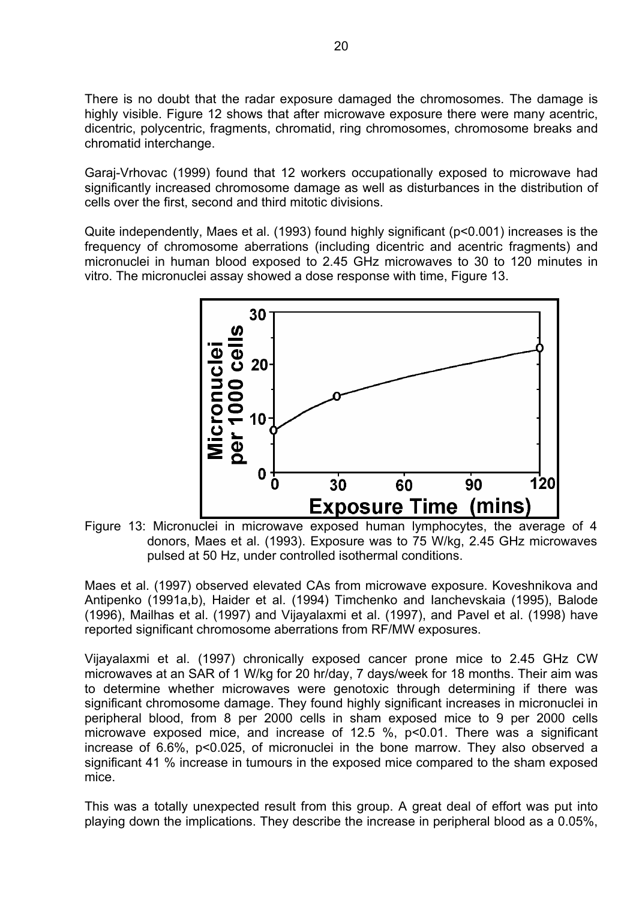There is no doubt that the radar exposure damaged the chromosomes. The damage is highly visible. Figure 12 shows that after microwave exposure there were many acentric, dicentric, polycentric, fragments, chromatid, ring chromosomes, chromosome breaks and chromatid interchange.

Garaj-Vrhovac (1999) found that 12 workers occupationally exposed to microwave had significantly increased chromosome damage as well as disturbances in the distribution of cells over the first, second and third mitotic divisions.

Quite independently, Maes et al. (1993) found highly significant ($p<0.001$) increases is the frequency of chromosome aberrations (including dicentric and acentric fragments) and micronuclei in human blood exposed to 2.45 GHz microwaves to 30 to 120 minutes in vitro. The micronuclei assay showed a dose response with time, Figure 13.

Figure 13: Micronuclei in microwave exposed human lymphocytes, the average of 4 donors, Maes et al. (1993). Exposure was to 75 W/kg, 2.45 GHz microwaves pulsed at 50 Hz, under controlled isothermal conditions.

Maes et al. (1997) observed elevated CAs from microwave exposure. Koveshnikova and Antipenko (1991a,b), Haider et al. (1994) Timchenko and Ianchevskaia (1995), Balode (1996), Mailhas et al. (1997) and Vijayalaxmi et al. (1997), and Pavel et al. (1998) have reported significant chromosome aberrations from RF/MW exposures.

Vijayalaxmi et al. (1997) chronically exposed cancer prone mice to 2.45 GHz CW microwaves at an SAR of 1 W/kg for 20 hr/day, 7 days/week for 18 months. Their aim was to determine whether microwaves were genotoxic through determining if there was significant chromosome damage. They found highly significant increases in micronuclei in peripheral blood, from 8 per 2000 cells in sham exposed mice to 9 per 2000 cells microwave exposed mice, and increase of 12.5 %, $p<0.01$. There was a significant increase of 6.6%, $p<0.025$, of micronuclei in the bone marrow. They also observed a significant 41 % increase in tumours in the exposed mice compared to the sham exposed mice.

This was a totally unexpected result from this group. A great deal of effort was put into playing down the implications. They describe the increase in peripheral blood as a 0.05%,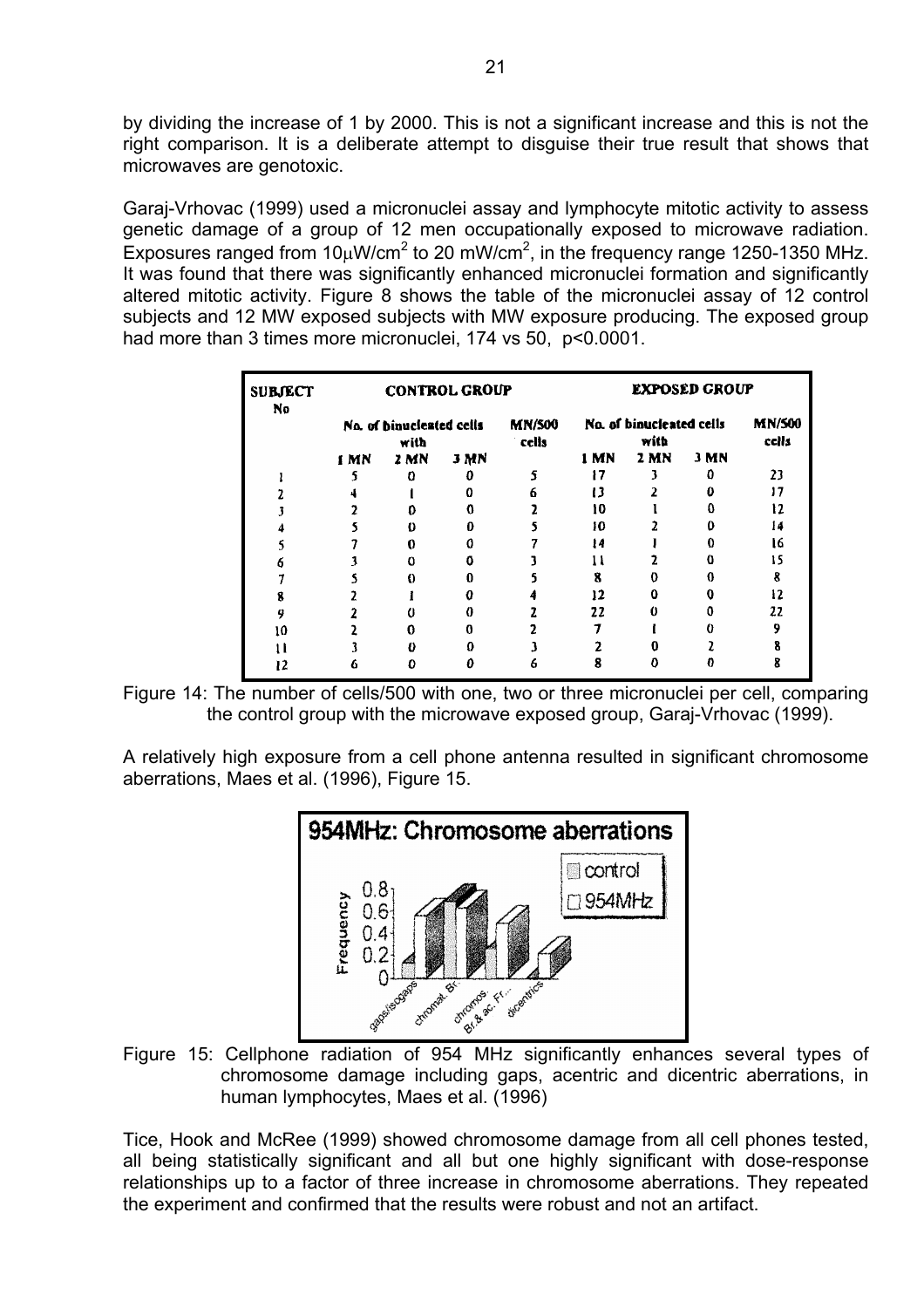by dividing the increase of 1 by 2000. This is not a significant increase and this is not the right comparison. It is a deliberate attempt to disguise their true result that shows that microwaves are genotoxic.

Garaj-Vrhovac (1999) used a micronuclei assay and lymphocyte mitotic activity to assess genetic damage of a group of 12 men occupationally exposed to microwave radiation. Exposures ranged from 10μW/cm$^2$ to 20 mW/cm$^2$, in the frequency range 1250-1350 MHz. It was found that there was significantly enhanced micronuclei formation and significantly altered mitotic activity. Figure 8 shows the table of the micronuclei assay of 12 control subjects and 12 MW exposed subjects with MW exposure producing. The exposed group had more than 3 times more micronuclei, 174 vs 50, $p<0.0001$.

| SUBJECT No | CONTROL GROUP | | | | EXPOSED GROUP | | | |
|---|---|---|---|---|---|---|---|---|
| | No. of binucleated cells with | | | MN/500 cells | No. of binucleated cells with | | | MN/500 cells |
| | 1 MN | 2 MN | 3 MN | | 1 MN | 2 MN | 3 MN | |
| 1 | 5 | 0 | 0 | 5 | 17 | 3 | 0 | 23 |
| 2 | 4 | 1 | 0 | 6 | 13 | 2 | 0 | 17 |
| 3 | 2 | 0 | 0 | 2 | 10 | 1 | 0 | 12 |
| 4 | 5 | 0 | 0 | 5 | 10 | 2 | 0 | 14 |
| 5 | 7 | 0 | 0 | 7 | 14 | 1 | 0 | 16 |
| 6 | 3 | 0 | 0 | 3 | 11 | 2 | 0 | 15 |
| 7 | 5 | 0 | 0 | 5 | 8 | 0 | 0 | 8 |
| 8 | 2 | 1 | 0 | 4 | 12 | 0 | 0 | 12 |
| 9 | 2 | 0 | 0 | 2 | 22 | 0 | 0 | 22 |
| 10 | 2 | 0 | 0 | 2 | 7 | 1 | 0 | 9 |
| 11 | 3 | 0 | 0 | 3 | 2 | 0 | 2 | 8 |
| 12 | 6 | 0 | 0 | 6 | 8 | 0 | 0 | 8 |

Figure 14: The number of cells/500 with one, two or three micronuclei per cell, comparing the control group with the microwave exposed group, Garaj-Vrhovac (1999).

A relatively high exposure from a cell phone antenna resulted in significant chromosome aberrations, Maes et al. (1996), Figure 15.

Figure 15: Cellphone radiation of 954 MHz significantly enhances several types of chromosome damage including gaps, acentric and dicentric aberrations, in human lymphocytes, Maes et al. (1996)

Tice, Hook and McRee (1999) showed chromosome damage from all cell phones tested, all being statistically significant and all but one highly significant with dose-response relationships up to a factor of three increase in chromosome aberrations. They repeated the experiment and confirmed that the results were robust and not an artifact.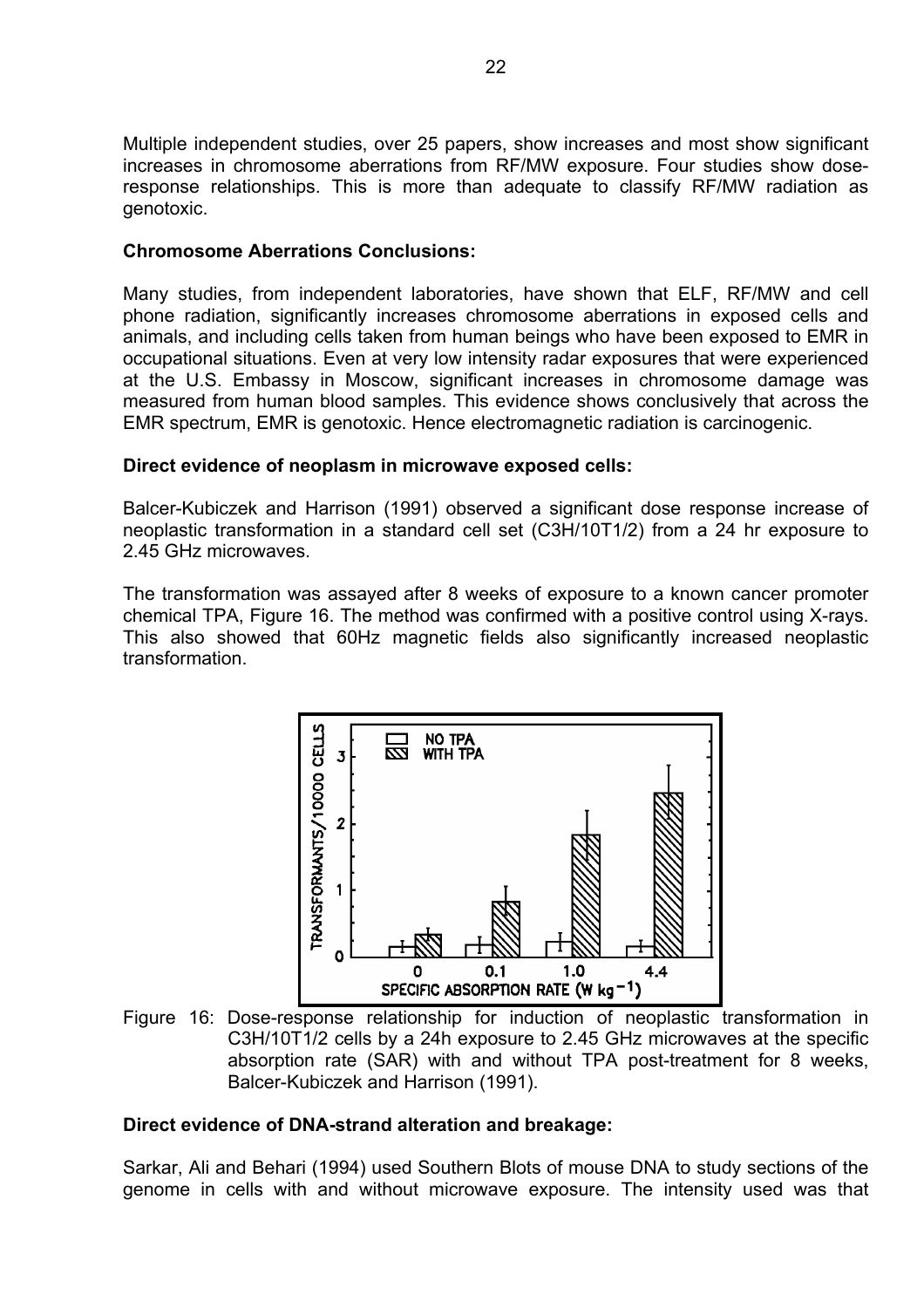Multiple independent studies, over 25 papers, show increases and most show significant increases in chromosome aberrations from RF/MW exposure. Four studies show dose-response relationships. This is more than adequate to classify RF/MW radiation as genotoxic.

**Chromosome Aberrations Conclusions:**

Many studies, from independent laboratories, have shown that ELF, RF/MW and cell phone radiation, significantly increases chromosome aberrations in exposed cells and animals, and including cells taken from human beings who have been exposed to EMR in occupational situations. Even at very low intensity radar exposures that were experienced at the U.S. Embassy in Moscow, significant increases in chromosome damage was measured from human blood samples. This evidence shows conclusively that across the EMR spectrum, EMR is genotoxic. Hence electromagnetic radiation is carcinogenic.

**Direct evidence of neoplasm in microwave exposed cells:**

Balcer-Kubiczek and Harrison (1991) observed a significant dose response increase of neoplastic transformation in a standard cell set (C3H/10T1/2) from a 24 hr exposure to 2.45 GHz microwaves.

The transformation was assayed after 8 weeks of exposure to a known cancer promoter chemical TPA, Figure 16. The method was confirmed with a positive control using X-rays. This also showed that 60Hz magnetic fields also significantly increased neoplastic transformation.

Figure 16: Dose-response relationship for induction of neoplastic transformation in C3H/10T1/2 cells by a 24h exposure to 2.45 GHz microwaves at the specific absorption rate (SAR) with and without TPA post-treatment for 8 weeks, Balcer-Kubiczek and Harrison (1991).

**Direct evidence of DNA-strand alteration and breakage:**

Sarkar, Ali and Behari (1994) used Southern Blots of mouse DNA to study sections of the genome in cells with and without microwave exposure. The intensity used was that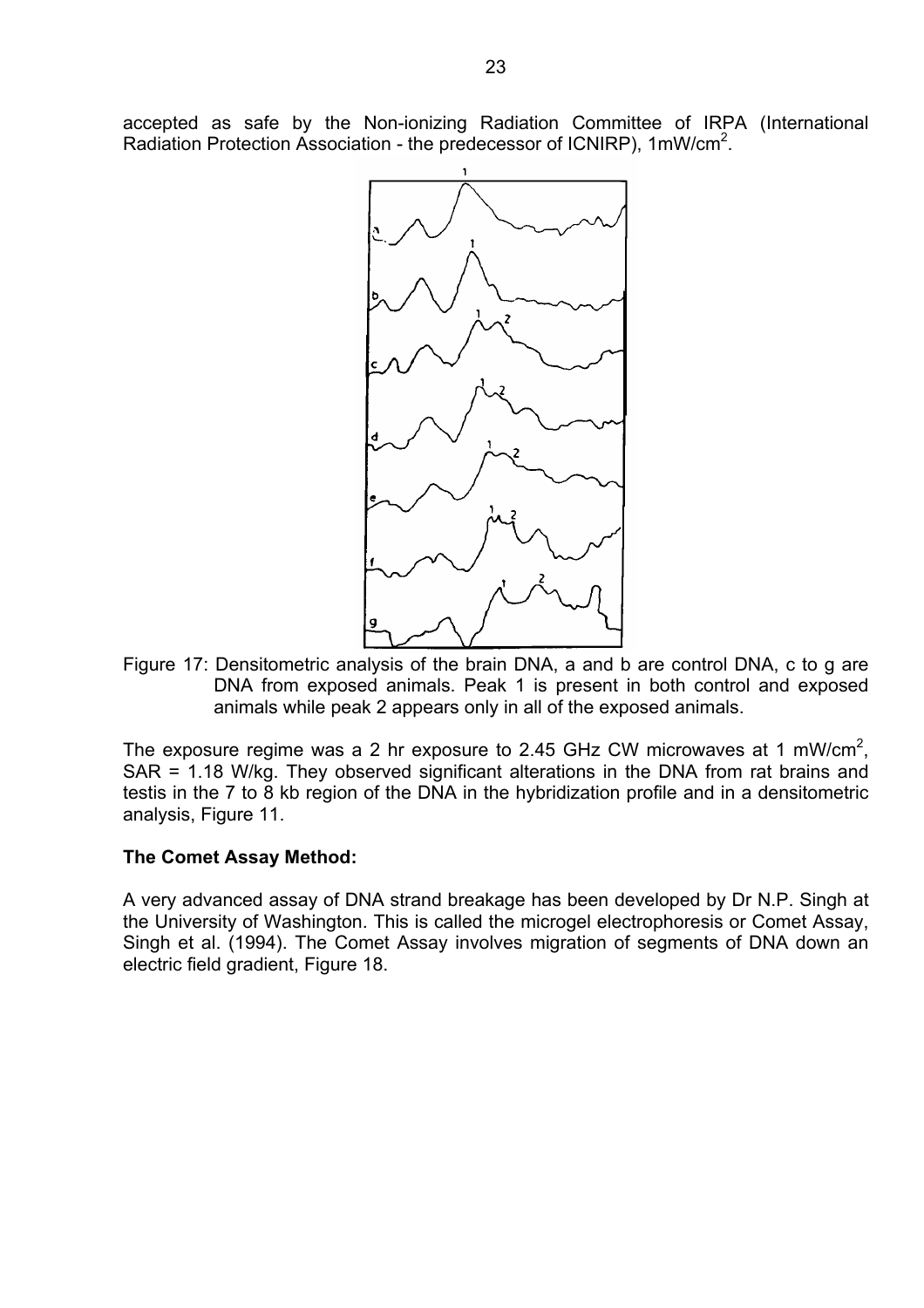accepted as safe by the Non-ionizing Radiation Committee of IRPA (International Radiation Protection Association - the predecessor of ICNIRP), 1mW/cm$^2$.

Figure 17: Densitometric analysis of the brain DNA, a and b are control DNA, c to g are DNA from exposed animals. Peak 1 is present in both control and exposed animals while peak 2 appears only in all of the exposed animals.

The exposure regime was a 2 hr exposure to 2.45 GHz CW microwaves at 1 mW/cm$^2$, SAR = 1.18 W/kg. They observed significant alterations in the DNA from rat brains and testis in the 7 to 8 kb region of the DNA in the hybridization profile and in a densitometric analysis, Figure 11.

**The Comet Assay Method:**

A very advanced assay of DNA strand breakage has been developed by Dr N.P. Singh at the University of Washington. This is called the microgel electrophoresis or Comet Assay, Singh et al. (1994). The Comet Assay involves migration of segments of DNA down an electric field gradient, Figure 18.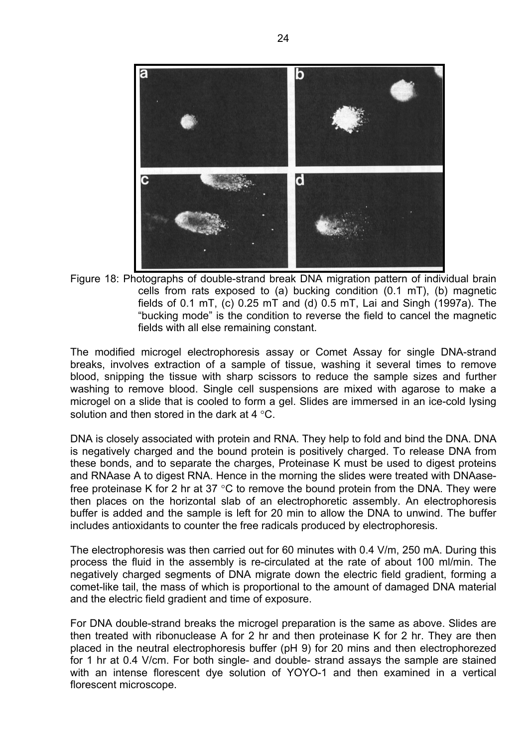Figure 18: Photographs of double-strand break DNA migration pattern of individual brain cells from rats exposed to (a) bucking condition (0.1 mT), (b) magnetic fields of 0.1 mT, (c) 0.25 mT and (d) 0.5 mT, Lai and Singh (1997a). The "bucking mode" is the condition to reverse the field to cancel the magnetic fields with all else remaining constant.

The modified microgel electrophoresis assay or Comet Assay for single DNA-strand breaks, involves extraction of a sample of tissue, washing it several times to remove blood, snipping the tissue with sharp scissors to reduce the sample sizes and further washing to remove blood. Single cell suspensions are mixed with agarose to make a microgel on a slide that is cooled to form a gel. Slides are immersed in an ice-cold lysing solution and then stored in the dark at 4 °C.

DNA is closely associated with protein and RNA. They help to fold and bind the DNA. DNA is negatively charged and the bound protein is positively charged. To release DNA from these bonds, and to separate the charges, Proteinase K must be used to digest proteins and RNAase A to digest RNA. Hence in the morning the slides were treated with DNAase-free proteinase K for 2 hr at 37 °C to remove the bound protein from the DNA. They were then places on the horizontal slab of an electrophoretic assembly. An electrophoresis buffer is added and the sample is left for 20 min to allow the DNA to unwind. The buffer includes antioxidants to counter the free radicals produced by electrophoresis.

The electrophoresis was then carried out for 60 minutes with 0.4 V/m, 250 mA. During this process the fluid in the assembly is re-circulated at the rate of about 100 ml/min. The negatively charged segments of DNA migrate down the electric field gradient, forming a comet-like tail, the mass of which is proportional to the amount of damaged DNA material and the electric field gradient and time of exposure.

For DNA double-strand breaks the microgel preparation is the same as above. Slides are then treated with ribonuclease A for 2 hr and then proteinase K for 2 hr. They are then placed in the neutral electrophoresis buffer (pH 9) for 20 mins and then electrophorezed for 1 hr at 0.4 V/cm. For both single- and double- strand assays the sample are stained with an intense florescent dye solution of YOYO-1 and then examined in a vertical florescent microscope.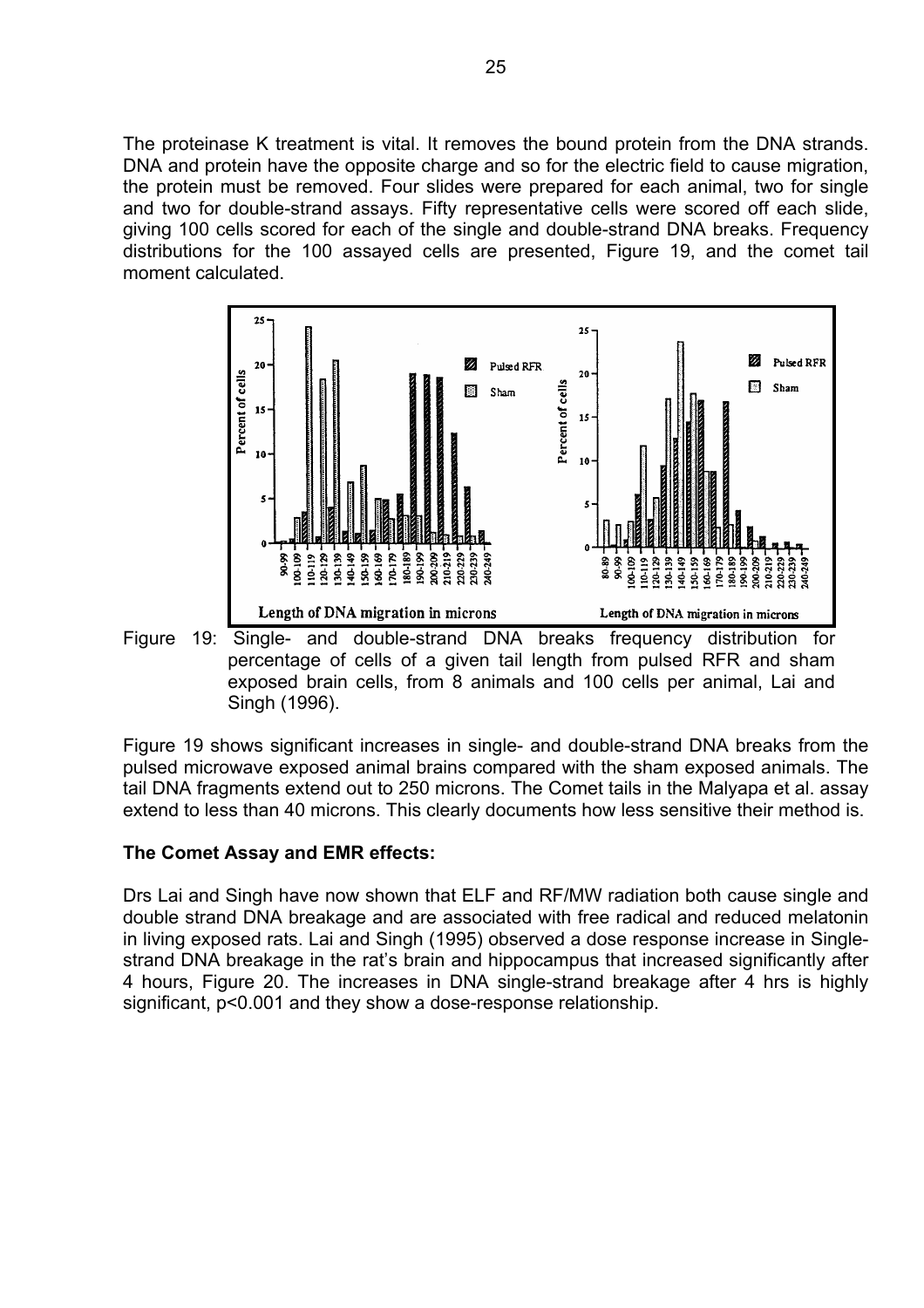The proteinase K treatment is vital. It removes the bound protein from the DNA strands. DNA and protein have the opposite charge and so for the electric field to cause migration, the protein must be removed. Four slides were prepared for each animal, two for single and two for double-strand assays. Fifty representative cells were scored off each slide, giving 100 cells scored for each of the single and double-strand DNA breaks. Frequency distributions for the 100 assayed cells are presented, Figure 19, and the comet tail moment calculated.

Figure 19: Single- and double-strand DNA breaks frequency distribution for percentage of cells of a given tail length from pulsed RFR and sham exposed brain cells, from 8 animals and 100 cells per animal, Lai and Singh (1996).

Figure 19 shows significant increases in single- and double-strand DNA breaks from the pulsed microwave exposed animal brains compared with the sham exposed animals. The tail DNA fragments extend out to 250 microns. The Comet tails in the Malyapa et al. assay extend to less than 40 microns. This clearly documents how less sensitive their method is.

**The Comet Assay and EMR effects:**

Drs Lai and Singh have now shown that ELF and RF/MW radiation both cause single and double strand DNA breakage and are associated with free radical and reduced melatonin in living exposed rats. Lai and Singh (1995) observed a dose response increase in Single-strand DNA breakage in the rat's brain and hippocampus that increased significantly after 4 hours, Figure 20. The increases in DNA single-strand breakage after 4 hrs is highly significant, $p<0.001$ and they show a dose-response relationship.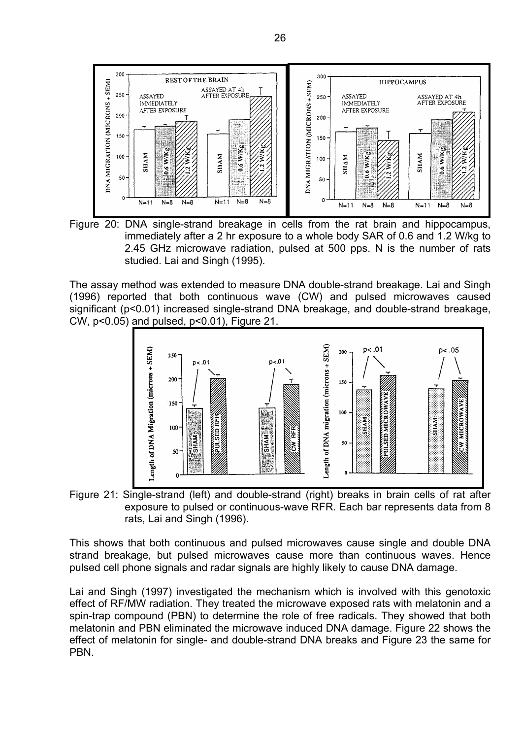Figure 20: DNA single-strand breakage in cells from the rat brain and hippocampus, immediately after a 2 hr exposure to a whole body SAR of 0.6 and 1.2 W/kg to 2.45 GHz microwave radiation, pulsed at 500 pps. N is the number of rats studied. Lai and Singh (1995).

The assay method was extended to measure DNA double-strand breakage. Lai and Singh (1996) reported that both continuous wave (CW) and pulsed microwaves caused significant ($p<0.01$) increased single-strand DNA breakage, and double-strand breakage, CW, $p<0.05$) and pulsed, $p<0.01$), Figure 21.

Figure 21: Single-strand (left) and double-strand (right) breaks in brain cells of rat after exposure to pulsed or continuous-wave RFR. Each bar represents data from 8 rats, Lai and Singh (1996).

This shows that both continuous and pulsed microwaves cause single and double DNA strand breakage, but pulsed microwaves cause more than continuous waves. Hence pulsed cell phone signals and radar signals are highly likely to cause DNA damage.

Lai and Singh (1997) investigated the mechanism which is involved with this genotoxic effect of RF/MW radiation. They treated the microwave exposed rats with melatonin and a spin-trap compound (PBN) to determine the role of free radicals. They showed that both melatonin and PBN eliminated the microwave induced DNA damage. Figure 22 shows the effect of melatonin for single- and double-strand DNA breaks and Figure 23 the same for PBN.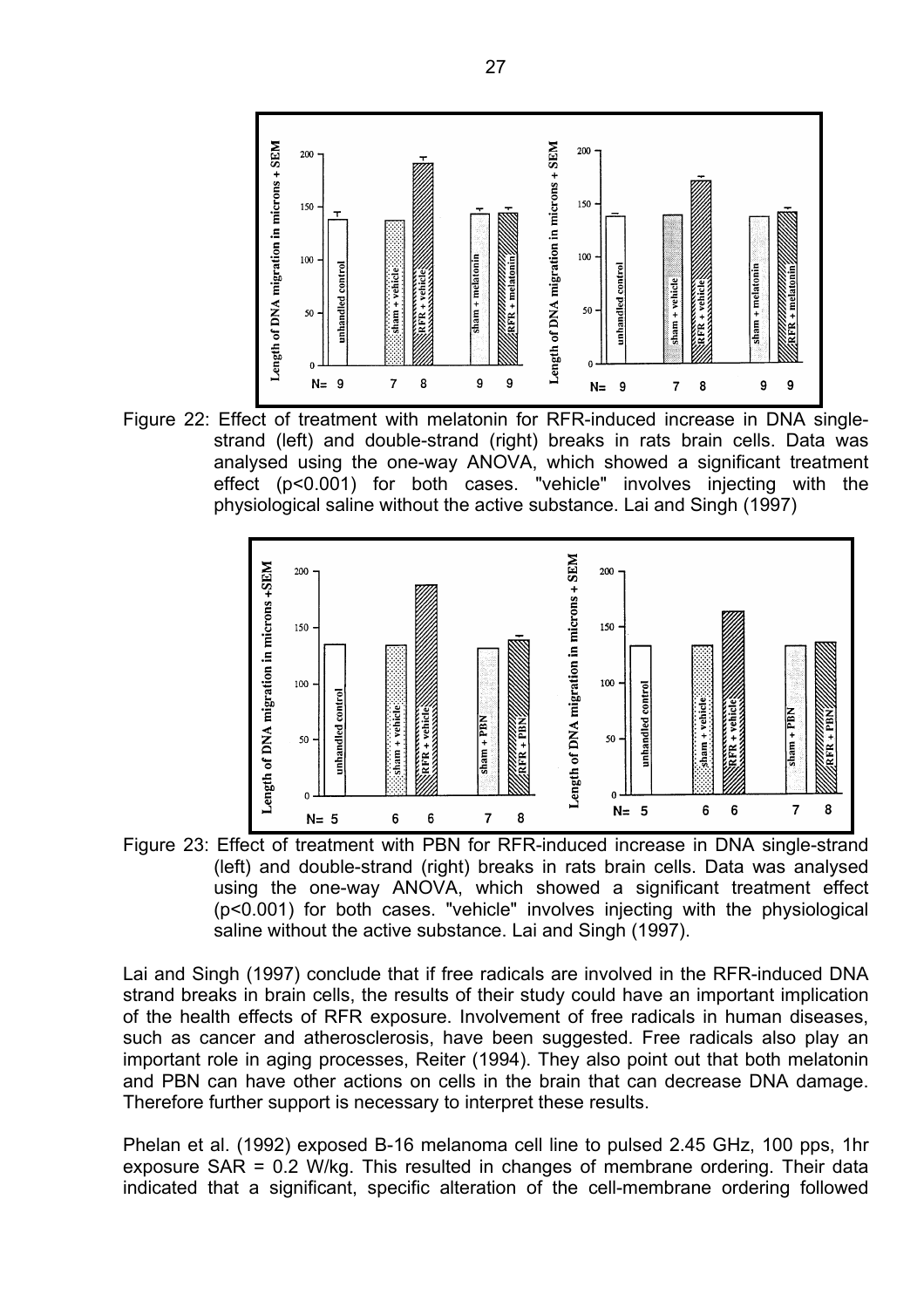Figure 22: Effect of treatment with melatonin for RFR-induced increase in DNA single-strand (left) and double-strand (right) breaks in rats brain cells. Data was analysed using the one-way ANOVA, which showed a significant treatment effect ($p<0.001$) for both cases. "vehicle" involves injecting with the physiological saline without the active substance. Lai and Singh (1997)

Figure 23: Effect of treatment with PBN for RFR-induced increase in DNA single-strand (left) and double-strand (right) breaks in rats brain cells. Data was analysed using the one-way ANOVA, which showed a significant treatment effect ($p<0.001$) for both cases. "vehicle" involves injecting with the physiological saline without the active substance. Lai and Singh (1997).

Lai and Singh (1997) conclude that if free radicals are involved in the RFR-induced DNA strand breaks in brain cells, the results of their study could have an important implication of the health effects of RFR exposure. Involvement of free radicals in human diseases, such as cancer and atherosclerosis, have been suggested. Free radicals also play an important role in aging processes, Reiter (1994). They also point out that both melatonin and PBN can have other actions on cells in the brain that can decrease DNA damage. Therefore further support is necessary to interpret these results.

Phelan et al. (1992) exposed B-16 melanoma cell line to pulsed 2.45 GHz, 100 pps, 1hr exposure SAR = 0.2 W/kg. This resulted in changes of membrane ordering. Their data indicated that a significant, specific alteration of the cell-membrane ordering followed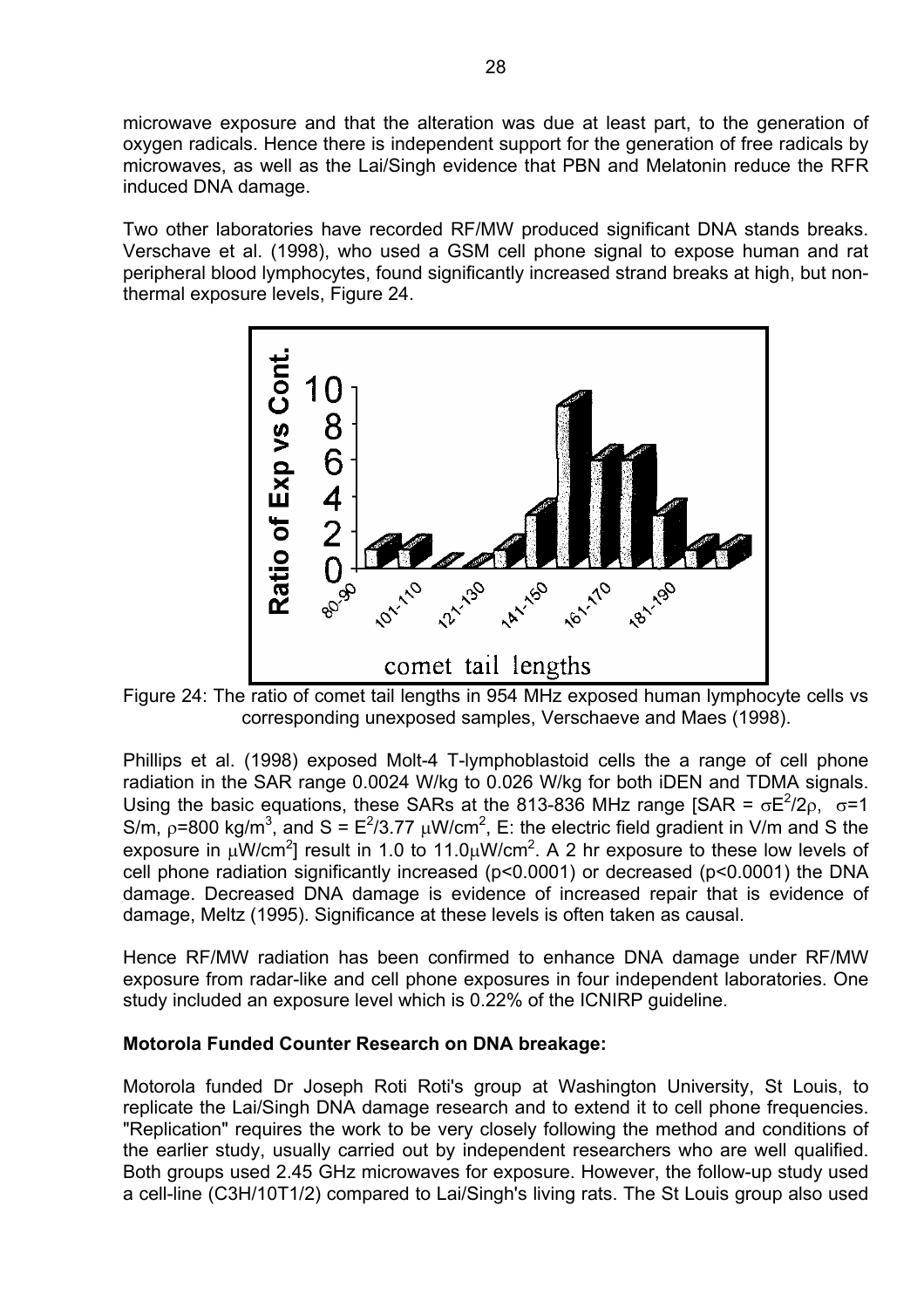microwave exposure and that the alteration was due at least part, to the generation of oxygen radicals. Hence there is independent support for the generation of free radicals by microwaves, as well as the Lai/Singh evidence that PBN and Melatonin reduce the RFR induced DNA damage.

Two other laboratories have recorded RF/MW produced significant DNA stands breaks. Verschave et al. (1998), who used a GSM cell phone signal to expose human and rat peripheral blood lymphocytes, found significantly increased strand breaks at high, but non-thermal exposure levels, Figure 24.

Figure 24: The ratio of comet tail lengths in 954 MHz exposed human lymphocyte cells vs corresponding unexposed samples, Verschaeve and Maes (1998).

Phillips et al. (1998) exposed Molt-4 T-lymphoblastoid cells the a range of cell phone radiation in the SAR range 0.0024 W/kg to 0.026 W/kg for both iDEN and TDMA signals. Using the basic equations, these SARs at the 813-836 MHz range [SAR = $\sigma E^2/2\rho$, $\sigma$=1 S/m, $\rho$=800 kg/m$^3$, and S = $E^2/3.77$ $\mu$W/cm$^2$, E: the electric field gradient in V/m and S the exposure in $\mu$W/cm$^2$] result in 1.0 to 11.0$\mu$W/cm$^2$. A 2 hr exposure to these low levels of cell phone radiation significantly increased ($p<0.0001$) or decreased ($p<0.0001$) the DNA damage. Decreased DNA damage is evidence of increased repair that is evidence of damage, Meltz (1995). Significance at these levels is often taken as causal.

Hence RF/MW radiation has been confirmed to enhance DNA damage under RF/MW exposure from radar-like and cell phone exposures in four independent laboratories. One study included an exposure level which is 0.22% of the ICNIRP guideline.

**Motorola Funded Counter Research on DNA breakage:**

Motorola funded Dr Joseph Roti Roti's group at Washington University, St Louis, to replicate the Lai/Singh DNA damage research and to extend it to cell phone frequencies. "Replication" requires the work to be very closely following the method and conditions of the earlier study, usually carried out by independent researchers who are well qualified. Both groups used 2.45 GHz microwaves for exposure. However, the follow-up study used a cell-line (C3H/10T1/2) compared to Lai/Singh's living rats. The St Louis group also used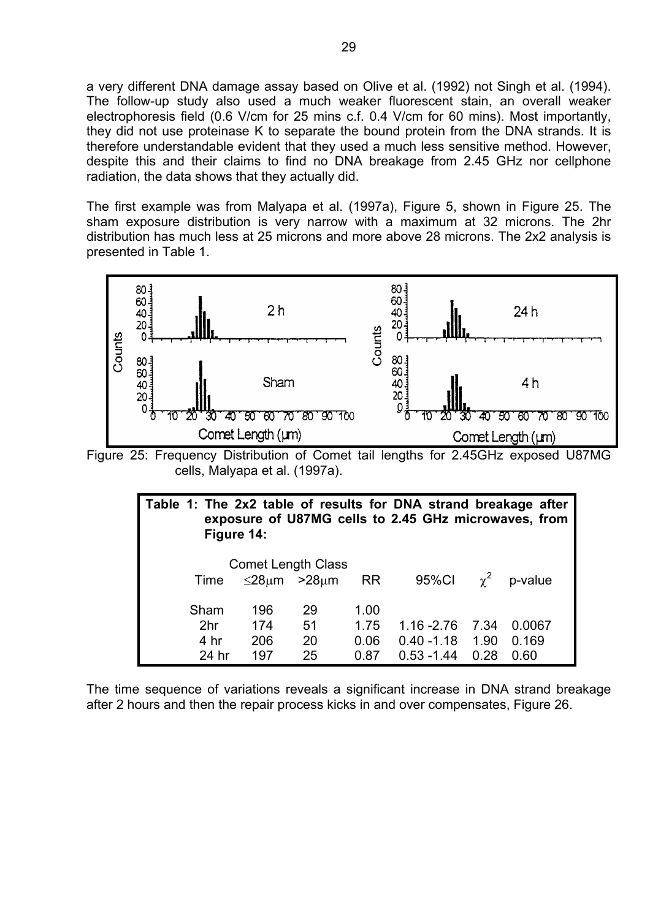a very different DNA damage assay based on Olive et al. (1992) not Singh et al. (1994). The follow-up study also used a much weaker fluorescent stain, an overall weaker electrophoresis field (0.6 V/cm for 25 mins c.f. 0.4 V/cm for 60 mins). Most importantly, they did not use proteinase K to separate the bound protein from the DNA strands. It is therefore understandable evident that they used a much less sensitive method. However, despite this and their claims to find no DNA breakage from 2.45 GHz nor cellphone radiation, the data shows that they actually did.

The first example was from Malyapa et al. (1997a), Figure 5, shown in Figure 25. The sham exposure distribution is very narrow with a maximum at 32 microns. The 2hr distribution has much less at 25 microns and more above 28 microns. The 2x2 analysis is presented in Table 1.

Figure 25: Frequency Distribution of Comet tail lengths for 2.45GHz exposed U87MG cells, Malyapa et al. (1997a).

**Table 1: The 2x2 table of results for DNA strand breakage after exposure of U87MG cells to 2.45 GHz microwaves, from Figure 14:**

| | Comet Length Class | | | | | |
|---|---|---|---|---|---|---|
| Time | $\leq 28\mu m$ | $>28\mu m$ | RR | 95%CI | $\chi^2$ | p-value |
| Sham | 196 | 29 | 1.00 | | | |
| 2hr | 174 | 51 | 1.75 | 1.16 -2.76 | 7.34 | 0.0067 |
| 4 hr | 206 | 20 | 0.06 | 0.40 -1.18 | 1.90 | 0.169 |
| 24 hr | 197 | 25 | 0.87 | 0.53 -1.44 | 0.28 | 0.60 |

The time sequence of variations reveals a significant increase in DNA strand breakage after 2 hours and then the repair process kicks in and over compensates, Figure 26.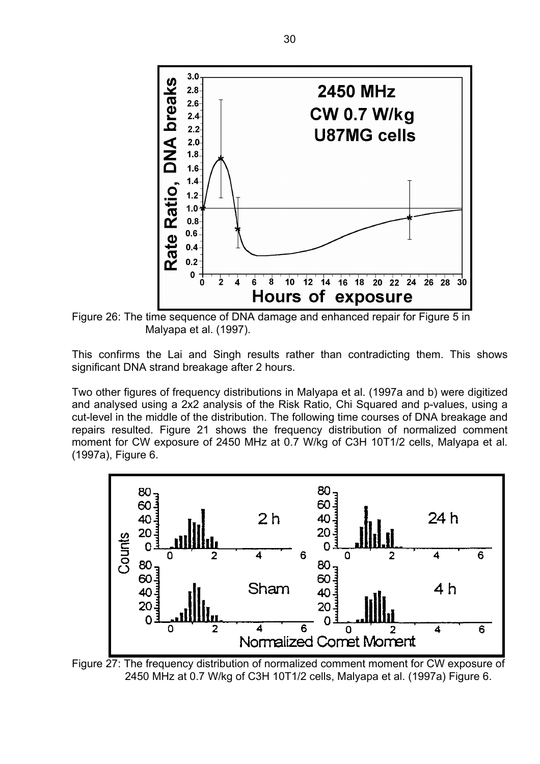Figure 26: The time sequence of DNA damage and enhanced repair for Figure 5 in Malyapa et al. (1997).

This confirms the Lai and Singh results rather than contradicting them. This shows significant DNA strand breakage after 2 hours.

Two other figures of frequency distributions in Malyapa et al. (1997a and b) were digitized and analysed using a 2x2 analysis of the Risk Ratio, Chi Squared and p-values, using a cut-level in the middle of the distribution. The following time courses of DNA breakage and repairs resulted. Figure 21 shows the frequency distribution of normalized comment moment for CW exposure of 2450 MHz at 0.7 W/kg of C3H 10T1/2 cells, Malyapa et al. (1997a), Figure 6.

Figure 27: The frequency distribution of normalized comment moment for CW exposure of 2450 MHz at 0.7 W/kg of C3H 10T1/2 cells, Malyapa et al. (1997a) Figure 6.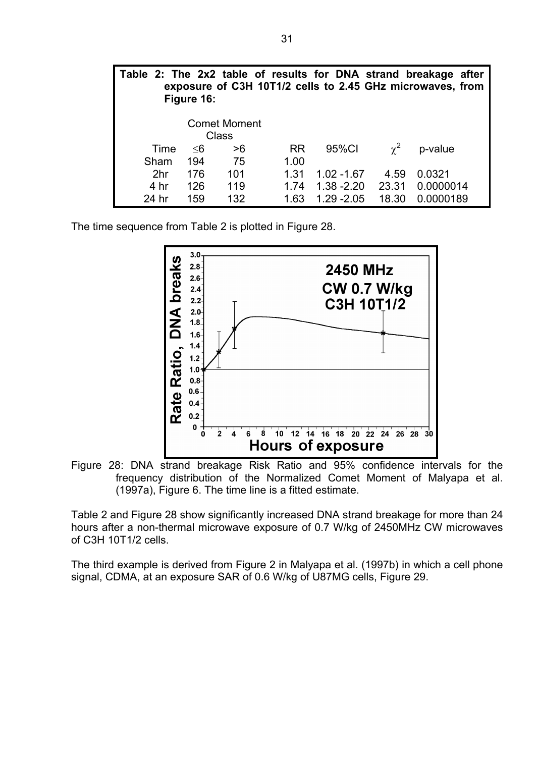**Table 2: The 2x2 table of results for DNA strand breakage after exposure of C3H 10T1/2 cells to 2.45 GHz microwaves, from Figure 16:**

| | Comet Moment Class | | | | | |
|---|---|---|---|---|---|---|
| Time | ≤6 | >6 | RR | 95%CI | $\chi^2$ | p-value |
| Sham | 194 | 75 | 1.00 | | | |
| 2hr | 176 | 101 | 1.31 | 1.02 -1.67 | 4.59 | 0.0321 |
| 4 hr | 126 | 119 | 1.74 | 1.38 -2.20 | 23.31 | 0.0000014 |
| 24 hr | 159 | 132 | 1.63 | 1.29 -2.05 | 18.30 | 0.0000189 |

The time sequence from Table 2 is plotted in Figure 28.

Figure 28: DNA strand breakage Risk Ratio and 95% confidence intervals for the frequency distribution of the Normalized Comet Moment of Malyapa et al. (1997a), Figure 6. The time line is a fitted estimate.

Table 2 and Figure 28 show significantly increased DNA strand breakage for more than 24 hours after a non-thermal microwave exposure of 0.7 W/kg of 2450MHz CW microwaves of C3H 10T1/2 cells.

The third example is derived from Figure 2 in Malyapa et al. (1997b) in which a cell phone signal, CDMA, at an exposure SAR of 0.6 W/kg of U87MG cells, Figure 29.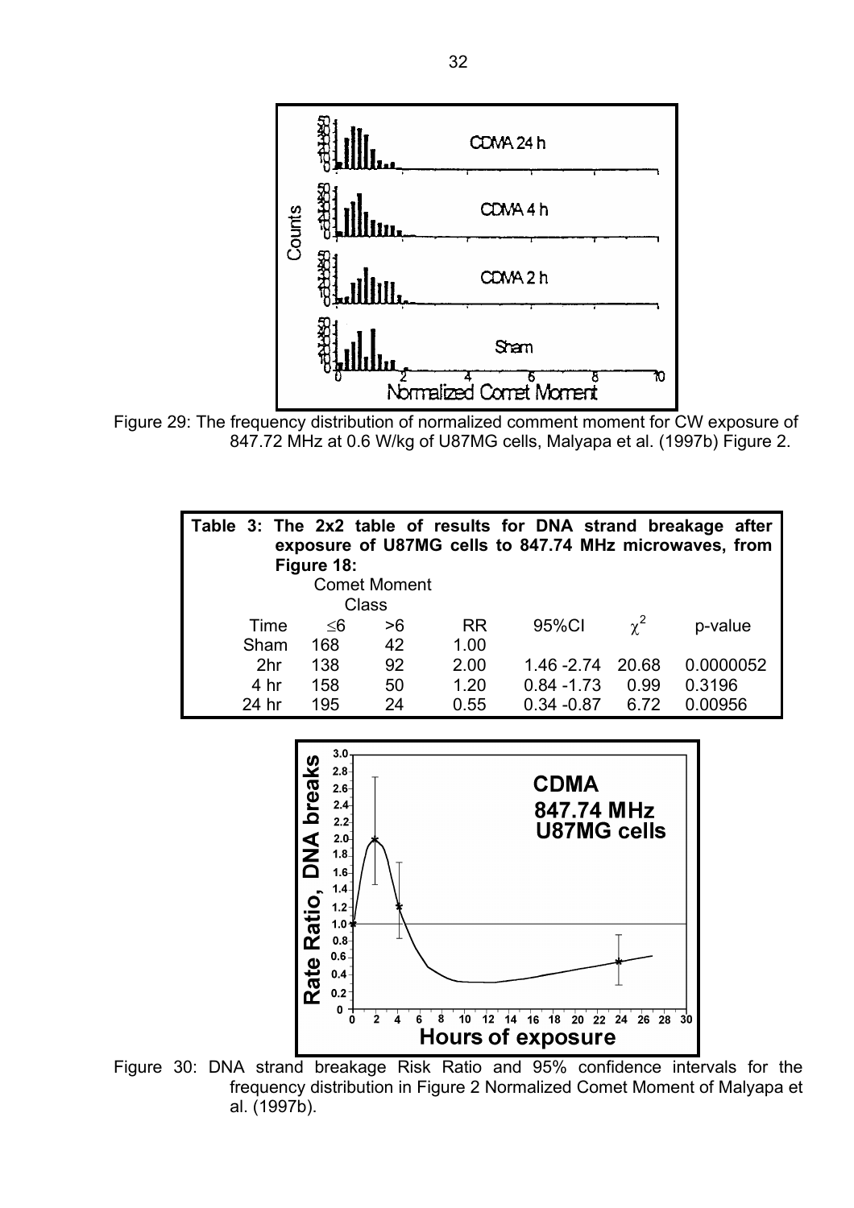Figure 29: The frequency distribution of normalized comment moment for CW exposure of 847.72 MHz at 0.6 W/kg of U87MG cells, Malyapa et al. (1997b) Figure 2.

**Table 3: The 2x2 table of results for DNA strand breakage after exposure of U87MG cells to 847.74 MHz microwaves, from Figure 18:**

| Time | Comet Moment Class ≤6 | >6 | RR | 95%CI | $\chi^2$ | p-value |
|---|---|---|---|---|---|---|
| Sham | 168 | 42 | 1.00 | | | |
| 2hr | 138 | 92 | 2.00 | 1.46 -2.74 | 20.68 | 0.0000052 |
| 4 hr | 158 | 50 | 1.20 | 0.84 -1.73 | 0.99 | 0.3196 |
| 24 hr | 195 | 24 | 0.55 | 0.34 -0.87 | 6.72 | 0.00956 |

Figure 30: DNA strand breakage Risk Ratio and 95% confidence intervals for the frequency distribution in Figure 2 Normalized Comet Moment of Malyapa et al. (1997b).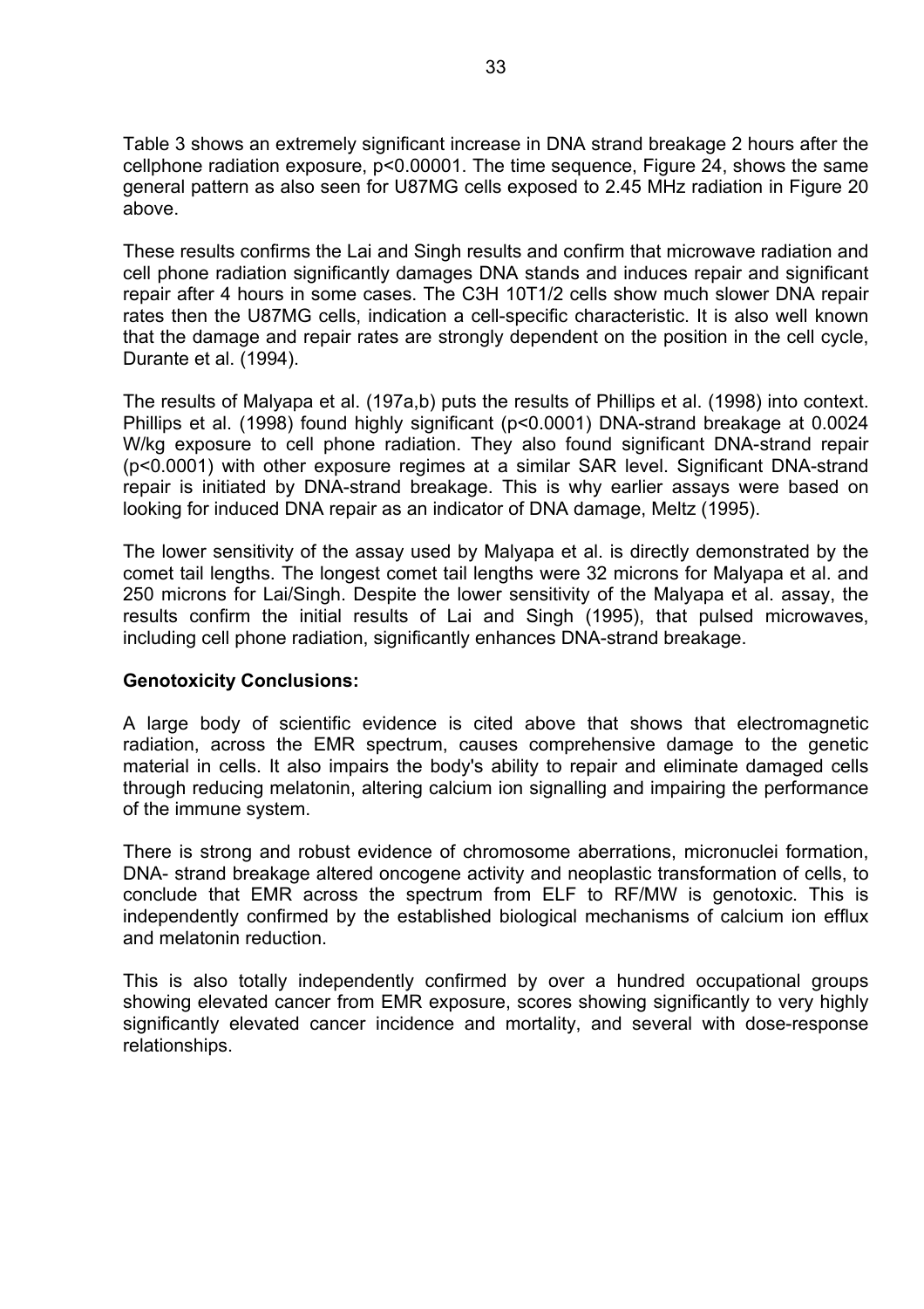Table 3 shows an extremely significant increase in DNA strand breakage 2 hours after the cellphone radiation exposure, $p<0.00001$. The time sequence, Figure 24, shows the same general pattern as also seen for U87MG cells exposed to 2.45 MHz radiation in Figure 20 above.

These results confirms the Lai and Singh results and confirm that microwave radiation and cell phone radiation significantly damages DNA stands and induces repair and significant repair after 4 hours in some cases. The C3H 10T1/2 cells show much slower DNA repair rates then the U87MG cells, indication a cell-specific characteristic. It is also well known that the damage and repair rates are strongly dependent on the position in the cell cycle, Durante et al. (1994).

The results of Malyapa et al. (197a,b) puts the results of Phillips et al. (1998) into context. Phillips et al. (1998) found highly significant ($p<0.0001$) DNA-strand breakage at 0.0024 W/kg exposure to cell phone radiation. They also found significant DNA-strand repair ($p<0.0001$) with other exposure regimes at a similar SAR level. Significant DNA-strand repair is initiated by DNA-strand breakage. This is why earlier assays were based on looking for induced DNA repair as an indicator of DNA damage, Meltz (1995).

The lower sensitivity of the assay used by Malyapa et al. is directly demonstrated by the comet tail lengths. The longest comet tail lengths were 32 microns for Malyapa et al. and 250 microns for Lai/Singh. Despite the lower sensitivity of the Malyapa et al. assay, the results confirm the initial results of Lai and Singh (1995), that pulsed microwaves, including cell phone radiation, significantly enhances DNA-strand breakage.

**Genotoxicity Conclusions:**

A large body of scientific evidence is cited above that shows that electromagnetic radiation, across the EMR spectrum, causes comprehensive damage to the genetic material in cells. It also impairs the body's ability to repair and eliminate damaged cells through reducing melatonin, altering calcium ion signalling and impairing the performance of the immune system.

There is strong and robust evidence of chromosome aberrations, micronuclei formation, DNA- strand breakage altered oncogene activity and neoplastic transformation of cells, to conclude that EMR across the spectrum from ELF to RF/MW is genotoxic. This is independently confirmed by the established biological mechanisms of calcium ion efflux and melatonin reduction.

This is also totally independently confirmed by over a hundred occupational groups showing elevated cancer from EMR exposure, scores showing significantly to very highly significantly elevated cancer incidence and mortality, and several with dose-response relationships.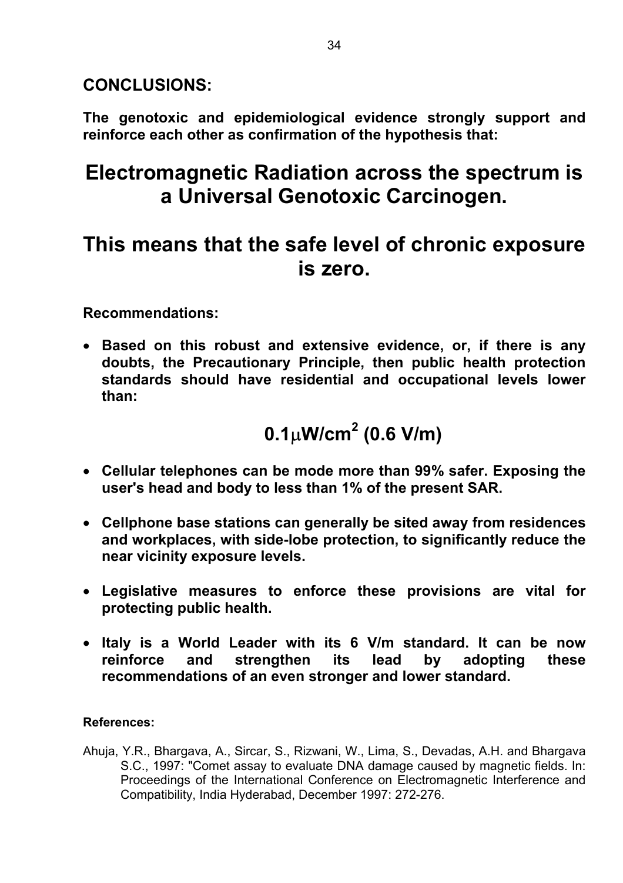## CONCLUSIONS:

**The genotoxic and epidemiological evidence strongly support and reinforce each other as confirmation of the hypothesis that:**

# Electromagnetic Radiation across the spectrum is a Universal Genotoxic Carcinogen.

# This means that the safe level of chronic exposure is zero.

**Recommendations:**

- **Based on this robust and extensive evidence, or, if there is any doubts, the Precautionary Principle, then public health protection standards should have residential and occupational levels lower than:**

$$0.1\mu W/cm^2 \text{ (0.6 V/m)}$$

- **Cellular telephones can be mode more than 99% safer. Exposing the user's head and body to less than 1% of the present SAR.**
- **Cellphone base stations can generally be sited away from residences and workplaces, with side-lobe protection, to significantly reduce the near vicinity exposure levels.**
- **Legislative measures to enforce these provisions are vital for protecting public health.**
- **Italy is a World Leader with its 6 V/m standard. It can be now reinforce and strengthen its lead by adopting these recommendations of an even stronger and lower standard.**

**References:**

Ahuja, Y.R., Bhargava, A., Sircar, S., Rizwani, W., Lima, S., Devadas, A.H. and Bhargava S.C., 1997: "Comet assay to evaluate DNA damage caused by magnetic fields. In: Proceedings of the International Conference on Electromagnetic Interference and Compatibility, India Hyderabad, December 1997: 272-276.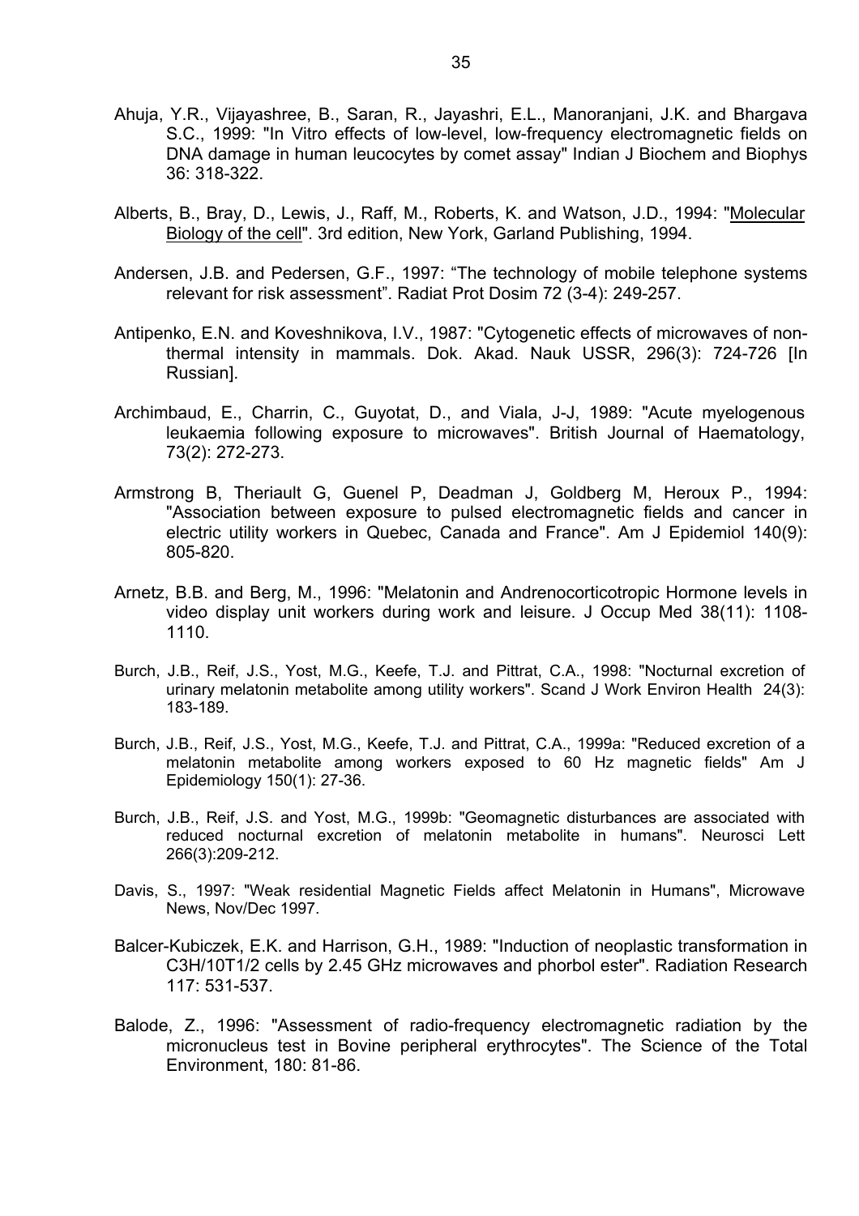Ahuja, Y.R., Vijayashree, B., Saran, R., Jayashri, E.L., Manoranjani, J.K. and Bhargava S.C., 1999: "In Vitro effects of low-level, low-frequency electromagnetic fields on DNA damage in human leucocytes by comet assay" Indian J Biochem and Biophys 36: 318-322.

Alberts, B., Bray, D., Lewis, J., Raff, M., Roberts, K. and Watson, J.D., 1994: "Molecular Biology of the cell". 3rd edition, New York, Garland Publishing, 1994.

Andersen, J.B. and Pedersen, G.F., 1997: "The technology of mobile telephone systems relevant for risk assessment". Radiat Prot Dosim 72 (3-4): 249-257.

Antipenko, E.N. and Koveshnikova, I.V., 1987: "Cytogenetic effects of microwaves of non-thermal intensity in mammals. Dok. Akad. Nauk USSR, 296(3): 724-726 [In Russian].

Archimbaud, E., Charrin, C., Guyotat, D., and Viala, J-J, 1989: "Acute myelogenous leukaemia following exposure to microwaves". British Journal of Haematology, 73(2): 272-273.

Armstrong B, Theriault G, Guenel P, Deadman J, Goldberg M, Heroux P., 1994: "Association between exposure to pulsed electromagnetic fields and cancer in electric utility workers in Quebec, Canada and France". Am J Epidemiol 140(9): 805-820.

Arnetz, B.B. and Berg, M., 1996: "Melatonin and Andrenocorticotropic Hormone levels in video display unit workers during work and leisure. J Occup Med 38(11): 1108-1110.

Burch, J.B., Reif, J.S., Yost, M.G., Keefe, T.J. and Pittrat, C.A., 1998: "Nocturnal excretion of urinary melatonin metabolite among utility workers". Scand J Work Environ Health 24(3): 183-189.

Burch, J.B., Reif, J.S., Yost, M.G., Keefe, T.J. and Pittrat, C.A., 1999a: "Reduced excretion of a melatonin metabolite among workers exposed to 60 Hz magnetic fields" Am J Epidemiology 150(1): 27-36.

Burch, J.B., Reif, J.S. and Yost, M.G., 1999b: "Geomagnetic disturbances are associated with reduced nocturnal excretion of melatonin metabolite in humans". Neurosci Lett 266(3):209-212.

Davis, S., 1997: "Weak residential Magnetic Fields affect Melatonin in Humans", Microwave News, Nov/Dec 1997.

Balcer-Kubiczek, E.K. and Harrison, G.H., 1989: "Induction of neoplastic transformation in C3H/10T1/2 cells by 2.45 GHz microwaves and phorbol ester". Radiation Research 117: 531-537.

Balode, Z., 1996: "Assessment of radio-frequency electromagnetic radiation by the micronucleus test in Bovine peripheral erythrocytes". The Science of the Total Environment, 180: 81-86.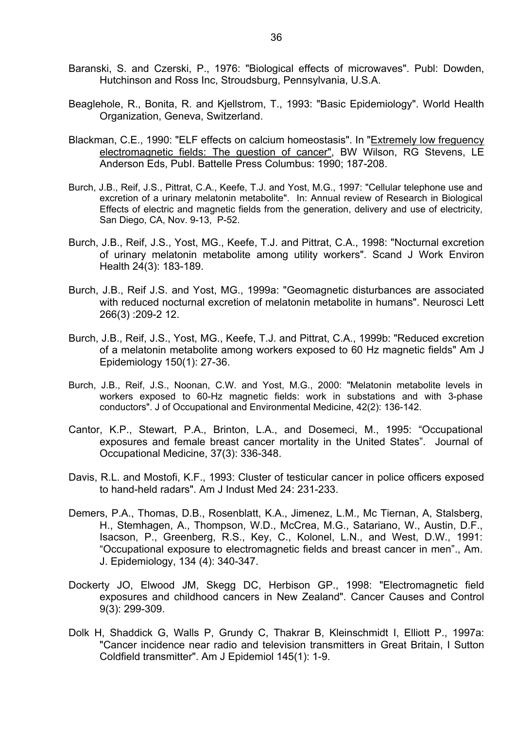Baranski, S. and Czerski, P., 1976: "Biological effects of microwaves". Publ: Dowden, Hutchinson and Ross Inc, Stroudsburg, Pennsylvania, U.S.A.

Beaglehole, R., Bonita, R. and Kjellstrom, T., 1993: "Basic Epidemiology". World Health Organization, Geneva, Switzerland.

Blackman, C.E., 1990: "ELF effects on calcium homeostasis". In "Extremely low freguency electromagnetic fields: The guestion of cancer", BW Wilson, RG Stevens, LE Anderson Eds, Publ. Battelle Press Columbus: 1990; 187-208.

Burch, J.B., Reif, J.S., Pittrat, C.A., Keefe, T.J. and Yost, M.G., 1997: "Cellular telephone use and excretion of a urinary melatonin metabolite". In: Annual review of Research in Biological Effects of electric and magnetic fields from the generation, delivery and use of electricity, San Diego, CA, Nov. 9-13, P-52.

Burch, J.B., Reif, J.S., Yost, MG., Keefe, T.J. and Pittrat, C.A., 1998: "Nocturnal excretion of urinary melatonin metabolite among utility workers". Scand J Work Environ Health 24(3): 183-189.

Burch, J.B., Reif J.S. and Yost, MG., 1999a: "Geomagnetic disturbances are associated with reduced nocturnal excretion of melatonin metabolite in humans". Neurosci Lett 266(3) :209-2 12.

Burch, J.B., Reif, J.S., Yost, MG., Keefe, T.J. and Pittrat, C.A., 1999b: "Reduced excretion of a melatonin metabolite among workers exposed to 60 Hz magnetic fields" Am J Epidemiology 150(1): 27-36.

Burch, J.B., Reif, J.S., Noonan, C.W. and Yost, M.G., 2000: "Melatonin metabolite levels in workers exposed to 60-Hz magnetic fields: work in substations and with 3-phase conductors". J of Occupational and Environmental Medicine, 42(2): 136-142.

Cantor, K.P., Stewart, P.A., Brinton, L.A., and Dosemeci, M., 1995: "Occupational exposures and female breast cancer mortality in the United States". Journal of Occupational Medicine, 37(3): 336-348.

Davis, R.L. and Mostofi, K.F., 1993: Cluster of testicular cancer in police officers exposed to hand-held radars". Am J Indust Med 24: 231-233.

Demers, P.A., Thomas, D.B., Rosenblatt, K.A., Jimenez, L.M., Mc Tiernan, A, Stalsberg, H., Stemhagen, A., Thompson, W.D., McCrea, M.G., Satariano, W., Austin, D.F., Isacson, P., Greenberg, R.S., Key, C., Kolonel, L.N., and West, D.W., 1991: "Occupational exposure to electromagnetic fields and breast cancer in men"., Am. J. Epidemiology, 134 (4): 340-347.

Dockerty JO, Elwood JM, Skegg DC, Herbison GP., 1998: "Electromagnetic field exposures and childhood cancers in New Zealand". Cancer Causes and Control 9(3): 299-309.

Dolk H, Shaddick G, Walls P, Grundy C, Thakrar B, Kleinschmidt I, Elliott P., 1997a: "Cancer incidence near radio and television transmitters in Great Britain, I Sutton Coldfield transmitter". Am J Epidemiol 145(1): 1-9.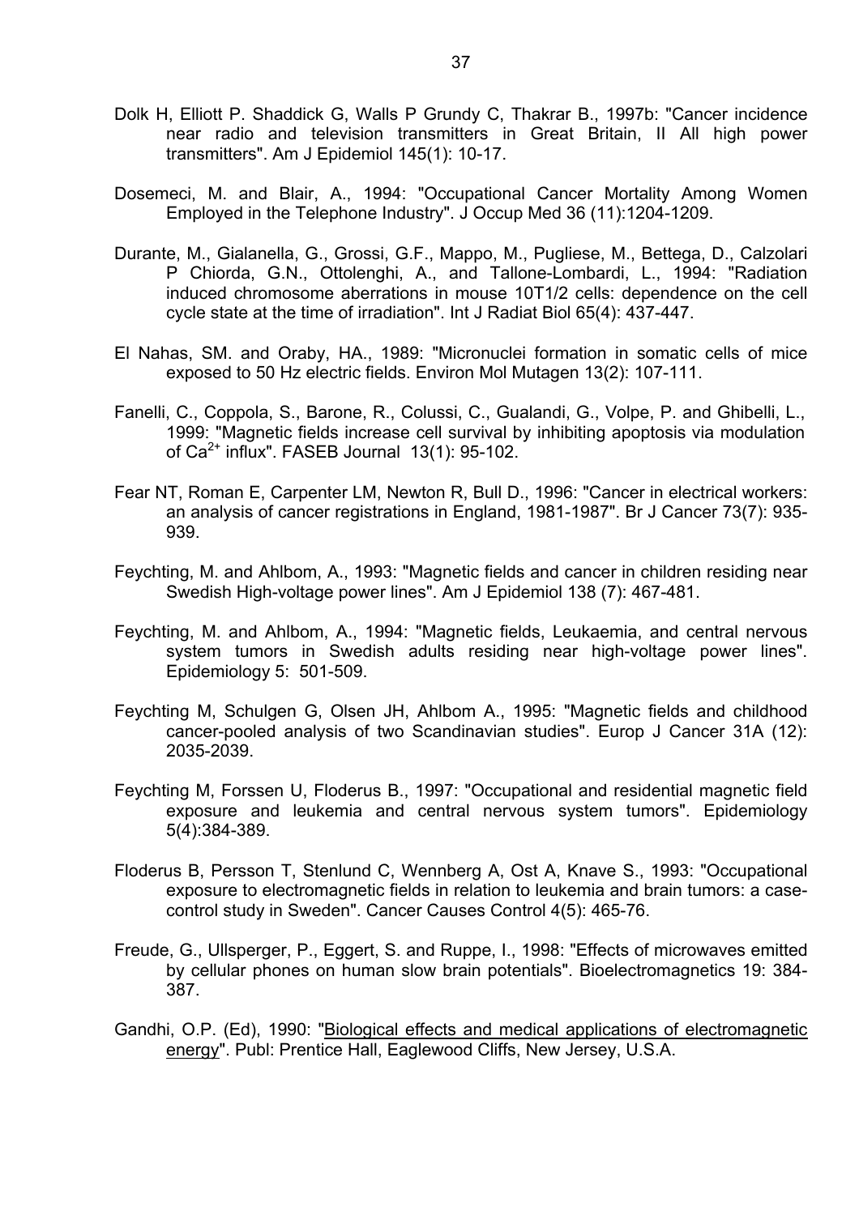Dolk H, Elliott P. Shaddick G, Walls P Grundy C, Thakrar B., 1997b: "Cancer incidence near radio and television transmitters in Great Britain, II All high power transmitters". Am J Epidemiol 145(1): 10-17.

Dosemeci, M. and Blair, A., 1994: "Occupational Cancer Mortality Among Women Employed in the Telephone Industry". J Occup Med 36 (11):1204-1209.

Durante, M., Gialanella, G., Grossi, G.F., Mappo, M., Pugliese, M., Bettega, D., Calzolari P Chiorda, G.N., Ottolenghi, A., and Tallone-Lombardi, L., 1994: "Radiation induced chromosome aberrations in mouse 10T1/2 cells: dependence on the cell cycle state at the time of irradiation". Int J Radiat Biol 65(4): 437-447.

El Nahas, SM. and Oraby, HA., 1989: "Micronuclei formation in somatic cells of mice exposed to 50 Hz electric fields. Environ Mol Mutagen 13(2): 107-111.

Fanelli, C., Coppola, S., Barone, R., Colussi, C., Gualandi, G., Volpe, P. and Ghibelli, L., 1999: "Magnetic fields increase cell survival by inhibiting apoptosis via modulation of $Ca^{2+}$ influx". FASEB Journal 13(1): 95-102.

Fear NT, Roman E, Carpenter LM, Newton R, Bull D., 1996: "Cancer in electrical workers: an analysis of cancer registrations in England, 1981-1987". Br J Cancer 73(7): 935-939.

Feychting, M. and Ahlbom, A., 1993: "Magnetic fields and cancer in children residing near Swedish High-voltage power lines". Am J Epidemiol 138 (7): 467-481.

Feychting, M. and Ahlbom, A., 1994: "Magnetic fields, Leukaemia, and central nervous system tumors in Swedish adults residing near high-voltage power lines". Epidemiology 5: 501-509.

Feychting M, Schulgen G, Olsen JH, Ahlbom A., 1995: "Magnetic fields and childhood cancer-pooled analysis of two Scandinavian studies". Europ J Cancer 31A (12): 2035-2039.

Feychting M, Forssen U, Floderus B., 1997: "Occupational and residential magnetic field exposure and leukemia and central nervous system tumors". Epidemiology 5(4):384-389.

Floderus B, Persson T, Stenlund C, Wennberg A, Ost A, Knave S., 1993: "Occupational exposure to electromagnetic fields in relation to leukemia and brain tumors: a case-control study in Sweden". Cancer Causes Control 4(5): 465-76.

Freude, G., Ullsperger, P., Eggert, S. and Ruppe, I., 1998: "Effects of microwaves emitted by cellular phones on human slow brain potentials". Bioelectromagnetics 19: 384-387.

Gandhi, O.P. (Ed), 1990: "Biological effects and medical applications of electromagnetic energy". Publ: Prentice Hall, Eaglewood Cliffs, New Jersey, U.S.A.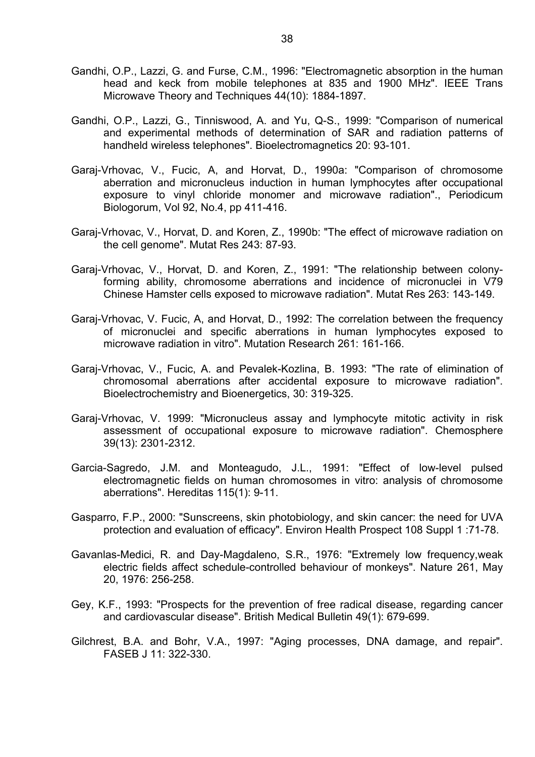Gandhi, O.P., Lazzi, G. and Furse, C.M., 1996: "Electromagnetic absorption in the human head and keck from mobile telephones at 835 and 1900 MHz". IEEE Trans Microwave Theory and Techniques 44(10): 1884-1897.

Gandhi, O.P., Lazzi, G., Tinniswood, A. and Yu, Q-S., 1999: "Comparison of numerical and experimental methods of determination of SAR and radiation patterns of handheld wireless telephones". Bioelectromagnetics 20: 93-101.

Garaj-Vrhovac, V., Fucic, A, and Horvat, D., 1990a: "Comparison of chromosome aberration and micronucleus induction in human lymphocytes after occupational exposure to vinyl chloride monomer and microwave radiation"., Periodicum Biologorum, Vol 92, No.4, pp 411-416.

Garaj-Vrhovac, V., Horvat, D. and Koren, Z., 1990b: "The effect of microwave radiation on the cell genome". Mutat Res 243: 87-93.

Garaj-Vrhovac, V., Horvat, D. and Koren, Z., 1991: "The relationship between colony-forming ability, chromosome aberrations and incidence of micronuclei in V79 Chinese Hamster cells exposed to microwave radiation". Mutat Res 263: 143-149.

Garaj-Vrhovac, V. Fucic, A, and Horvat, D., 1992: The correlation between the frequency of micronuclei and specific aberrations in human lymphocytes exposed to microwave radiation in vitro". Mutation Research 261: 161-166.

Garaj-Vrhovac, V., Fucic, A. and Pevalek-Kozlina, B. 1993: "The rate of elimination of chromosomal aberrations after accidental exposure to microwave radiation". Bioelectrochemistry and Bioenergetics, 30: 319-325.

Garaj-Vrhovac, V. 1999: "Micronucleus assay and lymphocyte mitotic activity in risk assessment of occupational exposure to microwave radiation". Chemosphere 39(13): 2301-2312.

Garcia-Sagredo, J.M. and Monteagudo, J.L., 1991: "Effect of low-level pulsed electromagnetic fields on human chromosomes in vitro: analysis of chromosome aberrations". Hereditas 115(1): 9-11.

Gasparro, F.P., 2000: "Sunscreens, skin photobiology, and skin cancer: the need for UVA protection and evaluation of efficacy". Environ Health Prospect 108 Suppl 1 :71-78.

Gavanlas-Medici, R. and Day-Magdaleno, S.R., 1976: "Extremely low frequency,weak electric fields affect schedule-controlled behaviour of monkeys". Nature 261, May 20, 1976: 256-258.

Gey, K.F., 1993: "Prospects for the prevention of free radical disease, regarding cancer and cardiovascular disease". British Medical Bulletin 49(1): 679-699.

Gilchrest, B.A. and Bohr, V.A., 1997: "Aging processes, DNA damage, and repair". FASEB J 11: 322-330.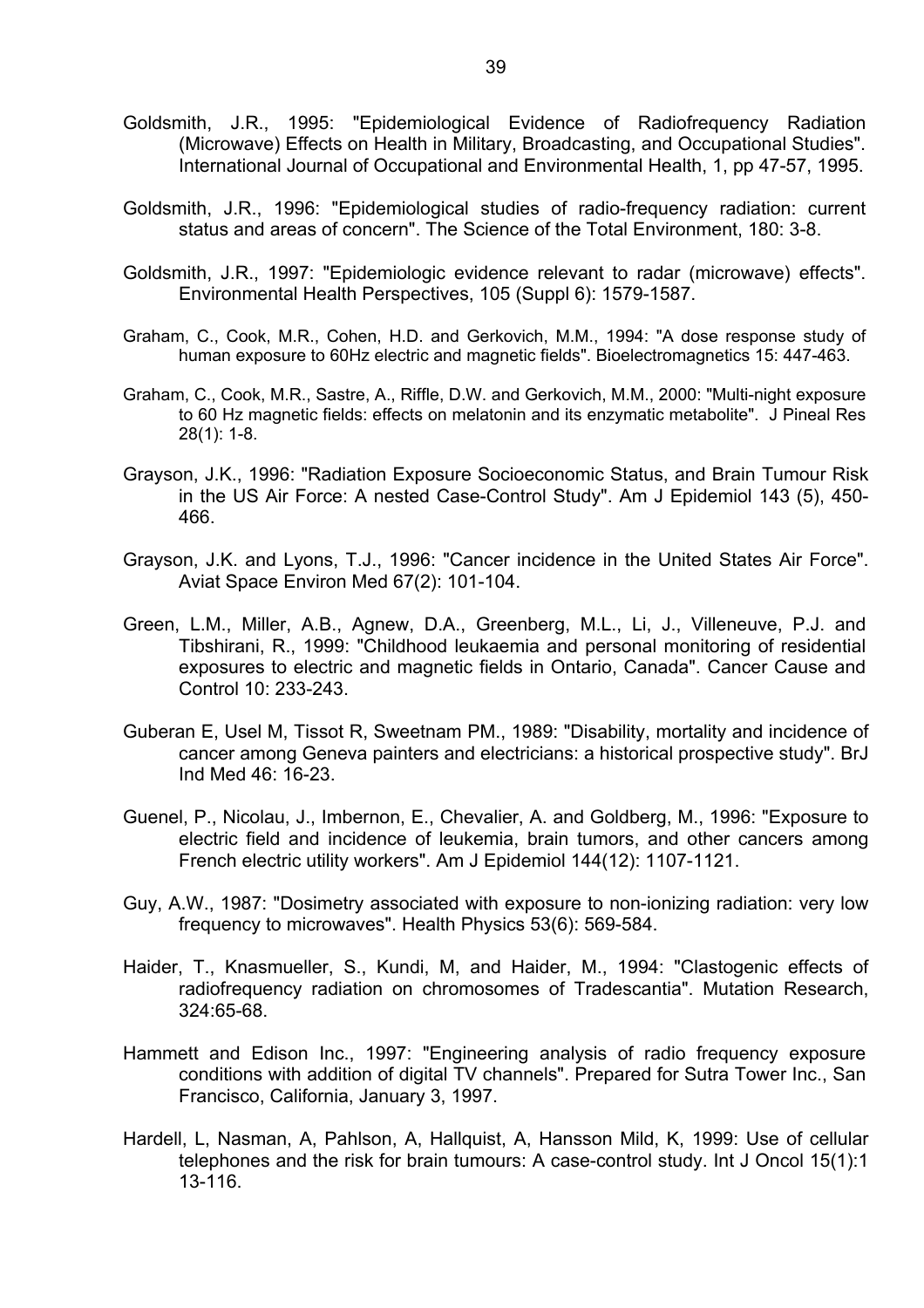Goldsmith, J.R., 1995: "Epidemiological Evidence of Radiofrequency Radiation (Microwave) Effects on Health in Military, Broadcasting, and Occupational Studies". International Journal of Occupational and Environmental Health, 1, pp 47-57, 1995.

Goldsmith, J.R., 1996: "Epidemiological studies of radio-frequency radiation: current status and areas of concern". The Science of the Total Environment, 180: 3-8.

Goldsmith, J.R., 1997: "Epidemiologic evidence relevant to radar (microwave) effects". Environmental Health Perspectives, 105 (Suppl 6): 1579-1587.

Graham, C., Cook, M.R., Cohen, H.D. and Gerkovich, M.M., 1994: "A dose response study of human exposure to 60Hz electric and magnetic fields". Bioelectromagnetics 15: 447-463.

Graham, C., Cook, M.R., Sastre, A., Riffle, D.W. and Gerkovich, M.M., 2000: "Multi-night exposure to 60 Hz magnetic fields: effects on melatonin and its enzymatic metabolite". J Pineal Res 28(1): 1-8.

Grayson, J.K., 1996: "Radiation Exposure Socioeconomic Status, and Brain Tumour Risk in the US Air Force: A nested Case-Control Study". Am J Epidemiol 143 (5), 450-466.

Grayson, J.K. and Lyons, T.J., 1996: "Cancer incidence in the United States Air Force". Aviat Space Environ Med 67(2): 101-104.

Green, L.M., Miller, A.B., Agnew, D.A., Greenberg, M.L., Li, J., Villeneuve, P.J. and Tibshirani, R., 1999: "Childhood leukaemia and personal monitoring of residential exposures to electric and magnetic fields in Ontario, Canada". Cancer Cause and Control 10: 233-243.

Guberan E, Usel M, Tissot R, Sweetnam PM., 1989: "Disability, mortality and incidence of cancer among Geneva painters and electricians: a historical prospective study". BrJ Ind Med 46: 16-23.

Guenel, P., Nicolau, J., Imbernon, E., Chevalier, A. and Goldberg, M., 1996: "Exposure to electric field and incidence of leukemia, brain tumors, and other cancers among French electric utility workers". Am J Epidemiol 144(12): 1107-1121.

Guy, A.W., 1987: "Dosimetry associated with exposure to non-ionizing radiation: very low frequency to microwaves". Health Physics 53(6): 569-584.

Haider, T., Knasmueller, S., Kundi, M, and Haider, M., 1994: "Clastogenic effects of radiofrequency radiation on chromosomes of Tradescantia". Mutation Research, 324:65-68.

Hammett and Edison Inc., 1997: "Engineering analysis of radio frequency exposure conditions with addition of digital TV channels". Prepared for Sutra Tower Inc., San Francisco, California, January 3, 1997.

Hardell, L, Nasman, A, Pahlson, A, Hallquist, A, Hansson Mild, K, 1999: Use of cellular telephones and the risk for brain tumours: A case-control study. Int J Oncol 15(1):1 13-116.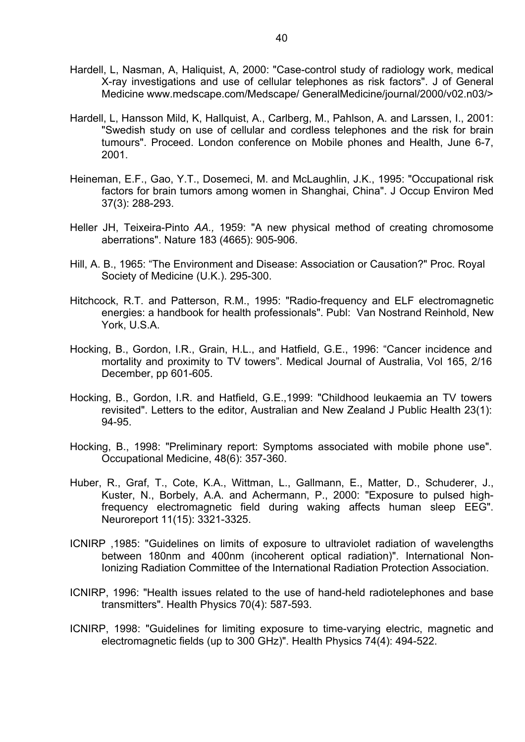Hardell, L, Nasman, A, Haliquist, A, 2000: "Case-control study of radiology work, medical X-ray investigations and use of cellular telephones as risk factors". J of General Medicine www.medscape.com/Medscape/ GeneralMedicine/journal/2000/v02.n03/>

Hardell, L, Hansson Mild, K, Hallquist, A., Carlberg, M., Pahlson, A. and Larssen, I., 2001: "Swedish study on use of cellular and cordless telephones and the risk for brain tumours". Proceed. London conference on Mobile phones and Health, June 6-7, 2001.

Heineman, E.F., Gao, Y.T., Dosemeci, M. and McLaughlin, J.K., 1995: "Occupational risk factors for brain tumors among women in Shanghai, China". J Occup Environ Med 37(3): 288-293.

Heller JH, Teixeira-Pinto *AA.,* 1959: "A new physical method of creating chromosome aberrations". Nature 183 (4665): 905-906.

Hill, A. B., 1965: "The Environment and Disease: Association or Causation?" Proc. Royal Society of Medicine (U.K.). 295-300.

Hitchcock, R.T. and Patterson, R.M., 1995: "Radio-frequency and ELF electromagnetic energies: a handbook for health professionals". Publ: Van Nostrand Reinhold, New York, U.S.A.

Hocking, B., Gordon, I.R., Grain, H.L., and Hatfield, G.E., 1996: "Cancer incidence and mortality and proximity to TV towers". Medical Journal of Australia, Vol 165, 2/16 December, pp 601-605.

Hocking, B., Gordon, I.R. and Hatfield, G.E.,1999: "Childhood leukaemia an TV towers revisited". Letters to the editor, Australian and New Zealand J Public Health 23(1): 94-95.

Hocking, B., 1998: "Preliminary report: Symptoms associated with mobile phone use". Occupational Medicine, 48(6): 357-360.

Huber, R., Graf, T., Cote, K.A., Wittman, L., Gallmann, E., Matter, D., Schuderer, J., Kuster, N., Borbely, A.A. and Achermann, P., 2000: "Exposure to pulsed high-frequency electromagnetic field during waking affects human sleep EEG". Neuroreport 11(15): 3321-3325.

ICNIRP ,1985: "Guidelines on limits of exposure to ultraviolet radiation of wavelengths between 180nm and 400nm (incoherent optical radiation)". International Non-Ionizing Radiation Committee of the International Radiation Protection Association.

ICNIRP, 1996: "Health issues related to the use of hand-held radiotelephones and base transmitters". Health Physics 70(4): 587-593.

ICNIRP, 1998: "Guidelines for limiting exposure to time-varying electric, magnetic and electromagnetic fields (up to 300 GHz)". Health Physics 74(4): 494-522.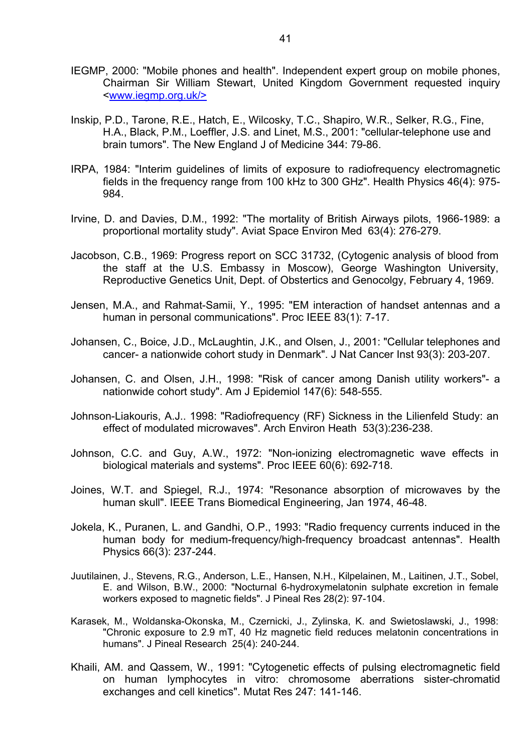IEGMP, 2000: "Mobile phones and health". Independent expert group on mobile phones, Chairman Sir William Stewart, United Kingdom Government requested inquiry <www.iegmp.org.uk/>

Inskip, P.D., Tarone, R.E., Hatch, E., Wilcosky, T.C., Shapiro, W.R., Selker, R.G., Fine, H.A., Black, P.M., Loeffler, J.S. and Linet, M.S., 2001: "cellular-telephone use and brain tumors". The New England J of Medicine 344: 79-86.

IRPA, 1984: "Interim guidelines of limits of exposure to radiofrequency electromagnetic fields in the frequency range from 100 kHz to 300 GHz". Health Physics 46(4): 975-984.

Irvine, D. and Davies, D.M., 1992: "The mortality of British Airways pilots, 1966-1989: a proportional mortality study". Aviat Space Environ Med 63(4): 276-279.

Jacobson, C.B., 1969: Progress report on SCC 31732, (Cytogenic analysis of blood from the staff at the U.S. Embassy in Moscow), George Washington University, Reproductive Genetics Unit, Dept. of Obstertics and Genocolgy, February 4, 1969.

Jensen, M.A., and Rahmat-Samii, Y., 1995: "EM interaction of handset antennas and a human in personal communications". Proc IEEE 83(1): 7-17.

Johansen, C., Boice, J.D., McLaughtin, J.K., and Olsen, J., 2001: "Cellular telephones and cancer- a nationwide cohort study in Denmark". J Nat Cancer Inst 93(3): 203-207.

Johansen, C. and Olsen, J.H., 1998: "Risk of cancer among Danish utility workers"- a nationwide cohort study". Am J Epidemiol 147(6): 548-555.

Johnson-Liakouris, A.J.. 1998: "Radiofrequency (RF) Sickness in the Lilienfeld Study: an effect of modulated microwaves". Arch Environ Heath 53(3):236-238.

Johnson, C.C. and Guy, A.W., 1972: "Non-ionizing electromagnetic wave effects in biological materials and systems". Proc IEEE 60(6): 692-718.

Joines, W.T. and Spiegel, R.J., 1974: "Resonance absorption of microwaves by the human skull". IEEE Trans Biomedical Engineering, Jan 1974, 46-48.

Jokela, K., Puranen, L. and Gandhi, O.P., 1993: "Radio frequency currents induced in the human body for medium-frequency/high-frequency broadcast antennas". Health Physics 66(3): 237-244.

Juutilainen, J., Stevens, R.G., Anderson, L.E., Hansen, N.H., Kilpelainen, M., Laitinen, J.T., Sobel, E. and Wilson, B.W., 2000: "Nocturnal 6-hydroxymelatonin sulphate excretion in female workers exposed to magnetic fields". J Pineal Res 28(2): 97-104.

Karasek, M., Woldanska-Okonska, M., Czernicki, J., Zylinska, K. and Swietoslawski, J., 1998: "Chronic exposure to 2.9 mT, 40 Hz magnetic field reduces melatonin concentrations in humans". J Pineal Research 25(4): 240-244.

Khaili, AM. and Qassem, W., 1991: "Cytogenetic effects of pulsing electromagnetic field on human lymphocytes in vitro: chromosome aberrations sister-chromatid exchanges and cell kinetics". Mutat Res 247: 141-146.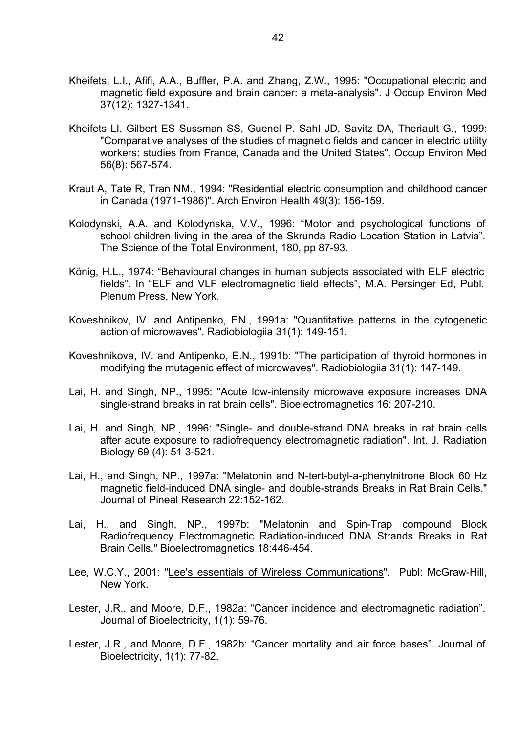Kheifets, L.I., Afifi, A.A., Buffler, P.A. and Zhang, Z.W., 1995: "Occupational electric and magnetic field exposure and brain cancer: a meta-analysis". J Occup Environ Med 37(12): 1327-1341.

Kheifets LI, Gilbert ES Sussman SS, Guenel P. Sahl JD, Savitz DA, Theriault G., 1999: "Comparative analyses of the studies of magnetic fields and cancer in electric utility workers: studies from France, Canada and the United States". Occup Environ Med 56(8): 567-574.

Kraut A, Tate R, Tran NM., 1994: "Residential electric consumption and childhood cancer in Canada (1971-1986)". Arch Environ Health 49(3): 156-159.

Kolodynski, A.A. and Kolodynska, V.V., 1996: "Motor and psychological functions of school children living in the area of the Skrunda Radio Location Station in Latvia". The Science of the Total Environment, 180, pp 87-93.

König, H.L., 1974: "Behavioural changes in human subjects associated with ELF electric fields". In "ELF and VLF electromagnetic field effects", M.A. Persinger Ed, Publ. Plenum Press, New York.

Koveshnikov, IV. and Antipenko, EN., 1991a: "Quantitative patterns in the cytogenetic action of microwaves". Radiobiologiia 31(1): 149-151.

Koveshnikova, IV. and Antipenko, E.N., 1991b: "The participation of thyroid hormones in modifying the mutagenic effect of microwaves". Radiobiologiia 31(1): 147-149.

Lai, H. and Singh, NP., 1995: "Acute low-intensity microwave exposure increases DNA single-strand breaks in rat brain cells". Bioelectromagnetics 16: 207-210.

Lai, H. and Singh, NP., 1996: "Single- and double-strand DNA breaks in rat brain cells after acute exposure to radiofrequency electromagnetic radiation". Int. J. Radiation Biology 69 (4): 51 3-521.

Lai, H., and Singh, NP., 1997a: "Melatonin and N-tert-butyl-a-phenylnitrone Block 60 Hz magnetic field-induced DNA single- and double-strands Breaks in Rat Brain Cells." Journal of Pineal Research 22:152-162.

Lai, H., and Singh, NP., 1997b: "Melatonin and Spin-Trap compound Block Radiofrequency Electromagnetic Radiation-induced DNA Strands Breaks in Rat Brain Cells." Bioelectromagnetics 18:446-454.

Lee, W.C.Y., 2001: "Lee's essentials of Wireless Communications". Publ: McGraw-Hill, New York.

Lester, J.R., and Moore, D.F., 1982a: "Cancer incidence and electromagnetic radiation". Journal of Bioelectricity, 1(1): 59-76.

Lester, J.R., and Moore, D.F., 1982b: "Cancer mortality and air force bases". Journal of Bioelectricity, 1(1): 77-82.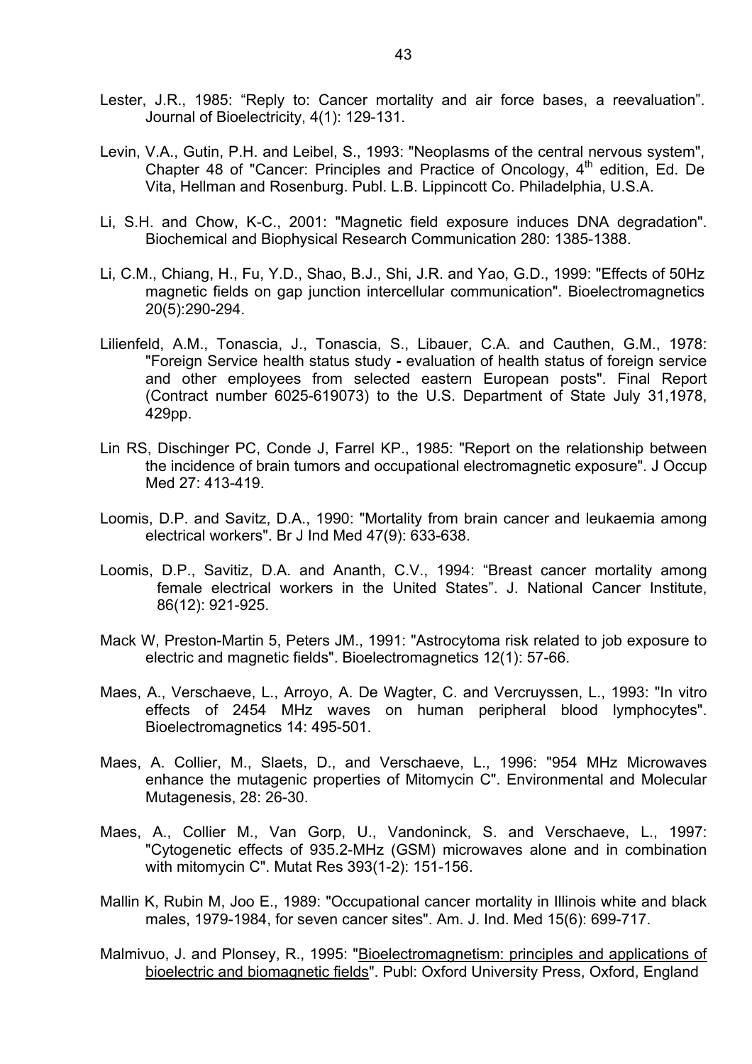Lester, J.R., 1985: “Reply to: Cancer mortality and air force bases, a reevaluation”. Journal of Bioelectricity, 4(1): 129-131.

Levin, V.A., Gutin, P.H. and Leibel, S., 1993: "Neoplasms of the central nervous system", Chapter 48 of "Cancer: Principles and Practice of Oncology, 4th edition, Ed. De Vita, Hellman and Rosenburg. Publ. L.B. Lippincott Co. Philadelphia, U.S.A.

Li, S.H. and Chow, K-C., 2001: "Magnetic field exposure induces DNA degradation". Biochemical and Biophysical Research Communication 280: 1385-1388.

Li, C.M., Chiang, H., Fu, Y.D., Shao, B.J., Shi, J.R. and Yao, G.D., 1999: "Effects of 50Hz magnetic fields on gap junction intercellular communication". Bioelectromagnetics 20(5):290-294.

Lilienfeld, A.M., Tonascia, J., Tonascia, S., Libauer, C.A. and Cauthen, G.M., 1978: "Foreign Service health status study - evaluation of health status of foreign service and other employees from selected eastern European posts". Final Report (Contract number 6025-619073) to the U.S. Department of State July 31,1978, 429pp.

Lin RS, Dischinger PC, Conde J, Farrel KP., 1985: "Report on the relationship between the incidence of brain tumors and occupational electromagnetic exposure". J Occup Med 27: 413-419.

Loomis, D.P. and Savitz, D.A., 1990: "Mortality from brain cancer and leukaemia among electrical workers". Br J Ind Med 47(9): 633-638.

Loomis, D.P., Savitiz, D.A. and Ananth, C.V., 1994: “Breast cancer mortality among female electrical workers in the United States”. J. National Cancer Institute, 86(12): 921-925.

Mack W, Preston-Martin 5, Peters JM., 1991: "Astrocytoma risk related to job exposure to electric and magnetic fields". Bioelectromagnetics 12(1): 57-66.

Maes, A., Verschaeve, L., Arroyo, A. De Wagter, C. and Vercruyssen, L., 1993: "In vitro effects of 2454 MHz waves on human peripheral blood lymphocytes". Bioelectromagnetics 14: 495-501.

Maes, A. Collier, M., Slaets, D., and Verschaeve, L., 1996: "954 MHz Microwaves enhance the mutagenic properties of Mitomycin C". Environmental and Molecular Mutagenesis, 28: 26-30.

Maes, A., Collier M., Van Gorp, U., Vandoninck, S. and Verschaeve, L., 1997: "Cytogenetic effects of 935.2-MHz (GSM) microwaves alone and in combination with mitomycin C". Mutat Res 393(1-2): 151-156.

Mallin K, Rubin M, Joo E., 1989: "Occupational cancer mortality in Illinois white and black males, 1979-1984, for seven cancer sites". Am. J. Ind. Med 15(6): 699-717.

Malmivuo, J. and Plonsey, R., 1995: "Bioelectromagnetism: principles and applications of bioelectric and biomagnetic fields". Publ: Oxford University Press, Oxford, England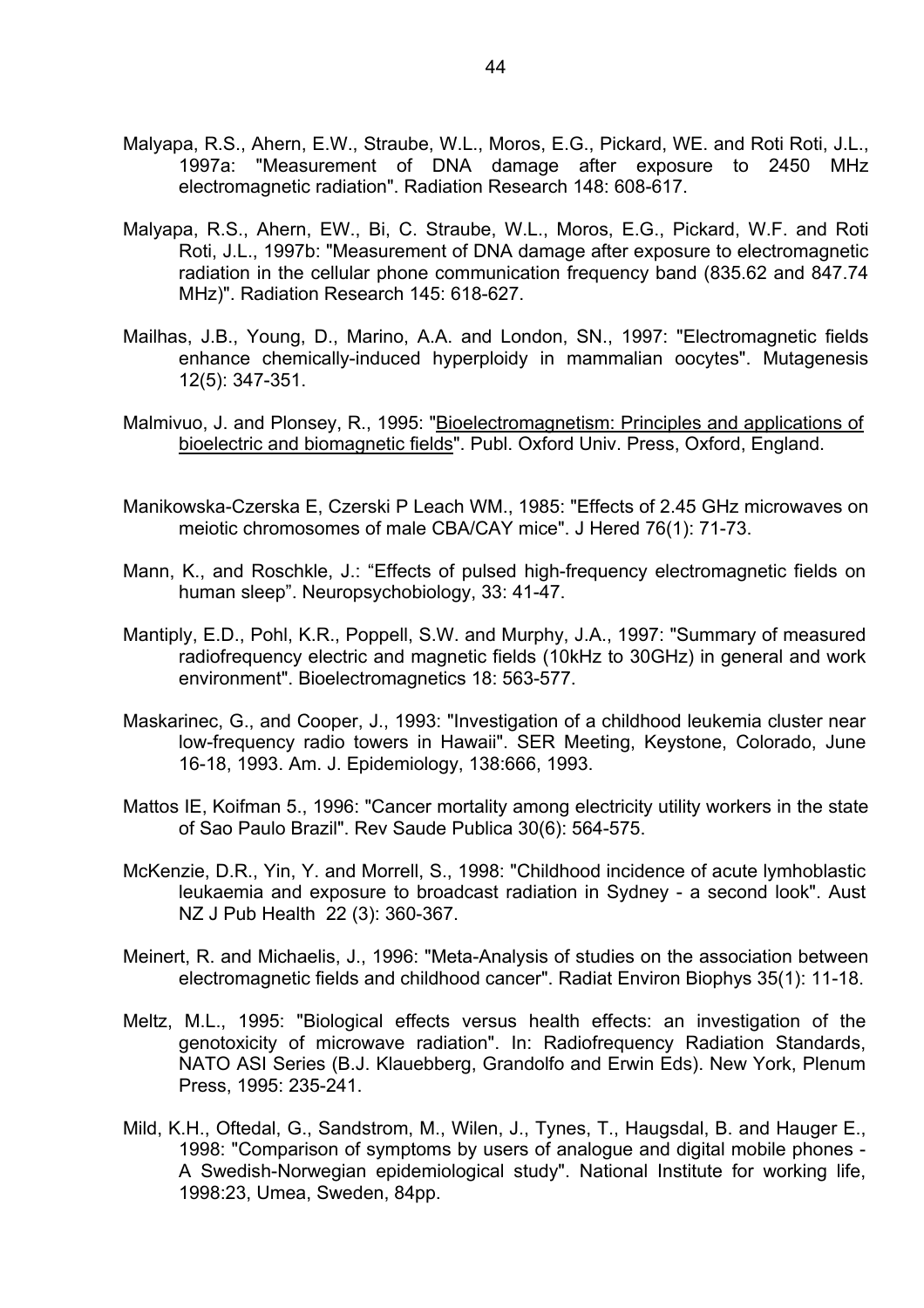Malyapa, R.S., Ahern, E.W., Straube, W.L., Moros, E.G., Pickard, WE. and Roti Roti, J.L., 1997a: "Measurement of DNA damage after exposure to 2450 MHz electromagnetic radiation". Radiation Research 148: 608-617.

Malyapa, R.S., Ahern, EW., Bi, C. Straube, W.L., Moros, E.G., Pickard, W.F. and Roti Roti, J.L., 1997b: "Measurement of DNA damage after exposure to electromagnetic radiation in the cellular phone communication frequency band (835.62 and 847.74 MHz)". Radiation Research 145: 618-627.

Mailhas, J.B., Young, D., Marino, A.A. and London, SN., 1997: "Electromagnetic fields enhance chemically-induced hyperploidy in mammalian oocytes". Mutagenesis 12(5): 347-351.

Malmivuo, J. and Plonsey, R., 1995: "Bioelectromagnetism: Principles and applications of bioelectric and biomagnetic fields". Publ. Oxford Univ. Press, Oxford, England.

Manikowska-Czerska E, Czerski P Leach WM., 1985: "Effects of 2.45 GHz microwaves on meiotic chromosomes of male CBA/CAY mice". J Hered 76(1): 71-73.

Mann, K., and Roschkle, J.: "Effects of pulsed high-frequency electromagnetic fields on human sleep". Neuropsychobiology, 33: 41-47.

Mantiply, E.D., Pohl, K.R., Poppell, S.W. and Murphy, J.A., 1997: "Summary of measured radiofrequency electric and magnetic fields (10kHz to 30GHz) in general and work environment". Bioelectromagnetics 18: 563-577.

Maskarinec, G., and Cooper, J., 1993: "Investigation of a childhood leukemia cluster near low-frequency radio towers in Hawaii". SER Meeting, Keystone, Colorado, June 16-18, 1993. Am. J. Epidemiology, 138:666, 1993.

Mattos IE, Koifman 5., 1996: "Cancer mortality among electricity utility workers in the state of Sao Paulo Brazil". Rev Saude Publica 30(6): 564-575.

McKenzie, D.R., Yin, Y. and Morrell, S., 1998: "Childhood incidence of acute lymhoblastic leukaemia and exposure to broadcast radiation in Sydney - a second look". Aust NZ J Pub Health 22 (3): 360-367.

Meinert, R. and Michaelis, J., 1996: "Meta-Analysis of studies on the association between electromagnetic fields and childhood cancer". Radiat Environ Biophys 35(1): 11-18.

Meltz, M.L., 1995: "Biological effects versus health effects: an investigation of the genotoxicity of microwave radiation". In: Radiofrequency Radiation Standards, NATO ASI Series (B.J. Klauebberg, Grandolfo and Erwin Eds). New York, Plenum Press, 1995: 235-241.

Mild, K.H., Oftedal, G., Sandstrom, M., Wilen, J., Tynes, T., Haugsdal, B. and Hauger E., 1998: "Comparison of symptoms by users of analogue and digital mobile phones - A Swedish-Norwegian epidemiological study". National Institute for working life, 1998:23, Umea, Sweden, 84pp.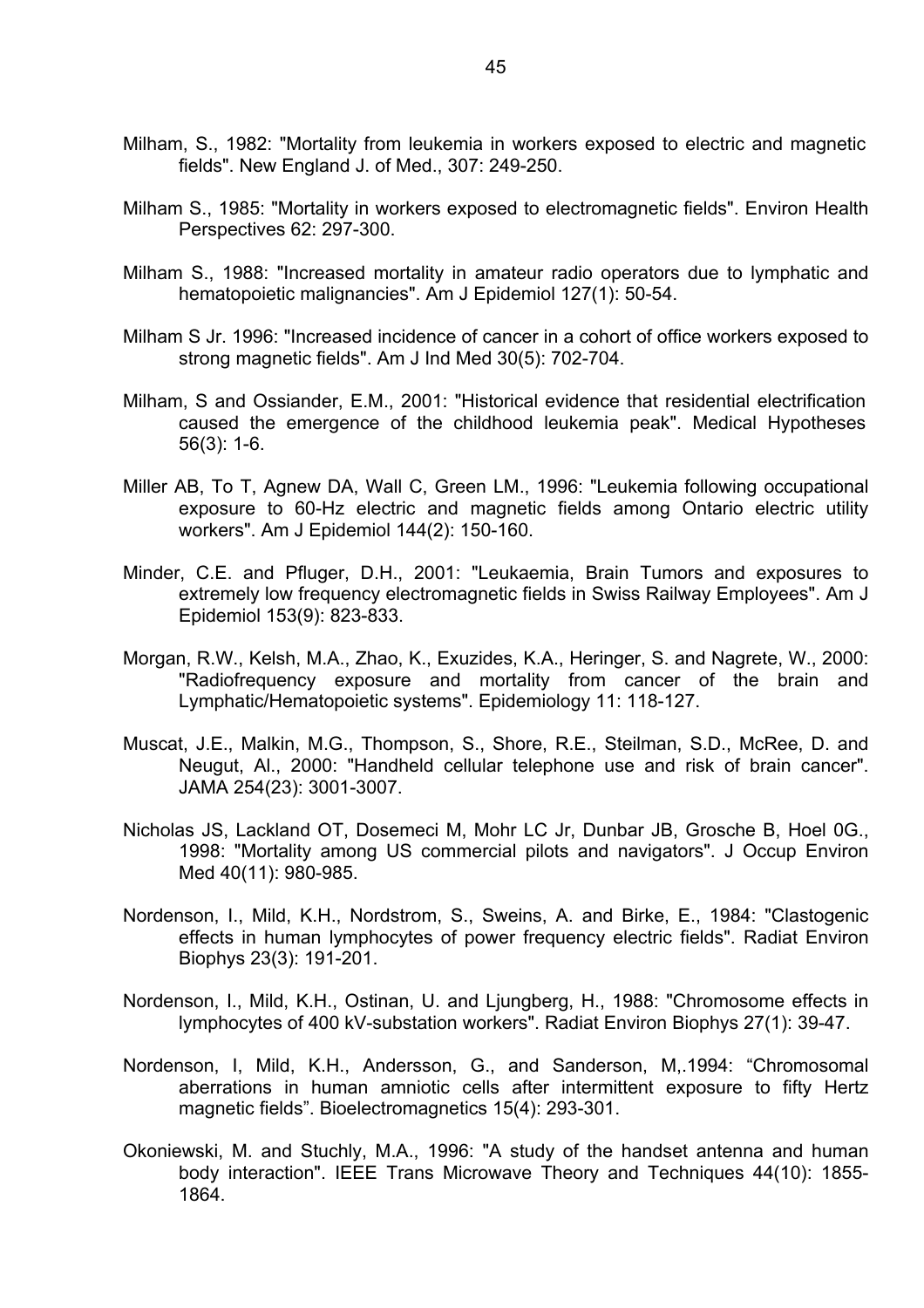Milham, S., 1982: "Mortality from leukemia in workers exposed to electric and magnetic fields". New England J. of Med., 307: 249-250.

Milham S., 1985: "Mortality in workers exposed to electromagnetic fields". Environ Health Perspectives 62: 297-300.

Milham S., 1988: "Increased mortality in amateur radio operators due to lymphatic and hematopoietic malignancies". Am J Epidemiol 127(1): 50-54.

Milham S Jr. 1996: "Increased incidence of cancer in a cohort of office workers exposed to strong magnetic fields". Am J Ind Med 30(5): 702-704.

Milham, S and Ossiander, E.M., 2001: "Historical evidence that residential electrification caused the emergence of the childhood leukemia peak". Medical Hypotheses 56(3): 1-6.

Miller AB, To T, Agnew DA, Wall C, Green LM., 1996: "Leukemia following occupational exposure to 60-Hz electric and magnetic fields among Ontario electric utility workers". Am J Epidemiol 144(2): 150-160.

Minder, C.E. and Pfluger, D.H., 2001: "Leukaemia, Brain Tumors and exposures to extremely low frequency electromagnetic fields in Swiss Railway Employees". Am J Epidemiol 153(9): 823-833.

Morgan, R.W., Kelsh, M.A., Zhao, K., Exuzides, K.A., Heringer, S. and Nagrete, W., 2000: "Radiofrequency exposure and mortality from cancer of the brain and Lymphatic/Hematopoietic systems". Epidemiology 11: 118-127.

Muscat, J.E., Malkin, M.G., Thompson, S., Shore, R.E., Steilman, S.D., McRee, D. and Neugut, Al., 2000: "Handheld cellular telephone use and risk of brain cancer". JAMA 254(23): 3001-3007.

Nicholas JS, Lackland OT, Dosemeci M, Mohr LC Jr, Dunbar JB, Grosche B, Hoel 0G., 1998: "Mortality among US commercial pilots and navigators". J Occup Environ Med 40(11): 980-985.

Nordenson, I., Mild, K.H., Nordstrom, S., Sweins, A. and Birke, E., 1984: "Clastogenic effects in human lymphocytes of power frequency electric fields". Radiat Environ Biophys 23(3): 191-201.

Nordenson, I., Mild, K.H., Ostinan, U. and Ljungberg, H., 1988: "Chromosome effects in lymphocytes of 400 kV-substation workers". Radiat Environ Biophys 27(1): 39-47.

Nordenson, I, Mild, K.H., Andersson, G., and Sanderson, M,.1994: "Chromosomal aberrations in human amniotic cells after intermittent exposure to fifty Hertz magnetic fields". Bioelectromagnetics 15(4): 293-301.

Okoniewski, M. and Stuchly, M.A., 1996: "A study of the handset antenna and human body interaction". IEEE Trans Microwave Theory and Techniques 44(10): 1855-1864.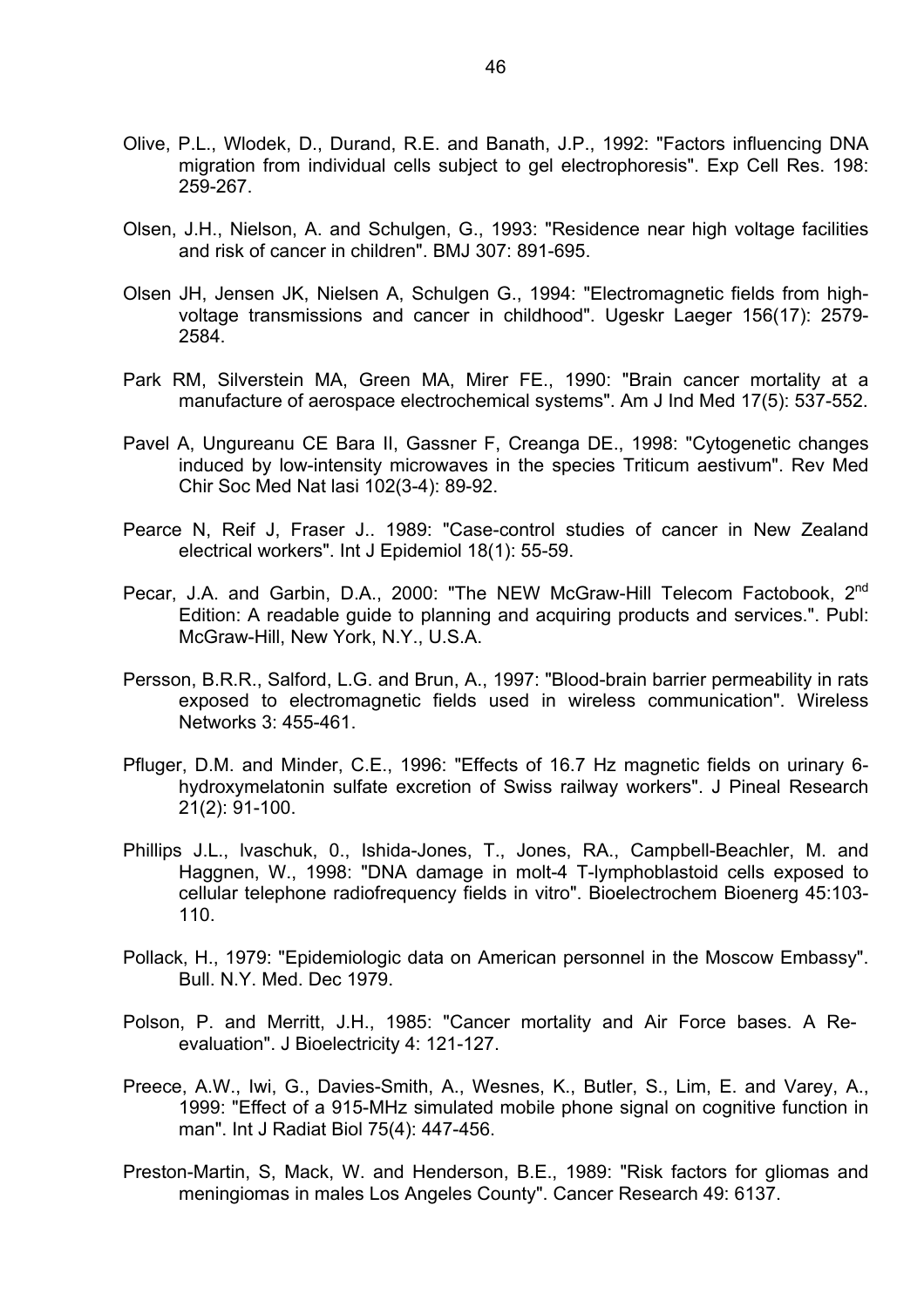Olive, P.L., Wlodek, D., Durand, R.E. and Banath, J.P., 1992: "Factors influencing DNA migration from individual cells subject to gel electrophoresis". Exp Cell Res. 198: 259-267.

Olsen, J.H., Nielson, A. and Schulgen, G., 1993: "Residence near high voltage facilities and risk of cancer in children". BMJ 307: 891-695.

Olsen JH, Jensen JK, Nielsen A, Schulgen G., 1994: "Electromagnetic fields from high-voltage transmissions and cancer in childhood". Ugeskr Laeger 156(17): 2579-2584.

Park RM, Silverstein MA, Green MA, Mirer FE., 1990: "Brain cancer mortality at a manufacture of aerospace electrochemical systems". Am J Ind Med 17(5): 537-552.

Pavel A, Ungureanu CE Bara II, Gassner F, Creanga DE., 1998: "Cytogenetic changes induced by low-intensity microwaves in the species Triticum aestivum". Rev Med Chir Soc Med Nat Iasi 102(3-4): 89-92.

Pearce N, Reif J, Fraser J.. 1989: "Case-control studies of cancer in New Zealand electrical workers". Int J Epidemiol 18(1): 55-59.

Pecar, J.A. and Garbin, D.A., 2000: "The NEW McGraw-Hill Telecom Factobook, 2nd Edition: A readable guide to planning and acquiring products and services.". Publ: McGraw-Hill, New York, N.Y., U.S.A.

Persson, B.R.R., Salford, L.G. and Brun, A., 1997: "Blood-brain barrier permeability in rats exposed to electromagnetic fields used in wireless communication". Wireless Networks 3: 455-461.

Pfluger, D.M. and Minder, C.E., 1996: "Effects of 16.7 Hz magnetic fields on urinary 6-hydroxymelatonin sulfate excretion of Swiss railway workers". J Pineal Research 21(2): 91-100.

Phillips J.L., Ivaschuk, 0., Ishida-Jones, T., Jones, RA., Campbell-Beachler, M. and Haggnen, W., 1998: "DNA damage in molt-4 T-lymphoblastoid cells exposed to cellular telephone radiofrequency fields in vitro". Bioelectrochem Bioenerg 45:103-110.

Pollack, H., 1979: "Epidemiologic data on American personnel in the Moscow Embassy". Bull. N.Y. Med. Dec 1979.

Polson, P. and Merritt, J.H., 1985: "Cancer mortality and Air Force bases. A Re-evaluation". J Bioelectricity 4: 121-127.

Preece, A.W., Iwi, G., Davies-Smith, A., Wesnes, K., Butler, S., Lim, E. and Varey, A., 1999: "Effect of a 915-MHz simulated mobile phone signal on cognitive function in man". Int J Radiat Biol 75(4): 447-456.

Preston-Martin, S, Mack, W. and Henderson, B.E., 1989: "Risk factors for gliomas and meningiomas in males Los Angeles County". Cancer Research 49: 6137.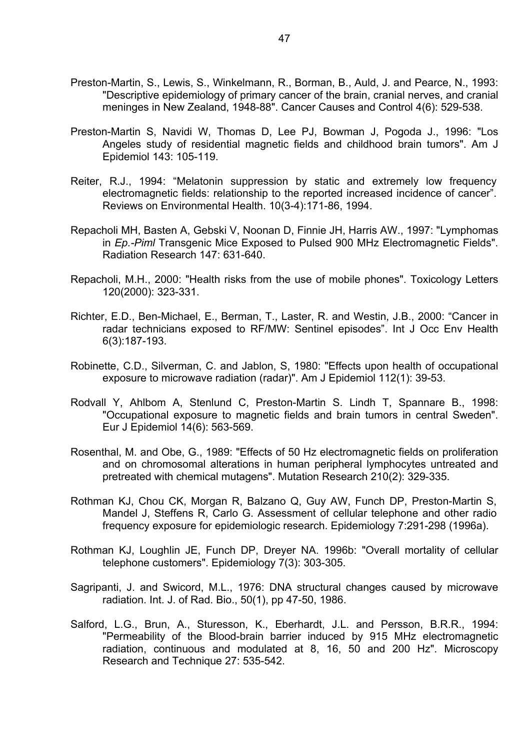Preston-Martin, S., Lewis, S., Winkelmann, R., Borman, B., Auld, J. and Pearce, N., 1993: "Descriptive epidemiology of primary cancer of the brain, cranial nerves, and cranial meninges in New Zealand, 1948-88". Cancer Causes and Control 4(6): 529-538.

Preston-Martin S, Navidi W, Thomas D, Lee PJ, Bowman J, Pogoda J., 1996: "Los Angeles study of residential magnetic fields and childhood brain tumors". Am J Epidemiol 143: 105-119.

Reiter, R.J., 1994: "Melatonin suppression by static and extremely low frequency electromagnetic fields: relationship to the reported increased incidence of cancer". Reviews on Environmental Health. 10(3-4):171-86, 1994.

Repacholi MH, Basten A, Gebski V, Noonan D, Finnie JH, Harris AW., 1997: "Lymphomas in *Ep.-Piml* Transgenic Mice Exposed to Pulsed 900 MHz Electromagnetic Fields". Radiation Research 147: 631-640.

Repacholi, M.H., 2000: "Health risks from the use of mobile phones". Toxicology Letters 120(2000): 323-331.

Richter, E.D., Ben-Michael, E., Berman, T., Laster, R. and Westin, J.B., 2000: "Cancer in radar technicians exposed to RF/MW: Sentinel episodes". Int J Occ Env Health 6(3):187-193.

Robinette, C.D., Silverman, C. and Jablon, S, 1980: "Effects upon health of occupational exposure to microwave radiation (radar)". Am J Epidemiol 112(1): 39-53.

Rodvall Y, Ahlbom A, Stenlund C, Preston-Martin S. Lindh T, Spannare B., 1998: "Occupational exposure to magnetic fields and brain tumors in central Sweden". Eur J Epidemiol 14(6): 563-569.

Rosenthal, M. and Obe, G., 1989: "Effects of 50 Hz electromagnetic fields on proliferation and on chromosomal alterations in human peripheral lymphocytes untreated and pretreated with chemical mutagens". Mutation Research 210(2): 329-335.

Rothman KJ, Chou CK, Morgan R, Balzano Q, Guy AW, Funch DP, Preston-Martin S, Mandel J, Steffens R, Carlo G. Assessment of cellular telephone and other radio frequency exposure for epidemiologic research. Epidemiology 7:291-298 (1996a).

Rothman KJ, Loughlin JE, Funch DP, Dreyer NA. 1996b: "Overall mortality of cellular telephone customers". Epidemiology 7(3): 303-305.

Sagripanti, J. and Swicord, M.L., 1976: DNA structural changes caused by microwave radiation. Int. J. of Rad. Bio., 50(1), pp 47-50, 1986.

Salford, L.G., Brun, A., Sturesson, K., Eberhardt, J.L. and Persson, B.R.R., 1994: "Permeability of the Blood-brain barrier induced by 915 MHz electromagnetic radiation, continuous and modulated at 8, 16, 50 and 200 Hz". Microscopy Research and Technique 27: 535-542.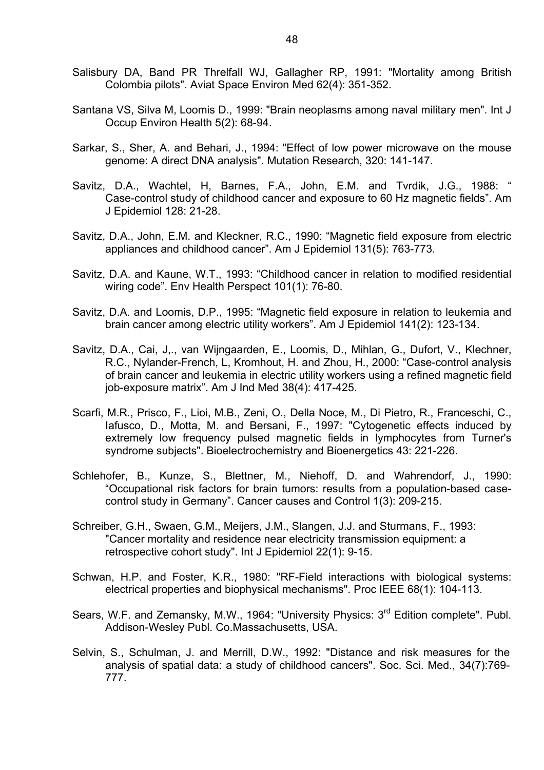Salisbury DA, Band PR Threlfall WJ, Gallagher RP, 1991: "Mortality among British Colombia pilots". Aviat Space Environ Med 62(4): 351-352.

Santana VS, Silva M, Loomis D., 1999: "Brain neoplasms among naval military men". Int J Occup Environ Health 5(2): 68-94.

Sarkar, S., Sher, A. and Behari, J., 1994: "Effect of low power microwave on the mouse genome: A direct DNA analysis". Mutation Research, 320: 141-147.

Savitz, D.A., Wachtel, H, Barnes, F.A., John, E.M. and Tvrdik, J.G., 1988: " Case-control study of childhood cancer and exposure to 60 Hz magnetic fields". Am J Epidemiol 128: 21-28.

Savitz, D.A., John, E.M. and Kleckner, R.C., 1990: "Magnetic field exposure from electric appliances and childhood cancer". Am J Epidemiol 131(5): 763-773.

Savitz, D.A. and Kaune, W.T., 1993: "Childhood cancer in relation to modified residential wiring code". Env Health Perspect 101(1): 76-80.

Savitz, D.A. and Loomis, D.P., 1995: "Magnetic field exposure in relation to leukemia and brain cancer among electric utility workers". Am J Epidemiol 141(2): 123-134.

Savitz, D.A., Cai, J,., van Wijngaarden, E., Loomis, D., Mihlan, G., Dufort, V., Klechner, R.C., Nylander-French, L, Kromhout, H. and Zhou, H., 2000: "Case-control analysis of brain cancer and leukemia in electric utility workers using a refined magnetic field job-exposure matrix". Am J Ind Med 38(4): 417-425.

Scarfi, M.R., Prisco, F., Lioi, M.B., Zeni, O., Della Noce, M., Di Pietro, R., Franceschi, C., Iafusco, D., Motta, M. and Bersani, F., 1997: "Cytogenetic effects induced by extremely low frequency pulsed magnetic fields in lymphocytes from Turner's syndrome subjects". Bioelectrochemistry and Bioenergetics 43: 221-226.

Schlehofer, B., Kunze, S., Blettner, M., Niehoff, D. and Wahrendorf, J., 1990: "Occupational risk factors for brain tumors: results from a population-based case-control study in Germany". Cancer causes and Control 1(3): 209-215.

Schreiber, G.H., Swaen, G.M., Meijers, J.M., Slangen, J.J. and Sturmans, F., 1993: "Cancer mortality and residence near electricity transmission equipment: a retrospective cohort study". Int J Epidemiol 22(1): 9-15.

Schwan, H.P. and Foster, K.R., 1980: "RF-Field interactions with biological systems: electrical properties and biophysical mechanisms". Proc IEEE 68(1): 104-113.

Sears, W.F. and Zemansky, M.W., 1964: "University Physics: 3rd Edition complete". Publ. Addison-Wesley Publ. Co.Massachusetts, USA.

Selvin, S., Schulman, J. and Merrill, D.W., 1992: "Distance and risk measures for the analysis of spatial data: a study of childhood cancers". Soc. Sci. Med., 34(7):769-777.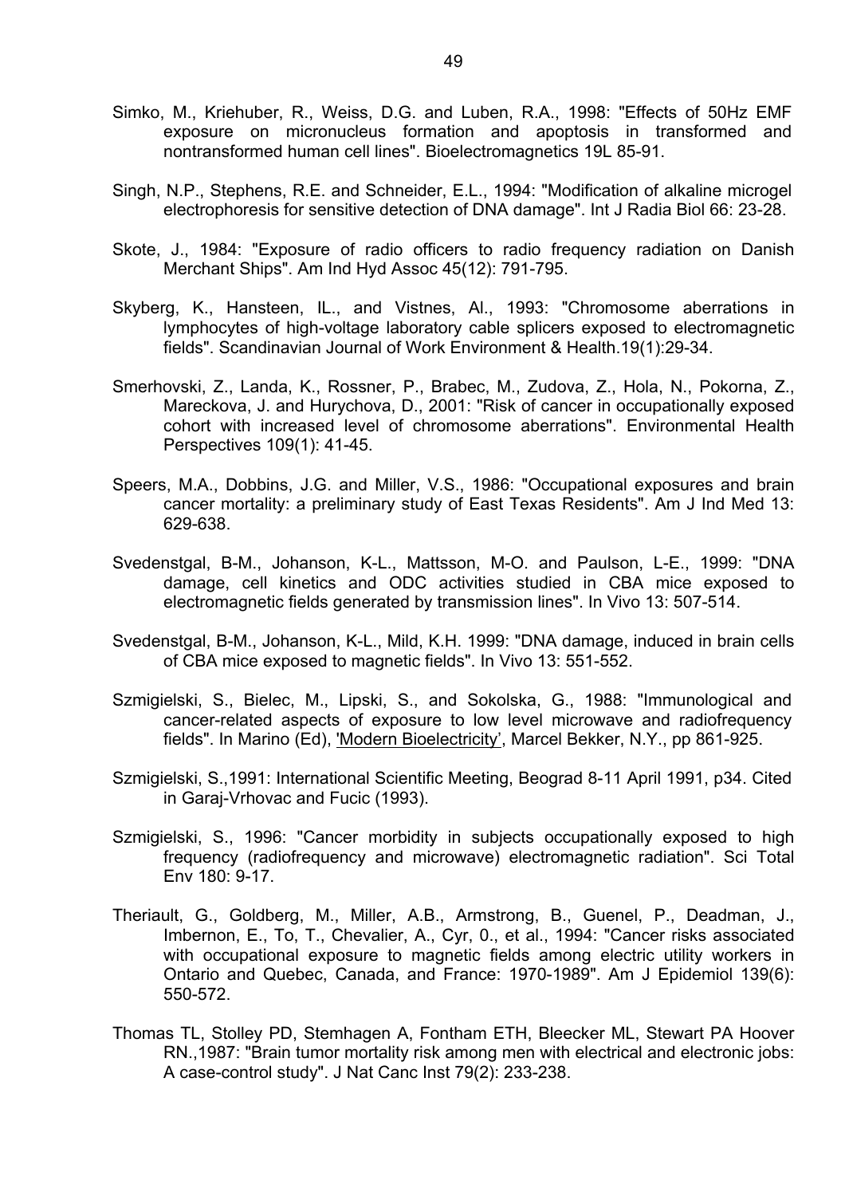Simko, M., Kriehuber, R., Weiss, D.G. and Luben, R.A., 1998: "Effects of 50Hz EMF exposure on micronucleus formation and apoptosis in transformed and nontransformed human cell lines". Bioelectromagnetics 19L 85-91.

Singh, N.P., Stephens, R.E. and Schneider, E.L., 1994: "Modification of alkaline microgel electrophoresis for sensitive detection of DNA damage". Int J Radia Biol 66: 23-28.

Skote, J., 1984: "Exposure of radio officers to radio frequency radiation on Danish Merchant Ships". Am Ind Hyd Assoc 45(12): 791-795.

Skyberg, K., Hansteen, IL., and Vistnes, Al., 1993: "Chromosome aberrations in lymphocytes of high-voltage laboratory cable splicers exposed to electromagnetic fields". Scandinavian Journal of Work Environment & Health.19(1):29-34.

Smerhovski, Z., Landa, K., Rossner, P., Brabec, M., Zudova, Z., Hola, N., Pokorna, Z., Mareckova, J. and Hurychova, D., 2001: "Risk of cancer in occupationally exposed cohort with increased level of chromosome aberrations". Environmental Health Perspectives 109(1): 41-45.

Speers, M.A., Dobbins, J.G. and Miller, V.S., 1986: "Occupational exposures and brain cancer mortality: a preliminary study of East Texas Residents". Am J Ind Med 13: 629-638.

Svedenstgal, B-M., Johanson, K-L., Mattsson, M-O. and Paulson, L-E., 1999: "DNA damage, cell kinetics and ODC activities studied in CBA mice exposed to electromagnetic fields generated by transmission lines". In Vivo 13: 507-514.

Svedenstgal, B-M., Johanson, K-L., Mild, K.H. 1999: "DNA damage, induced in brain cells of CBA mice exposed to magnetic fields". In Vivo 13: 551-552.

Szmigielski, S., Bielec, M., Lipski, S., and Sokolska, G., 1988: "Immunological and cancer-related aspects of exposure to low level microwave and radiofrequency fields". In Marino (Ed), 'Modern Bioelectricity', Marcel Bekker, N.Y., pp 861-925.

Szmigielski, S.,1991: International Scientific Meeting, Beograd 8-11 April 1991, p34. Cited in Garaj-Vrhovac and Fucic (1993).

Szmigielski, S., 1996: "Cancer morbidity in subjects occupationally exposed to high frequency (radiofrequency and microwave) electromagnetic radiation". Sci Total Env 180: 9-17.

Theriault, G., Goldberg, M., Miller, A.B., Armstrong, B., Guenel, P., Deadman, J., Imbernon, E., To, T., Chevalier, A., Cyr, 0., et al., 1994: "Cancer risks associated with occupational exposure to magnetic fields among electric utility workers in Ontario and Quebec, Canada, and France: 1970-1989". Am J Epidemiol 139(6): 550-572.

Thomas TL, Stolley PD, Stemhagen A, Fontham ETH, Bleecker ML, Stewart PA Hoover RN.,1987: "Brain tumor mortality risk among men with electrical and electronic jobs: A case-control study". J Nat Canc Inst 79(2): 233-238.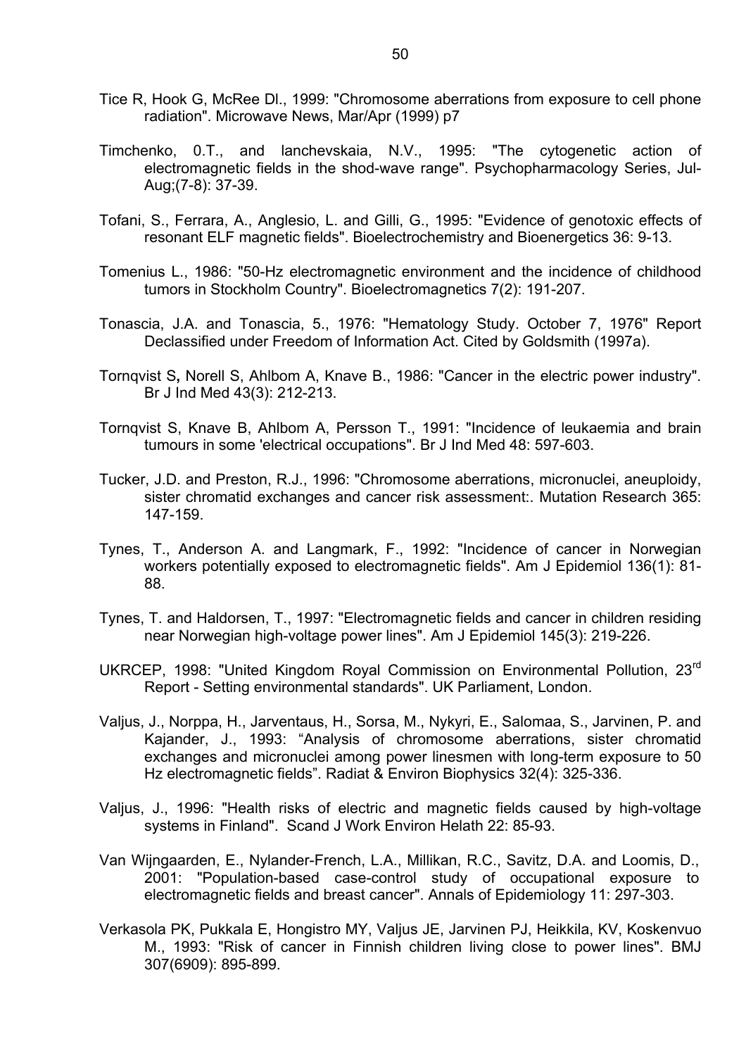Tice R, Hook G, McRee Dl., 1999: "Chromosome aberrations from exposure to cell phone radiation". Microwave News, Mar/Apr (1999) p7

Timchenko, 0.T., and Ianchevskaia, N.V., 1995: "The cytogenetic action of electromagnetic fields in the shod-wave range". Psychopharmacology Series, Jul-Aug;(7-8): 37-39.

Tofani, S., Ferrara, A., Anglesio, L. and Gilli, G., 1995: "Evidence of genotoxic effects of resonant ELF magnetic fields". Bioelectrochemistry and Bioenergetics 36: 9-13.

Tomenius L., 1986: "50-Hz electromagnetic environment and the incidence of childhood tumors in Stockholm Country". Bioelectromagnetics 7(2): 191-207.

Tonascia, J.A. and Tonascia, 5., 1976: "Hematology Study. October 7, 1976" Report Declassified under Freedom of Information Act. Cited by Goldsmith (1997a).

Tornqvist S**,** Norell S, Ahlbom A, Knave B., 1986: "Cancer in the electric power industry". Br J Ind Med 43(3): 212-213.

Tornqvist S, Knave B, Ahlbom A, Persson T., 1991: "Incidence of leukaemia and brain tumours in some 'electrical occupations". Br J Ind Med 48: 597-603.

Tucker, J.D. and Preston, R.J., 1996: "Chromosome aberrations, micronuclei, aneuploidy, sister chromatid exchanges and cancer risk assessment:. Mutation Research 365: 147-159.

Tynes, T., Anderson A. and Langmark, F., 1992: "Incidence of cancer in Norwegian workers potentially exposed to electromagnetic fields". Am J Epidemiol 136(1): 81-88.

Tynes, T. and Haldorsen, T., 1997: "Electromagnetic fields and cancer in children residing near Norwegian high-voltage power lines". Am J Epidemiol 145(3): 219-226.

UKRCEP, 1998: "United Kingdom Royal Commission on Environmental Pollution, 23rd Report - Setting environmental standards". UK Parliament, London.

Valjus, J., Norppa, H., Jarventaus, H., Sorsa, M., Nykyri, E., Salomaa, S., Jarvinen, P. and Kajander, J., 1993: "Analysis of chromosome aberrations, sister chromatid exchanges and micronuclei among power linesmen with long-term exposure to 50 Hz electromagnetic fields". Radiat & Environ Biophysics 32(4): 325-336.

Valjus, J., 1996: "Health risks of electric and magnetic fields caused by high-voltage systems in Finland". Scand J Work Environ Helath 22: 85-93.

Van Wijngaarden, E., Nylander-French, L.A., Millikan, R.C., Savitz, D.A. and Loomis, D., 2001: "Population-based case-control study of occupational exposure to electromagnetic fields and breast cancer". Annals of Epidemiology 11: 297-303.

Verkasola PK, Pukkala E, Hongistro MY, Valjus JE, Jarvinen PJ, Heikkila, KV, Koskenvuo M., 1993: "Risk of cancer in Finnish children living close to power lines". BMJ 307(6909): 895-899.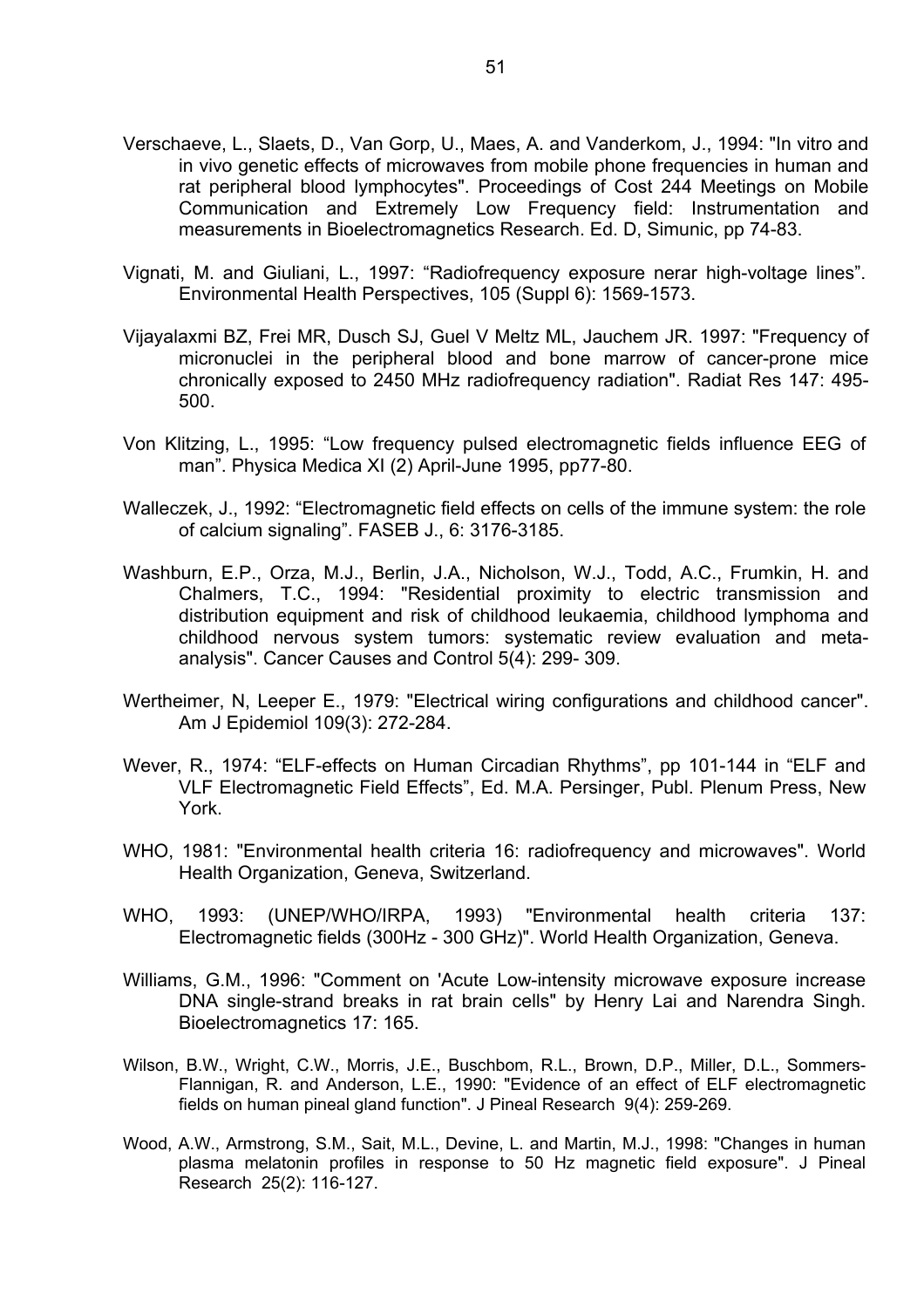Verschaeve, L., Slaets, D., Van Gorp, U., Maes, A. and Vanderkom, J., 1994: "In vitro and in vivo genetic effects of microwaves from mobile phone frequencies in human and rat peripheral blood lymphocytes". Proceedings of Cost 244 Meetings on Mobile Communication and Extremely Low Frequency field: Instrumentation and measurements in Bioelectromagnetics Research. Ed. D, Simunic, pp 74-83.

Vignati, M. and Giuliani, L., 1997: "Radiofrequency exposure nerar high-voltage lines". Environmental Health Perspectives, 105 (Suppl 6): 1569-1573.

Vijayalaxmi BZ, Frei MR, Dusch SJ, Guel V Meltz ML, Jauchem JR. 1997: "Frequency of micronuclei in the peripheral blood and bone marrow of cancer-prone mice chronically exposed to 2450 MHz radiofrequency radiation". Radiat Res 147: 495-500.

Von Klitzing, L., 1995: "Low frequency pulsed electromagnetic fields influence EEG of man". Physica Medica XI (2) April-June 1995, pp77-80.

Walleczek, J., 1992: "Electromagnetic field effects on cells of the immune system: the role of calcium signaling". FASEB J., 6: 3176-3185.

Washburn, E.P., Orza, M.J., Berlin, J.A., Nicholson, W.J., Todd, A.C., Frumkin, H. and Chalmers, T.C., 1994: "Residential proximity to electric transmission and distribution equipment and risk of childhood leukaemia, childhood lymphoma and childhood nervous system tumors: systematic review evaluation and meta-analysis". Cancer Causes and Control 5(4): 299- 309.

Wertheimer, N, Leeper E., 1979: "Electrical wiring configurations and childhood cancer". Am J Epidemiol 109(3): 272-284.

Wever, R., 1974: "ELF-effects on Human Circadian Rhythms", pp 101-144 in "ELF and VLF Electromagnetic Field Effects", Ed. M.A. Persinger, Publ. Plenum Press, New York.

WHO, 1981: "Environmental health criteria 16: radiofrequency and microwaves". World Health Organization, Geneva, Switzerland.

WHO, 1993: (UNEP/WHO/IRPA, 1993) "Environmental health criteria 137: Electromagnetic fields (300Hz - 300 GHz)". World Health Organization, Geneva.

Williams, G.M., 1996: "Comment on 'Acute Low-intensity microwave exposure increase DNA single-strand breaks in rat brain cells" by Henry Lai and Narendra Singh. Bioelectromagnetics 17: 165.

Wilson, B.W., Wright, C.W., Morris, J.E., Buschbom, R.L., Brown, D.P., Miller, D.L., Sommers-Flannigan, R. and Anderson, L.E., 1990: "Evidence of an effect of ELF electromagnetic fields on human pineal gland function". J Pineal Research 9(4): 259-269.

Wood, A.W., Armstrong, S.M., Sait, M.L., Devine, L. and Martin, M.J., 1998: "Changes in human plasma melatonin profiles in response to 50 Hz magnetic field exposure". J Pineal Research 25(2): 116-127.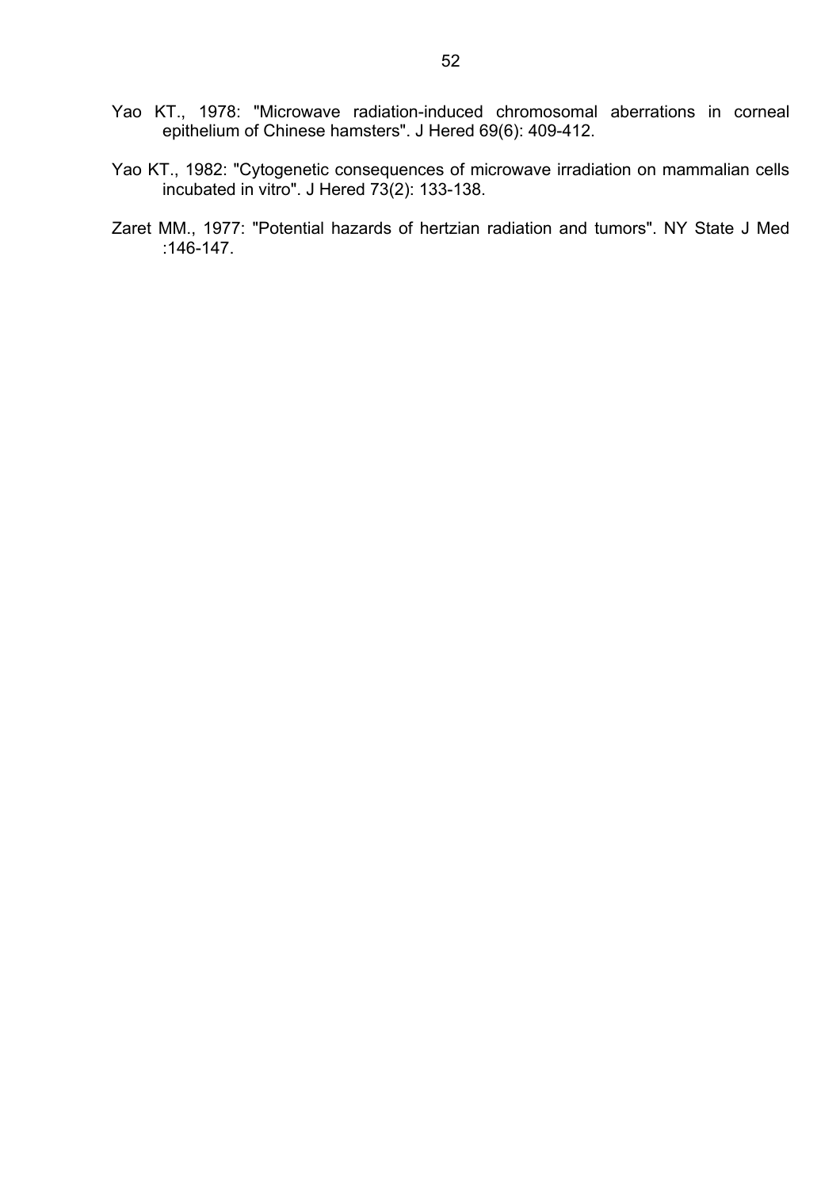Yao KT., 1978: "Microwave radiation-induced chromosomal aberrations in corneal epithelium of Chinese hamsters". J Hered 69(6): 409-412.

Yao KT., 1982: "Cytogenetic consequences of microwave irradiation on mammalian cells incubated in vitro". J Hered 73(2): 133-138.

Zaret MM., 1977: "Potential hazards of hertzian radiation and tumors". NY State J Med :146-147.